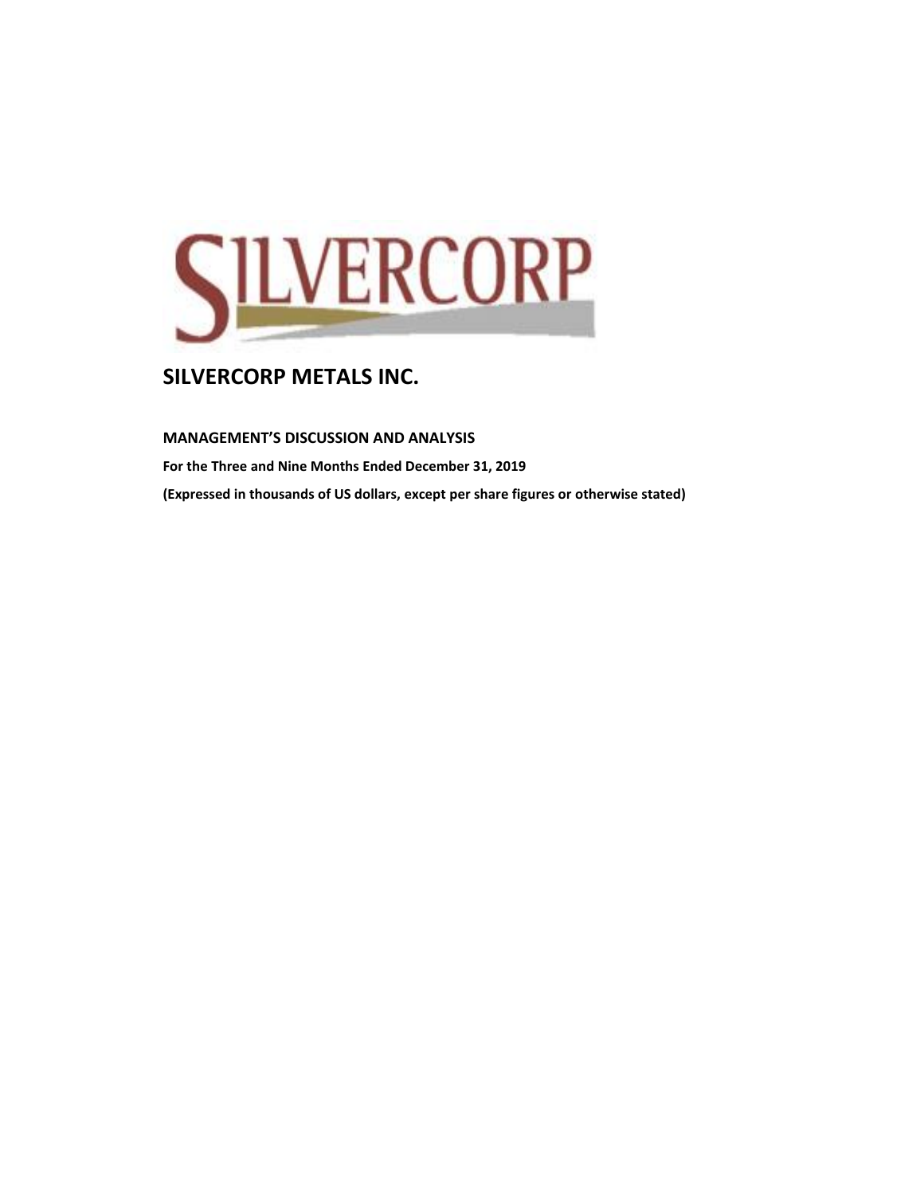# SILVERCORP METALS INC.

## MANAGEMENT'S DISCUSSION AND ANALYSIS

**For the Three and Nine Months Ended December 31, 2019**

**(Expressed in thousands of US dollars, except per share figures or otherwise stated)**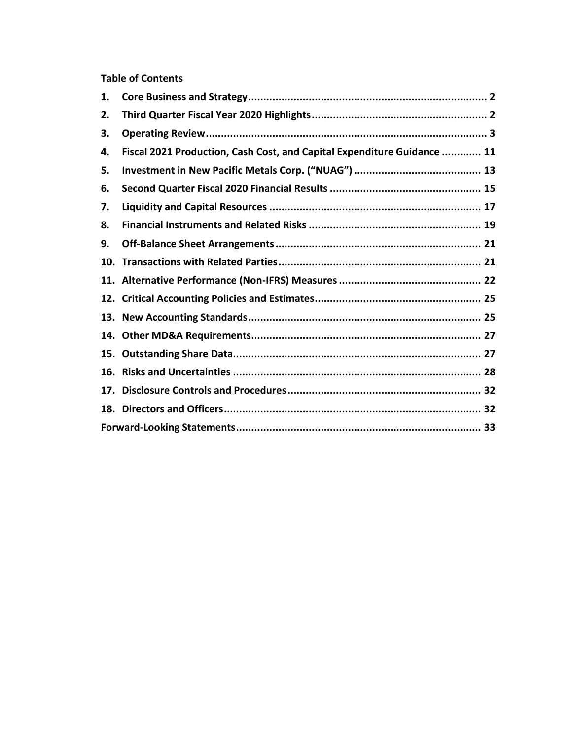**Table of Contents**

| | | |
|---|---|---|
| **1.** | **Core Business and Strategy** | **2** |
| **2.** | **Third Quarter Fiscal Year 2020 Highlights** | **2** |
| **3.** | **Operating Review** | **3** |
| **4.** | **Fiscal 2021 Production, Cash Cost, and Capital Expenditure Guidance** | **11** |
| **5.** | **Investment in New Pacific Metals Corp. ("NUAG")** | **13** |
| **6.** | **Second Quarter Fiscal 2020 Financial Results** | **15** |
| **7.** | **Liquidity and Capital Resources** | **17** |
| **8.** | **Financial Instruments and Related Risks** | **19** |
| **9.** | **Off-Balance Sheet Arrangements** | **21** |
| **10.** | **Transactions with Related Parties** | **21** |
| **11.** | **Alternative Performance (Non-IFRS) Measures** | **22** |
| **12.** | **Critical Accounting Policies and Estimates** | **25** |
| **13.** | **New Accounting Standards** | **25** |
| **14.** | **Other MD&A Requirements** | **27** |
| **15.** | **Outstanding Share Data** | **27** |
| **16.** | **Risks and Uncertainties** | **28** |
| **17.** | **Disclosure Controls and Procedures** | **32** |
| **18.** | **Directors and Officers** | **32** |
| | **Forward-Looking Statements** | **33** |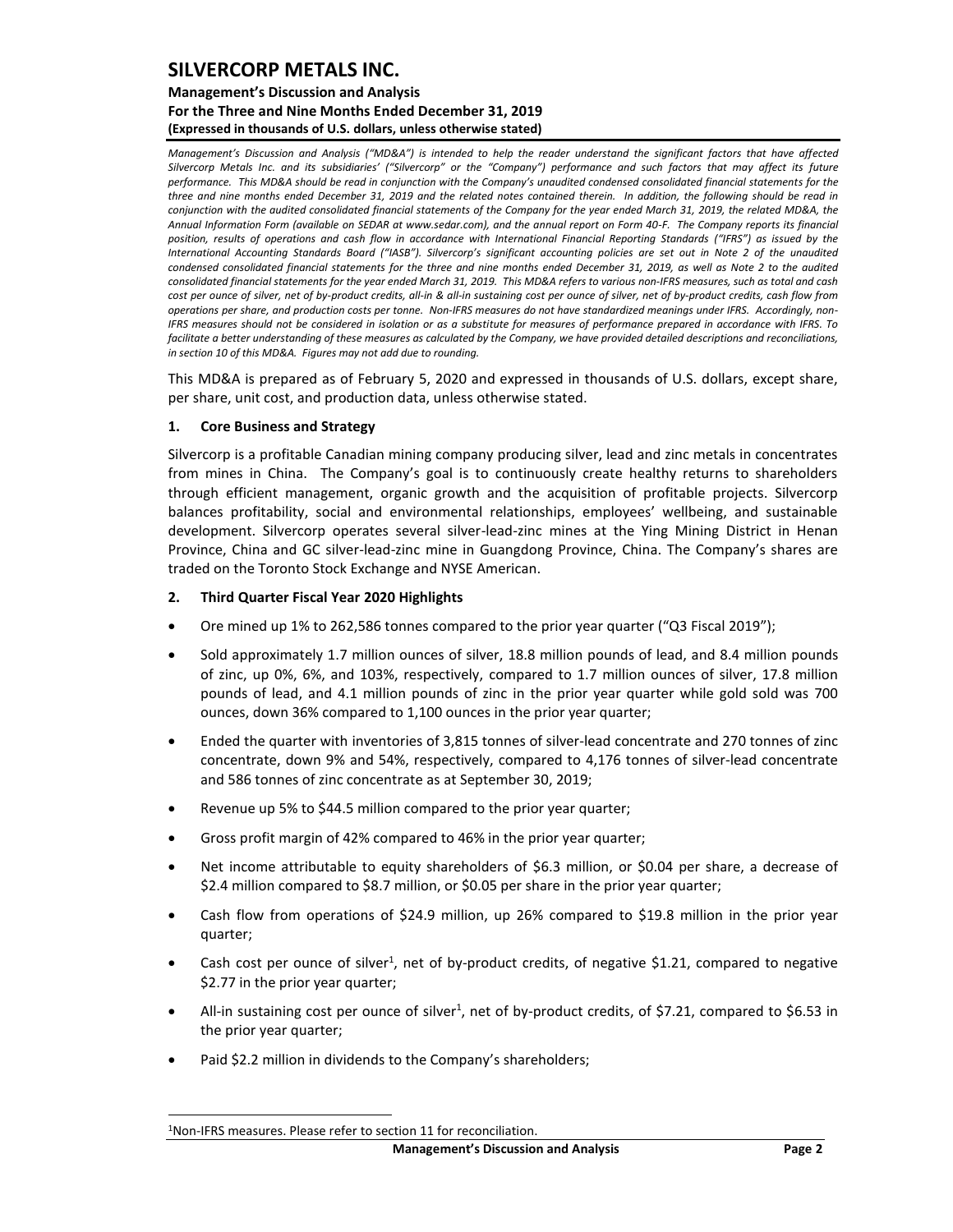*Management's Discussion and Analysis ("MD&A") is intended to help the reader understand the significant factors that have affected Silvercorp Metals Inc. and its subsidiaries' ("Silvercorp" or the "Company") performance and such factors that may affect its future performance. This MD&A should be read in conjunction with the Company's unaudited condensed consolidated financial statements for the three and nine months ended December 31, 2019 and the related notes contained therein. In addition, the following should be read in conjunction with the audited consolidated financial statements of the Company for the year ended March 31, 2019, the related MD&A, the Annual Information Form (available on SEDAR at www.sedar.com), and the annual report on Form 40-F. The Company reports its financial position, results of operations and cash flow in accordance with International Financial Reporting Standards ("IFRS") as issued by the International Accounting Standards Board ("IASB"). Silvercorp's significant accounting policies are set out in Note 2 of the unaudited condensed consolidated financial statements for the three and nine months ended December 31, 2019, as well as Note 2 to the audited consolidated financial statements for the year ended March 31, 2019. This MD&A refers to various non-IFRS measures, such as total and cash cost per ounce of silver, net of by-product credits, all-in & all-in sustaining cost per ounce of silver, net of by-product credits, cash flow from operations per share, and production costs per tonne. Non-IFRS measures do not have standardized meanings under IFRS. Accordingly, non-IFRS measures should not be considered in isolation or as a substitute for measures of performance prepared in accordance with IFRS. To facilitate a better understanding of these measures as calculated by the Company, we have provided detailed descriptions and reconciliations, in section 10 of this MD&A. Figures may not add due to rounding.*

This MD&A is prepared as of February 5, 2020 and expressed in thousands of U.S. dollars, except share, per share, unit cost, and production data, unless otherwise stated.

## 1. Core Business and Strategy

Silvercorp is a profitable Canadian mining company producing silver, lead and zinc metals in concentrates from mines in China. The Company's goal is to continuously create healthy returns to shareholders through efficient management, organic growth and the acquisition of profitable projects. Silvercorp balances profitability, social and environmental relationships, employees' wellbeing, and sustainable development. Silvercorp operates several silver-lead-zinc mines at the Ying Mining District in Henan Province, China and GC silver-lead-zinc mine in Guangdong Province, China. The Company's shares are traded on the Toronto Stock Exchange and NYSE American.

## 2. Third Quarter Fiscal Year 2020 Highlights

- Ore mined up 1% to 262,586 tonnes compared to the prior year quarter ("Q3 Fiscal 2019");
- Sold approximately 1.7 million ounces of silver, 18.8 million pounds of lead, and 8.4 million pounds of zinc, up 0%, 6%, and 103%, respectively, compared to 1.7 million ounces of silver, 17.8 million pounds of lead, and 4.1 million pounds of zinc in the prior year quarter while gold sold was 700 ounces, down 36% compared to 1,100 ounces in the prior year quarter;
- Ended the quarter with inventories of 3,815 tonnes of silver-lead concentrate and 270 tonnes of zinc concentrate, down 9% and 54%, respectively, compared to 4,176 tonnes of silver-lead concentrate and 586 tonnes of zinc concentrate as at September 30, 2019;
- Revenue up 5% to $44.5 million compared to the prior year quarter;
- Gross profit margin of 42% compared to 46% in the prior year quarter;
- Net income attributable to equity shareholders of $6.3 million, or $0.04 per share, a decrease of $2.4 million compared to $8.7 million, or $0.05 per share in the prior year quarter;
- Cash flow from operations of $24.9 million, up 26% compared to $19.8 million in the prior year quarter;
- Cash cost per ounce of silver[1], net of by-product credits, of negative $1.21, compared to negative $2.77 in the prior year quarter;
- All-in sustaining cost per ounce of silver[1], net of by-product credits, of $7.21, compared to $6.53 in the prior year quarter;
- Paid $2.2 million in dividends to the Company's shareholders;

[1]Non-IFRS measures. Please refer to section 11 for reconciliation.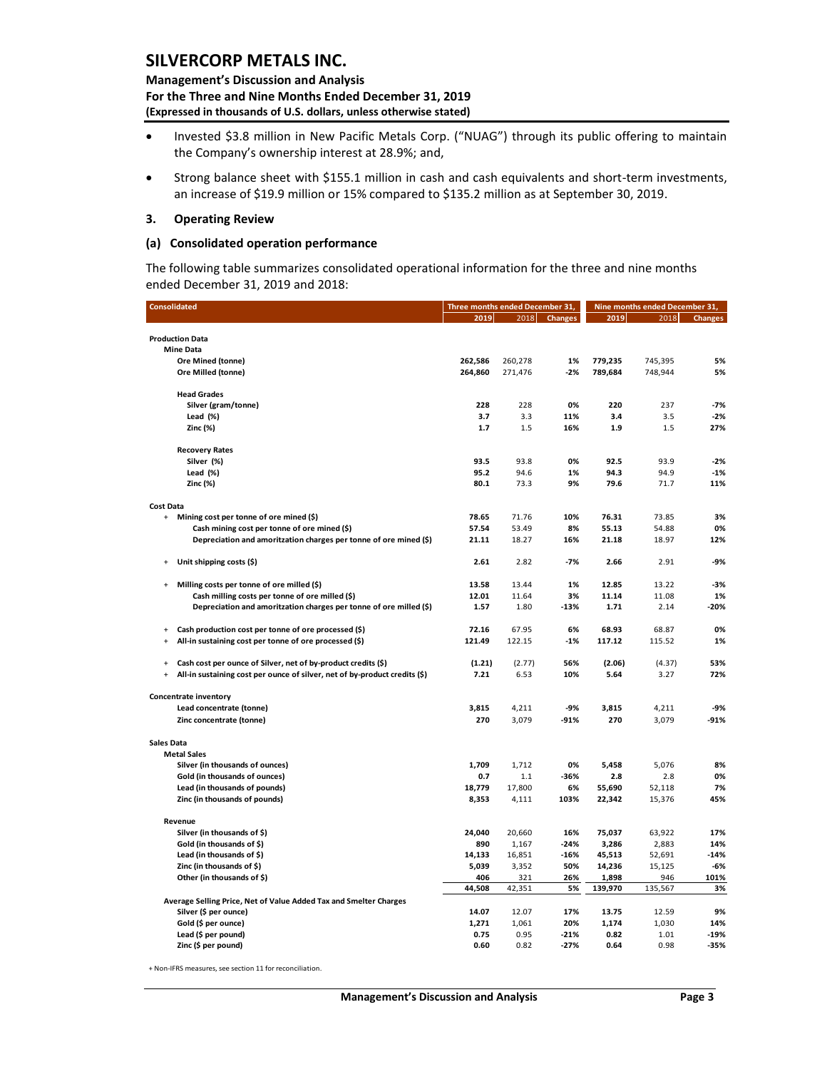- Invested \$3.8 million in New Pacific Metals Corp. ("NUAG") through its public offering to maintain the Company's ownership interest at 28.9%; and,
- Strong balance sheet with \$155.1 million in cash and cash equivalents and short-term investments, an increase of \$19.9 million or 15% compared to \$135.2 million as at September 30, 2019.

## 3. Operating Review

### (a) Consolidated operation performance

The following table summarizes consolidated operational information for the three and nine months ended December 31, 2019 and 2018:

| Consolidated | Three months ended December 31, | | | Nine months ended December 31, | | |
|---|---|---|---|---|---|---|
| | **2019** | 2018 | **Changes** | **2019** | 2018 | **Changes** |
| **Production Data** | | | | | | |
| **Mine Data** | | | | | | |
| **Ore Mined (tonne)** | **262,586** | 260,278 | **1%** | **779,235** | 745,395 | **5%** |
| **Ore Milled (tonne)** | **264,860** | 271,476 | **-2%** | **789,684** | 748,944 | **5%** |
| **Head Grades** | | | | | | |
| **Silver (gram/tonne)** | **228** | 228 | **0%** | **220** | 237 | **-7%** |
| **Lead (%)** | **3.7** | 3.3 | **11%** | **3.4** | 3.5 | **-2%** |
| **Zinc (%)** | **1.7** | 1.5 | **16%** | **1.9** | 1.5 | **27%** |
| **Recovery Rates** | | | | | | |
| **Silver (%)** | **93.5** | 93.8 | **0%** | **92.5** | 93.9 | **-2%** |
| **Lead (%)** | **95.2** | 94.6 | **1%** | **94.3** | 94.9 | **-1%** |
| **Zinc (%)** | **80.1** | 73.3 | **9%** | **79.6** | 71.7 | **11%** |
| **Cost Data** | | | | | | |
| + **Mining cost per tonne of ore mined (\$)** | **78.65** | 71.76 | **10%** | **76.31** | 73.85 | **3%** |
| **Cash mining cost per tonne of ore mined (\$)** | **57.54** | 53.49 | **8%** | **55.13** | 54.88 | **0%** |
| **Depreciation and amoritzation charges per tonne of ore mined (\$)** | **21.11** | 18.27 | **16%** | **21.18** | 18.97 | **12%** |
| + **Unit shipping costs (\$)** | **2.61** | 2.82 | **-7%** | **2.66** | 2.91 | **-9%** |
| + **Milling costs per tonne of ore milled (\$)** | **13.58** | 13.44 | **1%** | **12.85** | 13.22 | **-3%** |
| **Cash milling costs per tonne of ore milled (\$)** | **12.01** | 11.64 | **3%** | **11.14** | 11.08 | **1%** |
| **Depreciation and amoritzation charges per tonne of ore milled (\$)** | **1.57** | 1.80 | **-13%** | **1.71** | 2.14 | **-20%** |
| + **Cash production cost per tonne of ore processed (\$)** | **72.16** | 67.95 | **6%** | **68.93** | 68.87 | **0%** |
| + **All-in sustaining cost per tonne of ore processed (\$)** | **121.49** | 122.15 | **-1%** | **117.12** | 115.52 | **1%** |
| + **Cash cost per ounce of Silver, net of by-product credits (\$)** | **(1.21)** | (2.77) | **56%** | **(2.06)** | (4.37) | **53%** |
| + **All-in sustaining cost per ounce of silver, net of by-product credits (\$)** | **7.21** | 6.53 | **10%** | **5.64** | 3.27 | **72%** |
| **Concentrate inventory** | | | | | | |
| **Lead concentrate (tonne)** | **3,815** | 4,211 | **-9%** | **3,815** | 4,211 | **-9%** |
| **Zinc concentrate (tonne)** | **270** | 3,079 | **-91%** | **270** | 3,079 | **-91%** |
| **Sales Data** | | | | | | |
| **Metal Sales** | | | | | | |
| **Silver (in thousands of ounces)** | **1,709** | 1,712 | **0%** | **5,458** | 5,076 | **8%** |
| **Gold (in thousands of ounces)** | **0.7** | 1.1 | **-36%** | **2.8** | 2.8 | **0%** |
| **Lead (in thousands of pounds)** | **18,779** | 17,800 | **6%** | **55,690** | 52,118 | **7%** |
| **Zinc (in thousands of pounds)** | **8,353** | 4,111 | **103%** | **22,342** | 15,376 | **45%** |
| **Revenue** | | | | | | |
| **Silver (in thousands of \$)** | **24,040** | 20,660 | **16%** | **75,037** | 63,922 | **17%** |
| **Gold (in thousands of \$)** | **890** | 1,167 | **-24%** | **3,286** | 2,883 | **14%** |
| **Lead (in thousands of \$)** | **14,133** | 16,851 | **-16%** | **45,513** | 52,691 | **-14%** |
| **Zinc (in thousands of \$)** | **5,039** | 3,352 | **50%** | **14,236** | 15,125 | **-6%** |
| **Other (in thousands of \$)** | **406** | 321 | **26%** | **1,898** | 946 | **101%** |
| | **44,508** | 42,351 | **5%** | **139,970** | 135,567 | **3%** |
| **Average Selling Price, Net of Value Added Tax and Smelter Charges** | | | | | | |
| **Silver (\$ per ounce)** | **14.07** | 12.07 | **17%** | **13.75** | 12.59 | **9%** |
| **Gold (\$ per ounce)** | **1,271** | 1,061 | **20%** | **1,174** | 1,030 | **14%** |
| **Lead (\$ per pound)** | **0.75** | 0.95 | **-21%** | **0.82** | 1.01 | **-19%** |
| **Zinc (\$ per pound)** | **0.60** | 0.82 | **-27%** | **0.64** | 0.98 | **-35%** |

+ Non-IFRS measures, see section 11 for reconciliation.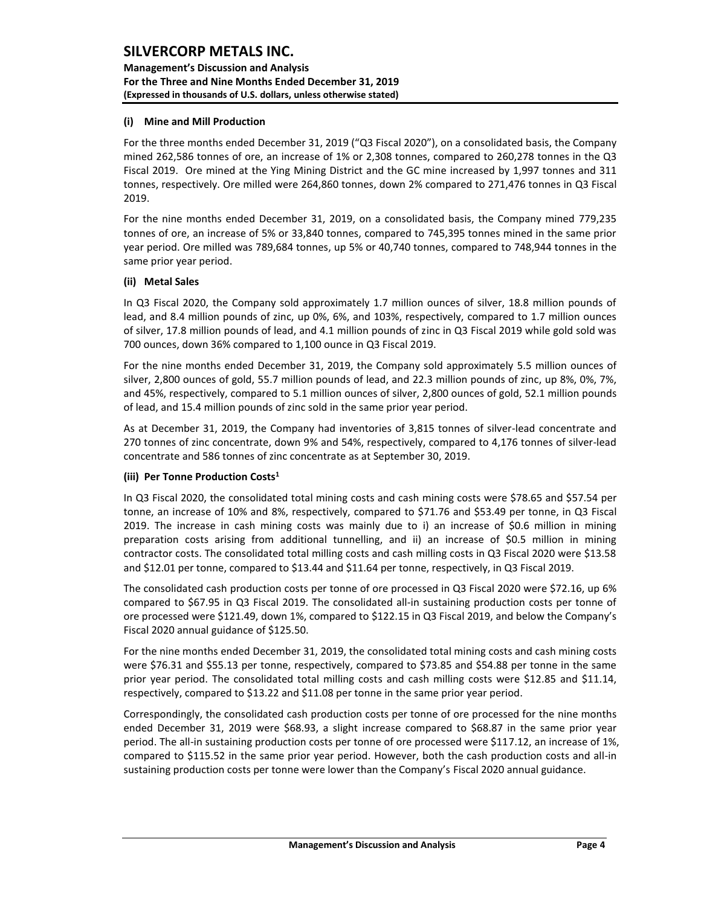### (i) Mine and Mill Production

For the three months ended December 31, 2019 ("Q3 Fiscal 2020"), on a consolidated basis, the Company mined 262,586 tonnes of ore, an increase of 1% or 2,308 tonnes, compared to 260,278 tonnes in the Q3 Fiscal 2019. Ore mined at the Ying Mining District and the GC mine increased by 1,997 tonnes and 311 tonnes, respectively. Ore milled were 264,860 tonnes, down 2% compared to 271,476 tonnes in Q3 Fiscal 2019.

For the nine months ended December 31, 2019, on a consolidated basis, the Company mined 779,235 tonnes of ore, an increase of 5% or 33,840 tonnes, compared to 745,395 tonnes mined in the same prior year period. Ore milled was 789,684 tonnes, up 5% or 40,740 tonnes, compared to 748,944 tonnes in the same prior year period.

### (ii) Metal Sales

In Q3 Fiscal 2020, the Company sold approximately 1.7 million ounces of silver, 18.8 million pounds of lead, and 8.4 million pounds of zinc, up 0%, 6%, and 103%, respectively, compared to 1.7 million ounces of silver, 17.8 million pounds of lead, and 4.1 million pounds of zinc in Q3 Fiscal 2019 while gold sold was 700 ounces, down 36% compared to 1,100 ounce in Q3 Fiscal 2019.

For the nine months ended December 31, 2019, the Company sold approximately 5.5 million ounces of silver, 2,800 ounces of gold, 55.7 million pounds of lead, and 22.3 million pounds of zinc, up 8%, 0%, 7%, and 45%, respectively, compared to 5.1 million ounces of silver, 2,800 ounces of gold, 52.1 million pounds of lead, and 15.4 million pounds of zinc sold in the same prior year period.

As at December 31, 2019, the Company had inventories of 3,815 tonnes of silver-lead concentrate and 270 tonnes of zinc concentrate, down 9% and 54%, respectively, compared to 4,176 tonnes of silver-lead concentrate and 586 tonnes of zinc concentrate as at September 30, 2019.

### (iii) Per Tonne Production Costs[1]

In Q3 Fiscal 2020, the consolidated total mining costs and cash mining costs were $78.65 and $57.54 per tonne, an increase of 10% and 8%, respectively, compared to $71.76 and $53.49 per tonne, in Q3 Fiscal 2019. The increase in cash mining costs was mainly due to i) an increase of $0.6 million in mining preparation costs arising from additional tunnelling, and ii) an increase of $0.5 million in mining contractor costs. The consolidated total milling costs and cash milling costs in Q3 Fiscal 2020 were $13.58 and $12.01 per tonne, compared to $13.44 and $11.64 per tonne, respectively, in Q3 Fiscal 2019.

The consolidated cash production costs per tonne of ore processed in Q3 Fiscal 2020 were $72.16, up 6% compared to $67.95 in Q3 Fiscal 2019. The consolidated all-in sustaining production costs per tonne of ore processed were $121.49, down 1%, compared to $122.15 in Q3 Fiscal 2019, and below the Company's Fiscal 2020 annual guidance of $125.50.

For the nine months ended December 31, 2019, the consolidated total mining costs and cash mining costs were $76.31 and $55.13 per tonne, respectively, compared to $73.85 and $54.88 per tonne in the same prior year period. The consolidated total milling costs and cash milling costs were $12.85 and $11.14, respectively, compared to $13.22 and $11.08 per tonne in the same prior year period.

Correspondingly, the consolidated cash production costs per tonne of ore processed for the nine months ended December 31, 2019 were $68.93, a slight increase compared to $68.87 in the same prior year period. The all-in sustaining production costs per tonne of ore processed were $117.12, an increase of 1%, compared to $115.52 in the same prior year period. However, both the cash production costs and all-in sustaining production costs per tonne were lower than the Company's Fiscal 2020 annual guidance.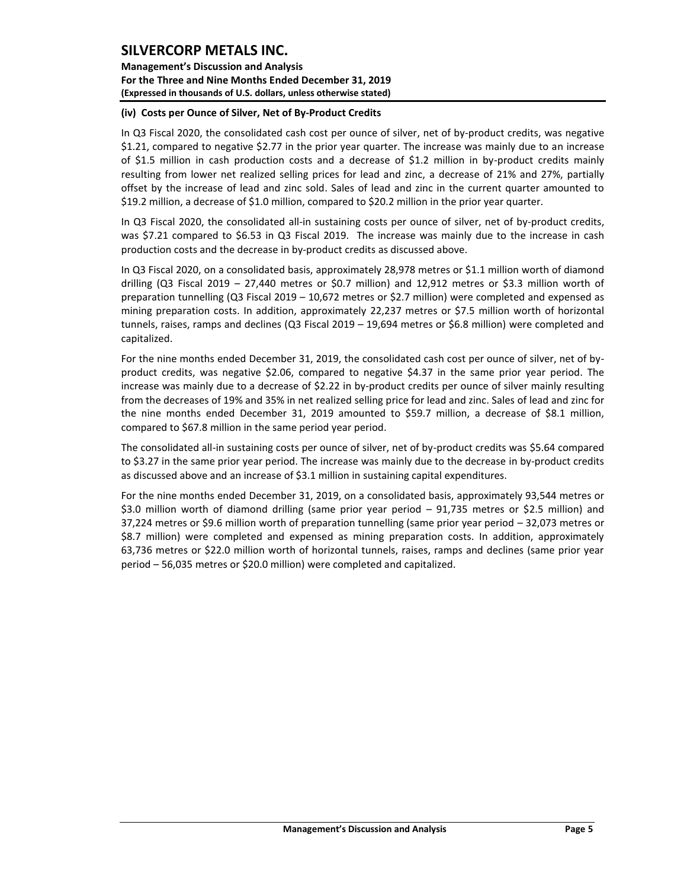#### (iv) Costs per Ounce of Silver, Net of By-Product Credits

In Q3 Fiscal 2020, the consolidated cash cost per ounce of silver, net of by-product credits, was negative $1.21, compared to negative $2.77 in the prior year quarter. The increase was mainly due to an increase of $1.5 million in cash production costs and a decrease of $1.2 million in by-product credits mainly resulting from lower net realized selling prices for lead and zinc, a decrease of 21% and 27%, partially offset by the increase of lead and zinc sold. Sales of lead and zinc in the current quarter amounted to $19.2 million, a decrease of $1.0 million, compared to $20.2 million in the prior year quarter.

In Q3 Fiscal 2020, the consolidated all-in sustaining costs per ounce of silver, net of by-product credits, was $7.21 compared to $6.53 in Q3 Fiscal 2019. The increase was mainly due to the increase in cash production costs and the decrease in by-product credits as discussed above.

In Q3 Fiscal 2020, on a consolidated basis, approximately 28,978 metres or $1.1 million worth of diamond drilling (Q3 Fiscal 2019 – 27,440 metres or $0.7 million) and 12,912 metres or $3.3 million worth of preparation tunnelling (Q3 Fiscal 2019 – 10,672 metres or $2.7 million) were completed and expensed as mining preparation costs. In addition, approximately 22,237 metres or $7.5 million worth of horizontal tunnels, raises, ramps and declines (Q3 Fiscal 2019 – 19,694 metres or $6.8 million) were completed and capitalized.

For the nine months ended December 31, 2019, the consolidated cash cost per ounce of silver, net of by-product credits, was negative $2.06, compared to negative $4.37 in the same prior year period. The increase was mainly due to a decrease of $2.22 in by-product credits per ounce of silver mainly resulting from the decreases of 19% and 35% in net realized selling price for lead and zinc. Sales of lead and zinc for the nine months ended December 31, 2019 amounted to $59.7 million, a decrease of $8.1 million, compared to $67.8 million in the same period year period.

The consolidated all-in sustaining costs per ounce of silver, net of by-product credits was $5.64 compared to $3.27 in the same prior year period. The increase was mainly due to the decrease in by-product credits as discussed above and an increase of $3.1 million in sustaining capital expenditures.

For the nine months ended December 31, 2019, on a consolidated basis, approximately 93,544 metres or $3.0 million worth of diamond drilling (same prior year period – 91,735 metres or $2.5 million) and 37,224 metres or $9.6 million worth of preparation tunnelling (same prior year period – 32,073 metres or $8.7 million) were completed and expensed as mining preparation costs. In addition, approximately 63,736 metres or $22.0 million worth of horizontal tunnels, raises, ramps and declines (same prior year period – 56,035 metres or $20.0 million) were completed and capitalized.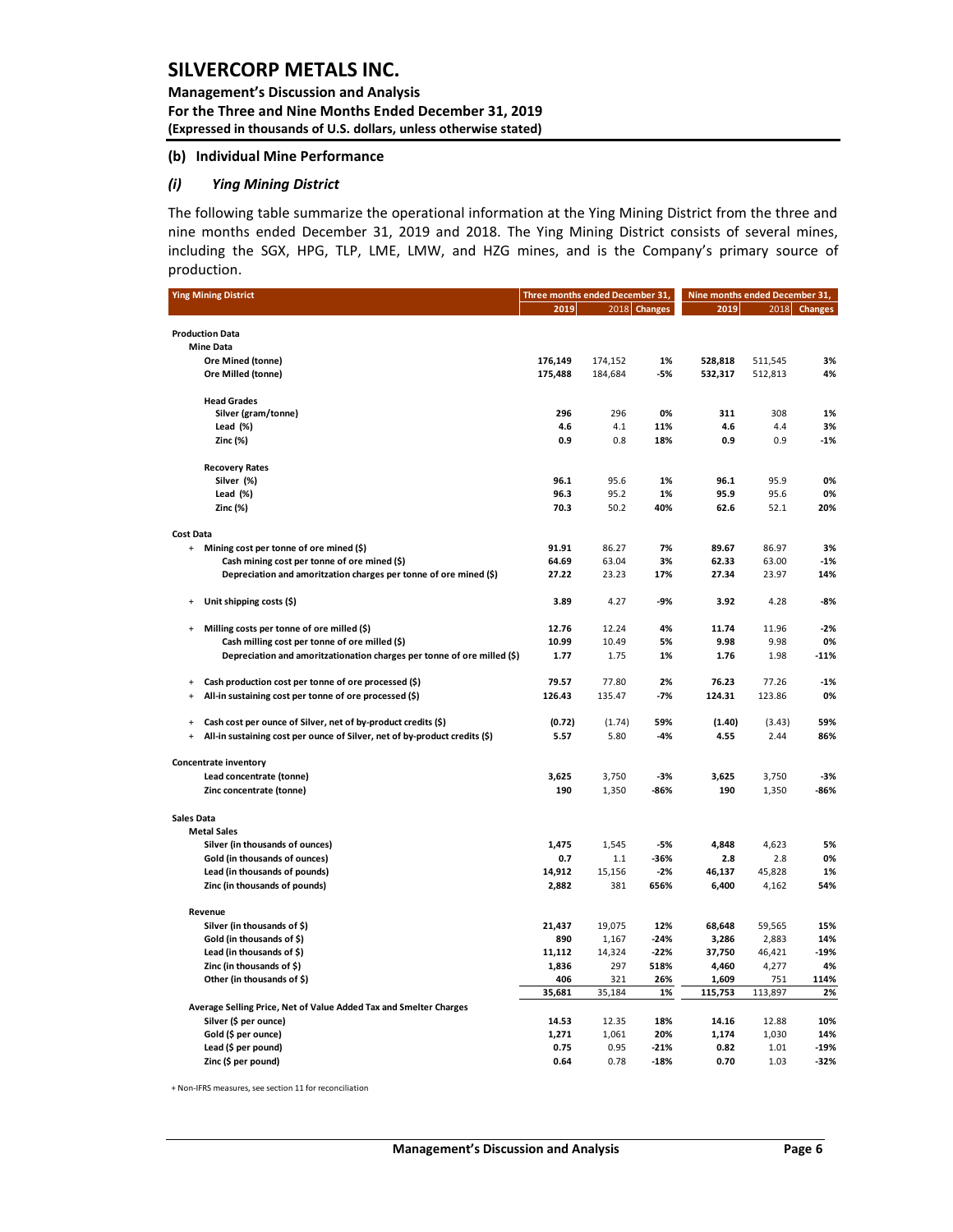### (b) Individual Mine Performance

#### *(i) Ying Mining District*

The following table summarize the operational information at the Ying Mining District from the three and nine months ended December 31, 2019 and 2018. The Ying Mining District consists of several mines, including the SGX, HPG, TLP, LME, LMW, and HZG mines, and is the Company's primary source of production.

| Ying Mining District | Three months ended December 31, | | | Nine months ended December 31, | | |
|---|---|---|---|---|---|---|
| | 2019 | 2018 | Changes | 2019 | 2018 | Changes |
| **Production Data** | | | | | | |
| **Mine Data** | | | | | | |
| Ore Mined (tonne) | 176,149 | 174,152 | 1% | 528,818 | 511,545 | 3% |
| Ore Milled (tonne) | 175,488 | 184,684 | -5% | 532,317 | 512,813 | 4% |
| **Head Grades** | | | | | | |
| Silver (gram/tonne) | 296 | 296 | 0% | 311 | 308 | 1% |
| Lead (%) | 4.6 | 4.1 | 11% | 4.6 | 4.4 | 3% |
| Zinc (%) | 0.9 | 0.8 | 18% | 0.9 | 0.9 | -1% |
| **Recovery Rates** | | | | | | |
| Silver (%) | 96.1 | 95.6 | 1% | 96.1 | 95.9 | 0% |
| Lead (%) | 96.3 | 95.2 | 1% | 95.9 | 95.6 | 0% |
| Zinc (%) | 70.3 | 50.2 | 40% | 62.6 | 52.1 | 20% |
| **Cost Data** | | | | | | |
| + Mining cost per tonne of ore mined ($) | 91.91 | 86.27 | 7% | 89.67 | 86.97 | 3% |
| Cash mining cost per tonne of ore mined ($) | 64.69 | 63.04 | 3% | 62.33 | 63.00 | -1% |
| Depreciation and amoritzation charges per tonne of ore mined ($) | 27.22 | 23.23 | 17% | 27.34 | 23.97 | 14% |
| + Unit shipping costs ($) | 3.89 | 4.27 | -9% | 3.92 | 4.28 | -8% |
| + Milling costs per tonne of ore milled ($) | 12.76 | 12.24 | 4% | 11.74 | 11.96 | -2% |
| Cash milling cost per tonne of ore milled ($) | 10.99 | 10.49 | 5% | 9.98 | 9.98 | 0% |
| Depreciation and amoritzationation charges per tonne of ore milled ($) | 1.77 | 1.75 | 1% | 1.76 | 1.98 | -11% |
| + Cash production cost per tonne of ore processed ($) | 79.57 | 77.80 | 2% | 76.23 | 77.26 | -1% |
| + All-in sustaining cost per tonne of ore processed ($) | 126.43 | 135.47 | -7% | 124.31 | 123.86 | 0% |
| + Cash cost per ounce of Silver, net of by-product credits ($) | (0.72) | (1.74) | 59% | (1.40) | (3.43) | 59% |
| + All-in sustaining cost per ounce of Silver, net of by-product credits ($) | 5.57 | 5.80 | -4% | 4.55 | 2.44 | 86% |
| **Concentrate inventory** | | | | | | |
| Lead concentrate (tonne) | 3,625 | 3,750 | -3% | 3,625 | 3,750 | -3% |
| Zinc concentrate (tonne) | 190 | 1,350 | -86% | 190 | 1,350 | -86% |
| **Sales Data** | | | | | | |
| **Metal Sales** | | | | | | |
| Silver (in thousands of ounces) | 1,475 | 1,545 | -5% | 4,848 | 4,623 | 5% |
| Gold (in thousands of ounces) | 0.7 | 1.1 | -36% | 2.8 | 2.8 | 0% |
| Lead (in thousands of pounds) | 14,912 | 15,156 | -2% | 46,137 | 45,828 | 1% |
| Zinc (in thousands of pounds) | 2,882 | 381 | 656% | 6,400 | 4,162 | 54% |
| **Revenue** | | | | | | |
| Silver (in thousands of $) | 21,437 | 19,075 | 12% | 68,648 | 59,565 | 15% |
| Gold (in thousands of $) | 890 | 1,167 | -24% | 3,286 | 2,883 | 14% |
| Lead (in thousands of $) | 11,112 | 14,324 | -22% | 37,750 | 46,421 | -19% |
| Zinc (in thousands of $) | 1,836 | 297 | 518% | 4,460 | 4,277 | 4% |
| Other (in thousands of $) | 406 | 321 | 26% | 1,609 | 751 | 114% |
| | 35,681 | 35,184 | 1% | 115,753 | 113,897 | 2% |
| **Average Selling Price, Net of Value Added Tax and Smelter Charges** | | | | | | |
| Silver ($ per ounce) | 14.53 | 12.35 | 18% | 14.16 | 12.88 | 10% |
| Gold ($ per ounce) | 1,271 | 1,061 | 20% | 1,174 | 1,030 | 14% |
| Lead ($ per pound) | 0.75 | 0.95 | -21% | 0.82 | 1.01 | -19% |
| Zinc ($ per pound) | 0.64 | 0.78 | -18% | 0.70 | 1.03 | -32% |

+ Non-IFRS measures, see section 11 for reconciliation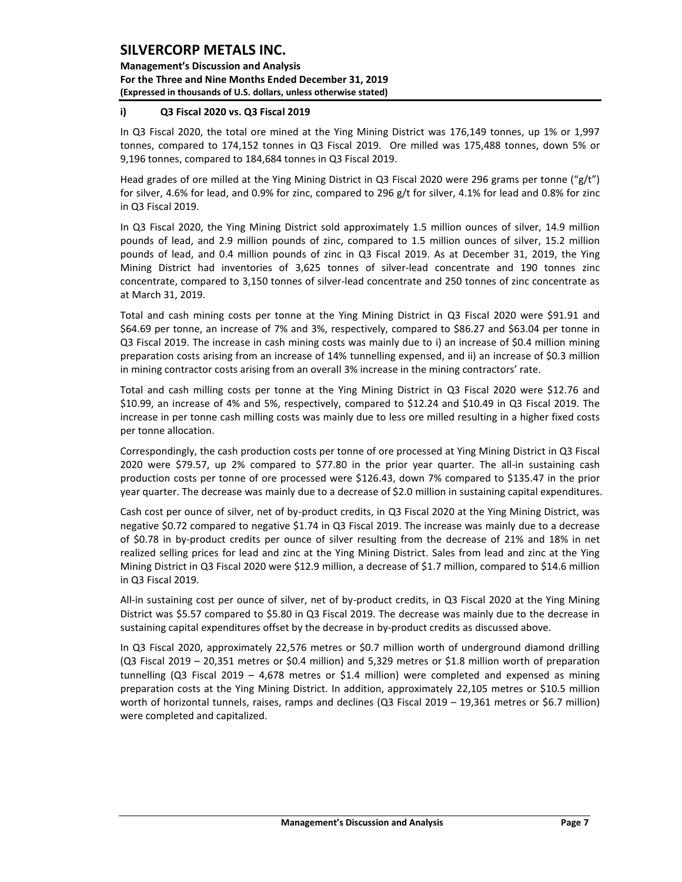#### i) Q3 Fiscal 2020 vs. Q3 Fiscal 2019

In Q3 Fiscal 2020, the total ore mined at the Ying Mining District was 176,149 tonnes, up 1% or 1,997 tonnes, compared to 174,152 tonnes in Q3 Fiscal 2019. Ore milled was 175,488 tonnes, down 5% or 9,196 tonnes, compared to 184,684 tonnes in Q3 Fiscal 2019.

Head grades of ore milled at the Ying Mining District in Q3 Fiscal 2020 were 296 grams per tonne ("g/t") for silver, 4.6% for lead, and 0.9% for zinc, compared to 296 g/t for silver, 4.1% for lead and 0.8% for zinc in Q3 Fiscal 2019.

In Q3 Fiscal 2020, the Ying Mining District sold approximately 1.5 million ounces of silver, 14.9 million pounds of lead, and 2.9 million pounds of zinc, compared to 1.5 million ounces of silver, 15.2 million pounds of lead, and 0.4 million pounds of zinc in Q3 Fiscal 2019. As at December 31, 2019, the Ying Mining District had inventories of 3,625 tonnes of silver-lead concentrate and 190 tonnes zinc concentrate, compared to 3,150 tonnes of silver-lead concentrate and 250 tonnes of zinc concentrate as at March 31, 2019.

Total and cash mining costs per tonne at the Ying Mining District in Q3 Fiscal 2020 were $91.91 and $64.69 per tonne, an increase of 7% and 3%, respectively, compared to $86.27 and $63.04 per tonne in Q3 Fiscal 2019. The increase in cash mining costs was mainly due to i) an increase of $0.4 million mining preparation costs arising from an increase of 14% tunnelling expensed, and ii) an increase of $0.3 million in mining contractor costs arising from an overall 3% increase in the mining contractors' rate.

Total and cash milling costs per tonne at the Ying Mining District in Q3 Fiscal 2020 were $12.76 and $10.99, an increase of 4% and 5%, respectively, compared to $12.24 and $10.49 in Q3 Fiscal 2019. The increase in per tonne cash milling costs was mainly due to less ore milled resulting in a higher fixed costs per tonne allocation.

Correspondingly, the cash production costs per tonne of ore processed at Ying Mining District in Q3 Fiscal 2020 were $79.57, up 2% compared to $77.80 in the prior year quarter. The all-in sustaining cash production costs per tonne of ore processed were $126.43, down 7% compared to $135.47 in the prior year quarter. The decrease was mainly due to a decrease of $2.0 million in sustaining capital expenditures.

Cash cost per ounce of silver, net of by-product credits, in Q3 Fiscal 2020 at the Ying Mining District, was negative $0.72 compared to negative $1.74 in Q3 Fiscal 2019. The increase was mainly due to a decrease of $0.78 in by-product credits per ounce of silver resulting from the decrease of 21% and 18% in net realized selling prices for lead and zinc at the Ying Mining District. Sales from lead and zinc at the Ying Mining District in Q3 Fiscal 2020 were $12.9 million, a decrease of $1.7 million, compared to $14.6 million in Q3 Fiscal 2019.

All-in sustaining cost per ounce of silver, net of by-product credits, in Q3 Fiscal 2020 at the Ying Mining District was $5.57 compared to $5.80 in Q3 Fiscal 2019. The decrease was mainly due to the decrease in sustaining capital expenditures offset by the decrease in by-product credits as discussed above.

In Q3 Fiscal 2020, approximately 22,576 metres or $0.7 million worth of underground diamond drilling (Q3 Fiscal 2019 – 20,351 metres or $0.4 million) and 5,329 metres or $1.8 million worth of preparation tunnelling (Q3 Fiscal 2019 – 4,678 metres or $1.4 million) were completed and expensed as mining preparation costs at the Ying Mining District. In addition, approximately 22,105 metres or $10.5 million worth of horizontal tunnels, raises, ramps and declines (Q3 Fiscal 2019 – 19,361 metres or $6.7 million) were completed and capitalized.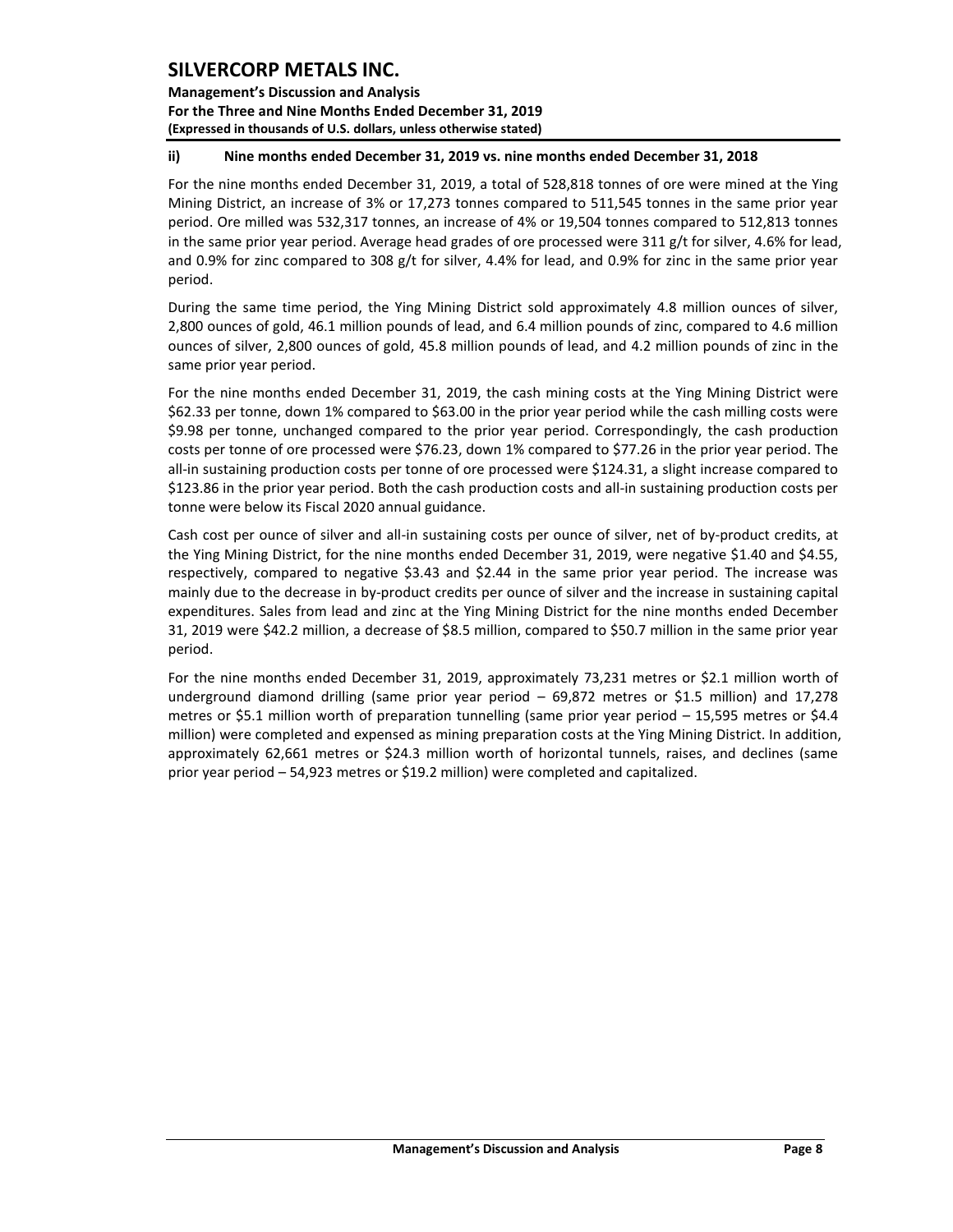### ii) Nine months ended December 31, 2019 vs. nine months ended December 31, 2018

For the nine months ended December 31, 2019, a total of 528,818 tonnes of ore were mined at the Ying Mining District, an increase of 3% or 17,273 tonnes compared to 511,545 tonnes in the same prior year period. Ore milled was 532,317 tonnes, an increase of 4% or 19,504 tonnes compared to 512,813 tonnes in the same prior year period. Average head grades of ore processed were 311 g/t for silver, 4.6% for lead, and 0.9% for zinc compared to 308 g/t for silver, 4.4% for lead, and 0.9% for zinc in the same prior year period.

During the same time period, the Ying Mining District sold approximately 4.8 million ounces of silver, 2,800 ounces of gold, 46.1 million pounds of lead, and 6.4 million pounds of zinc, compared to 4.6 million ounces of silver, 2,800 ounces of gold, 45.8 million pounds of lead, and 4.2 million pounds of zinc in the same prior year period.

For the nine months ended December 31, 2019, the cash mining costs at the Ying Mining District were $62.33 per tonne, down 1% compared to $63.00 in the prior year period while the cash milling costs were $9.98 per tonne, unchanged compared to the prior year period. Correspondingly, the cash production costs per tonne of ore processed were $76.23, down 1% compared to $77.26 in the prior year period. The all-in sustaining production costs per tonne of ore processed were $124.31, a slight increase compared to $123.86 in the prior year period. Both the cash production costs and all-in sustaining production costs per tonne were below its Fiscal 2020 annual guidance.

Cash cost per ounce of silver and all-in sustaining costs per ounce of silver, net of by-product credits, at the Ying Mining District, for the nine months ended December 31, 2019, were negative $1.40 and $4.55, respectively, compared to negative $3.43 and $2.44 in the same prior year period. The increase was mainly due to the decrease in by-product credits per ounce of silver and the increase in sustaining capital expenditures. Sales from lead and zinc at the Ying Mining District for the nine months ended December 31, 2019 were $42.2 million, a decrease of $8.5 million, compared to $50.7 million in the same prior year period.

For the nine months ended December 31, 2019, approximately 73,231 metres or $2.1 million worth of underground diamond drilling (same prior year period – 69,872 metres or $1.5 million) and 17,278 metres or $5.1 million worth of preparation tunnelling (same prior year period – 15,595 metres or $4.4 million) were completed and expensed as mining preparation costs at the Ying Mining District. In addition, approximately 62,661 metres or $24.3 million worth of horizontal tunnels, raises, and declines (same prior year period – 54,923 metres or $19.2 million) were completed and capitalized.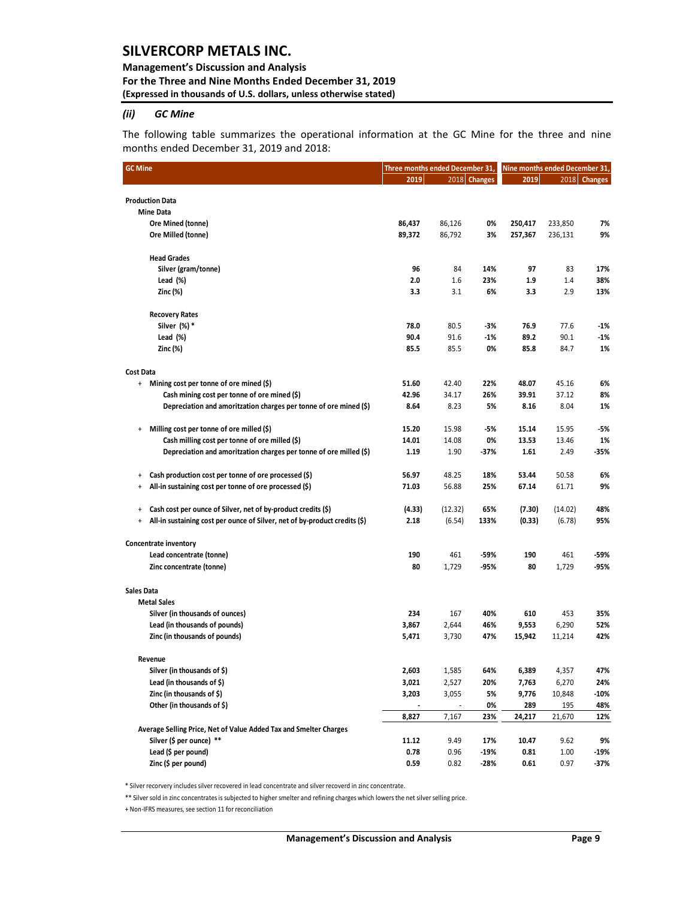### (ii) GC Mine

The following table summarizes the operational information at the GC Mine for the three and nine months ended December 31, 2019 and 2018:

| GC Mine | Three months ended December 31, | | | Nine months ended December 31, | | |
|---|---|---|---|---|---|---|
| | **2019** | 2018 | **Changes** | **2019** | 2018 | **Changes** |
| **Production Data** | | | | | | |
| **Mine Data** | | | | | | |
| **Ore Mined (tonne)** | **86,437** | 86,126 | **0%** | **250,417** | 233,850 | **7%** |
| **Ore Milled (tonne)** | **89,372** | 86,792 | **3%** | **257,367** | 236,131 | **9%** |
| **Head Grades** | | | | | | |
| **Silver (gram/tonne)** | **96** | 84 | **14%** | **97** | 83 | **17%** |
| **Lead (%)** | **2.0** | 1.6 | **23%** | **1.9** | 1.4 | **38%** |
| **Zinc (%)** | **3.3** | 3.1 | **6%** | **3.3** | 2.9 | **13%** |
| **Recovery Rates** | | | | | | |
| **Silver (%) *** | **78.0** | 80.5 | **-3%** | **76.9** | 77.6 | **-1%** |
| **Lead (%)** | **90.4** | 91.6 | **-1%** | **89.2** | 90.1 | **-1%** |
| **Zinc (%)** | **85.5** | 85.5 | **0%** | **85.8** | 84.7 | **1%** |
| **Cost Data** | | | | | | |
| + **Mining cost per tonne of ore mined ($)** | **51.60** | 42.40 | **22%** | **48.07** | 45.16 | **6%** |
| **Cash mining cost per tonne of ore mined ($)** | **42.96** | 34.17 | **26%** | **39.91** | 37.12 | **8%** |
| **Depreciation and amoritzation charges per tonne of ore mined ($)** | **8.64** | 8.23 | **5%** | **8.16** | 8.04 | **1%** |
| + **Milling cost per tonne of ore milled ($)** | **15.20** | 15.98 | **-5%** | **15.14** | 15.95 | **-5%** |
| **Cash milling cost per tonne of ore milled ($)** | **14.01** | 14.08 | **0%** | **13.53** | 13.46 | **1%** |
| **Depreciation and amoritzation charges per tonne of ore milled ($)** | **1.19** | 1.90 | **-37%** | **1.61** | 2.49 | **-35%** |
| + **Cash production cost per tonne of ore processed ($)** | **56.97** | 48.25 | **18%** | **53.44** | 50.58 | **6%** |
| + **All-in sustaining cost per tonne of ore processed ($)** | **71.03** | 56.88 | **25%** | **67.14** | 61.71 | **9%** |
| + **Cash cost per ounce of Silver, net of by-product credits ($)** | **(4.33)** | (12.32) | **65%** | **(7.30)** | (14.02) | **48%** |
| + **All-in sustaining cost per ounce of Silver, net of by-product credits ($)** | **2.18** | (6.54) | **133%** | **(0.33)** | (6.78) | **95%** |
| **Concentrate inventory** | | | | | | |
| **Lead concentrate (tonne)** | **190** | 461 | **-59%** | **190** | 461 | **-59%** |
| **Zinc concentrate (tonne)** | **80** | 1,729 | **-95%** | **80** | 1,729 | **-95%** |
| **Sales Data** | | | | | | |
| **Metal Sales** | | | | | | |
| **Silver (in thousands of ounces)** | **234** | 167 | **40%** | **610** | 453 | **35%** |
| **Lead (in thousands of pounds)** | **3,867** | 2,644 | **46%** | **9,553** | 6,290 | **52%** |
| **Zinc (in thousands of pounds)** | **5,471** | 3,730 | **47%** | **15,942** | 11,214 | **42%** |
| **Revenue** | | | | | | |
| **Silver (in thousands of $)** | **2,603** | 1,585 | **64%** | **6,389** | 4,357 | **47%** |
| **Lead (in thousands of $)** | **3,021** | 2,527 | **20%** | **7,763** | 6,270 | **24%** |
| **Zinc (in thousands of $)** | **3,203** | 3,055 | **5%** | **9,776** | 10,848 | **-10%** |
| **Other (in thousands of $)** | **-** | - | **0%** | **289** | 195 | **48%** |
| | **8,827** | 7,167 | **23%** | **24,217** | 21,670 | **12%** |
| **Average Selling Price, Net of Value Added Tax and Smelter Charges** | | | | | | |
| **Silver ($ per ounce) **** | **11.12** | 9.49 | **17%** | **10.47** | 9.62 | **9%** |
| **Lead ($ per pound)** | **0.78** | 0.96 | **-19%** | **0.81** | 1.00 | **-19%** |
| **Zinc ($ per pound)** | **0.59** | 0.82 | **-28%** | **0.61** | 0.97 | **-37%** |

* Silver recorvery includes silver recovered in lead concentrate and silver recoverd in zinc concentrate.

** Silver sold in zinc concentrates is subjected to higher smelter and refining charges which lowers the net silver selling price.

+ Non-IFRS measures, see section 11 for reconciliation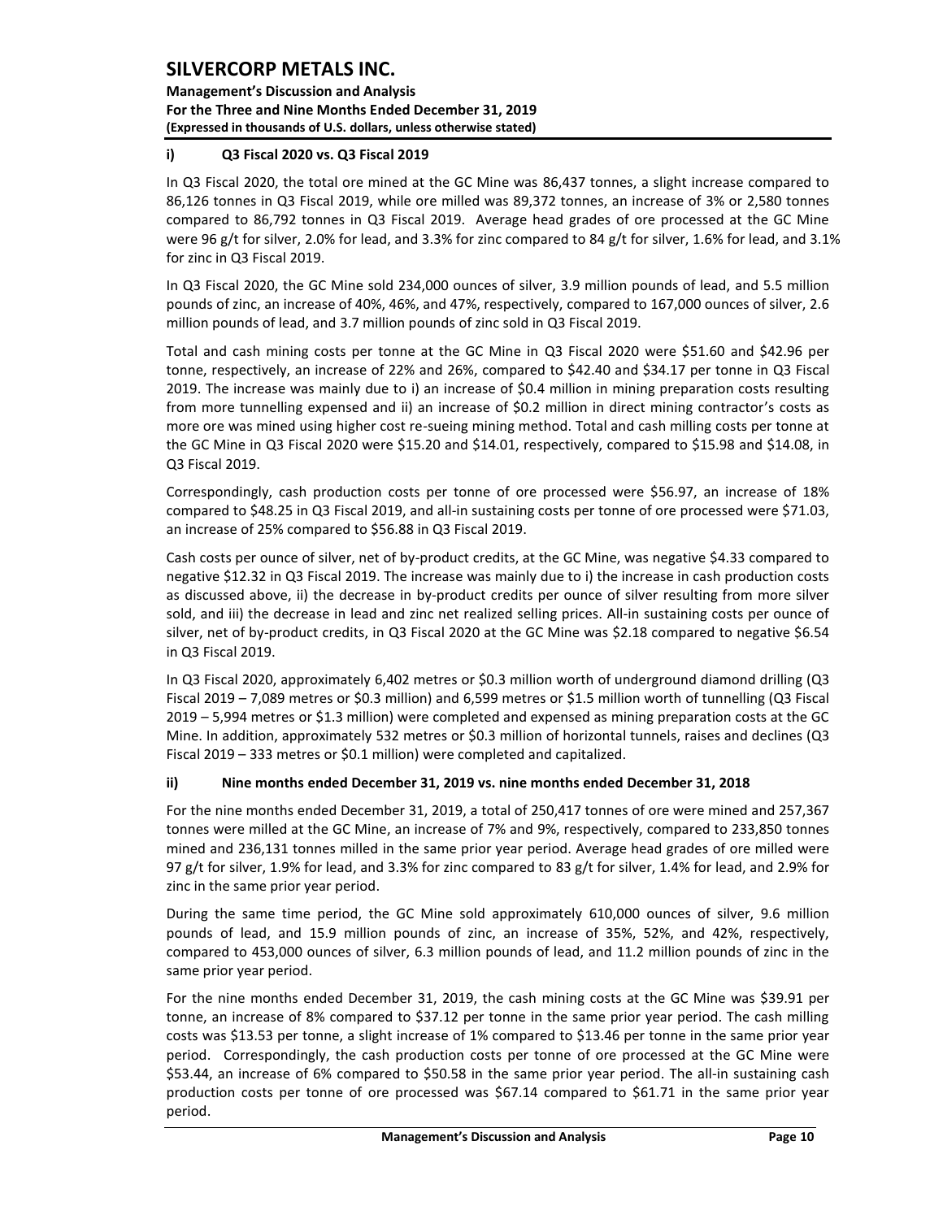### i) Q3 Fiscal 2020 vs. Q3 Fiscal 2019

In Q3 Fiscal 2020, the total ore mined at the GC Mine was 86,437 tonnes, a slight increase compared to 86,126 tonnes in Q3 Fiscal 2019, while ore milled was 89,372 tonnes, an increase of 3% or 2,580 tonnes compared to 86,792 tonnes in Q3 Fiscal 2019. Average head grades of ore processed at the GC Mine were 96 g/t for silver, 2.0% for lead, and 3.3% for zinc compared to 84 g/t for silver, 1.6% for lead, and 3.1% for zinc in Q3 Fiscal 2019.

In Q3 Fiscal 2020, the GC Mine sold 234,000 ounces of silver, 3.9 million pounds of lead, and 5.5 million pounds of zinc, an increase of 40%, 46%, and 47%, respectively, compared to 167,000 ounces of silver, 2.6 million pounds of lead, and 3.7 million pounds of zinc sold in Q3 Fiscal 2019.

Total and cash mining costs per tonne at the GC Mine in Q3 Fiscal 2020 were $51.60 and $42.96 per tonne, respectively, an increase of 22% and 26%, compared to $42.40 and $34.17 per tonne in Q3 Fiscal 2019. The increase was mainly due to i) an increase of $0.4 million in mining preparation costs resulting from more tunnelling expensed and ii) an increase of $0.2 million in direct mining contractor's costs as more ore was mined using higher cost re-sueing mining method. Total and cash milling costs per tonne at the GC Mine in Q3 Fiscal 2020 were $15.20 and $14.01, respectively, compared to $15.98 and $14.08, in Q3 Fiscal 2019.

Correspondingly, cash production costs per tonne of ore processed were $56.97, an increase of 18% compared to $48.25 in Q3 Fiscal 2019, and all-in sustaining costs per tonne of ore processed were $71.03, an increase of 25% compared to $56.88 in Q3 Fiscal 2019.

Cash costs per ounce of silver, net of by-product credits, at the GC Mine, was negative $4.33 compared to negative $12.32 in Q3 Fiscal 2019. The increase was mainly due to i) the increase in cash production costs as discussed above, ii) the decrease in by-product credits per ounce of silver resulting from more silver sold, and iii) the decrease in lead and zinc net realized selling prices. All-in sustaining costs per ounce of silver, net of by-product credits, in Q3 Fiscal 2020 at the GC Mine was $2.18 compared to negative $6.54 in Q3 Fiscal 2019.

In Q3 Fiscal 2020, approximately 6,402 metres or $0.3 million worth of underground diamond drilling (Q3 Fiscal 2019 – 7,089 metres or $0.3 million) and 6,599 metres or $1.5 million worth of tunnelling (Q3 Fiscal 2019 – 5,994 metres or $1.3 million) were completed and expensed as mining preparation costs at the GC Mine. In addition, approximately 532 metres or $0.3 million of horizontal tunnels, raises and declines (Q3 Fiscal 2019 – 333 metres or $0.1 million) were completed and capitalized.

### ii) Nine months ended December 31, 2019 vs. nine months ended December 31, 2018

For the nine months ended December 31, 2019, a total of 250,417 tonnes of ore were mined and 257,367 tonnes were milled at the GC Mine, an increase of 7% and 9%, respectively, compared to 233,850 tonnes mined and 236,131 tonnes milled in the same prior year period. Average head grades of ore milled were 97 g/t for silver, 1.9% for lead, and 3.3% for zinc compared to 83 g/t for silver, 1.4% for lead, and 2.9% for zinc in the same prior year period.

During the same time period, the GC Mine sold approximately 610,000 ounces of silver, 9.6 million pounds of lead, and 15.9 million pounds of zinc, an increase of 35%, 52%, and 42%, respectively, compared to 453,000 ounces of silver, 6.3 million pounds of lead, and 11.2 million pounds of zinc in the same prior year period.

For the nine months ended December 31, 2019, the cash mining costs at the GC Mine was $39.91 per tonne, an increase of 8% compared to $37.12 per tonne in the same prior year period. The cash milling costs was $13.53 per tonne, a slight increase of 1% compared to $13.46 per tonne in the same prior year period. Correspondingly, the cash production costs per tonne of ore processed at the GC Mine were $53.44, an increase of 6% compared to $50.58 in the same prior year period. The all-in sustaining cash production costs per tonne of ore processed was $67.14 compared to $61.71 in the same prior year period.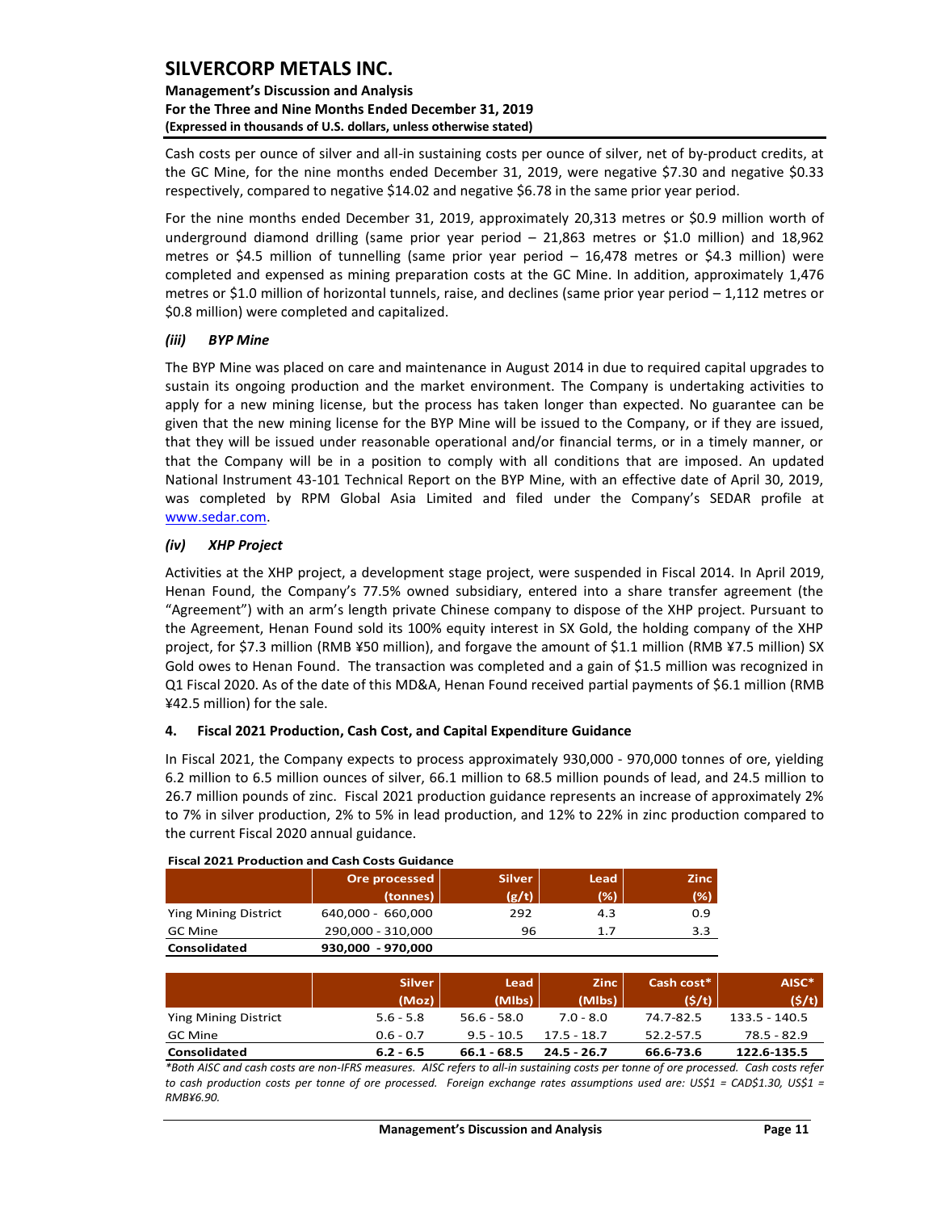Cash costs per ounce of silver and all-in sustaining costs per ounce of silver, net of by-product credits, at the GC Mine, for the nine months ended December 31, 2019, were negative $7.30 and negative $0.33 respectively, compared to negative $14.02 and negative $6.78 in the same prior year period.

For the nine months ended December 31, 2019, approximately 20,313 metres or $0.9 million worth of underground diamond drilling (same prior year period – 21,863 metres or $1.0 million) and 18,962 metres or $4.5 million of tunnelling (same prior year period – 16,478 metres or $4.3 million) were completed and expensed as mining preparation costs at the GC Mine. In addition, approximately 1,476 metres or $1.0 million of horizontal tunnels, raise, and declines (same prior year period – 1,112 metres or $0.8 million) were completed and capitalized.

### *(iii) BYP Mine*

The BYP Mine was placed on care and maintenance in August 2014 in due to required capital upgrades to sustain its ongoing production and the market environment. The Company is undertaking activities to apply for a new mining license, but the process has taken longer than expected. No guarantee can be given that the new mining license for the BYP Mine will be issued to the Company, or if they are issued, that they will be issued under reasonable operational and/or financial terms, or in a timely manner, or that the Company will be in a position to comply with all conditions that are imposed. An updated National Instrument 43-101 Technical Report on the BYP Mine, with an effective date of April 30, 2019, was completed by RPM Global Asia Limited and filed under the Company's SEDAR profile at www.sedar.com.

### *(iv) XHP Project*

Activities at the XHP project, a development stage project, were suspended in Fiscal 2014. In April 2019, Henan Found, the Company's 77.5% owned subsidiary, entered into a share transfer agreement (the "Agreement") with an arm's length private Chinese company to dispose of the XHP project. Pursuant to the Agreement, Henan Found sold its 100% equity interest in SX Gold, the holding company of the XHP project, for $7.3 million (RMB ¥50 million), and forgave the amount of $1.1 million (RMB ¥7.5 million) SX Gold owes to Henan Found. The transaction was completed and a gain of $1.5 million was recognized in Q1 Fiscal 2020. As of the date of this MD&A, Henan Found received partial payments of $6.1 million (RMB ¥42.5 million) for the sale.

## 4. Fiscal 2021 Production, Cash Cost, and Capital Expenditure Guidance

In Fiscal 2021, the Company expects to process approximately 930,000 - 970,000 tonnes of ore, yielding 6.2 million to 6.5 million ounces of silver, 66.1 million to 68.5 million pounds of lead, and 24.5 million to 26.7 million pounds of zinc. Fiscal 2021 production guidance represents an increase of approximately 2% to 7% in silver production, 2% to 5% in lead production, and 12% to 22% in zinc production compared to the current Fiscal 2020 annual guidance.

**Fiscal 2021 Production and Cash Costs Guidance**

| | Ore processed (tonnes) | Silver (g/t) | Lead (%) | Zinc (%) |
|---|---|---|---|---|
| Ying Mining District | 640,000 - 660,000 | 292 | 4.3 | 0.9 |
| GC Mine | 290,000 - 310,000 | 96 | 1.7 | 3.3 |
| **Consolidated** | **930,000 - 970,000** | | | |

| | Silver (Moz) | Lead (Mlbs) | Zinc (Mlbs) | Cash cost* ($/t) | AISC* ($/t) |
|---|---|---|---|---|---|
| Ying Mining District | 5.6 - 5.8 | 56.6 - 58.0 | 7.0 - 8.0 | 74.7-82.5 | 133.5 - 140.5 |
| GC Mine | 0.6 - 0.7 | 9.5 - 10.5 | 17.5 - 18.7 | 52.2-57.5 | 78.5 - 82.9 |
| **Consolidated** | **6.2 - 6.5** | **66.1 - 68.5** | **24.5 - 26.7** | **66.6-73.6** | **122.6-135.5** |

*\*Both AISC and cash costs are non-IFRS measures. AISC refers to all-in sustaining costs per tonne of ore processed. Cash costs refer to cash production costs per tonne of ore processed. Foreign exchange rates assumptions used are: US$1 = CAD$1.30, US$1 = RMB¥6.90.*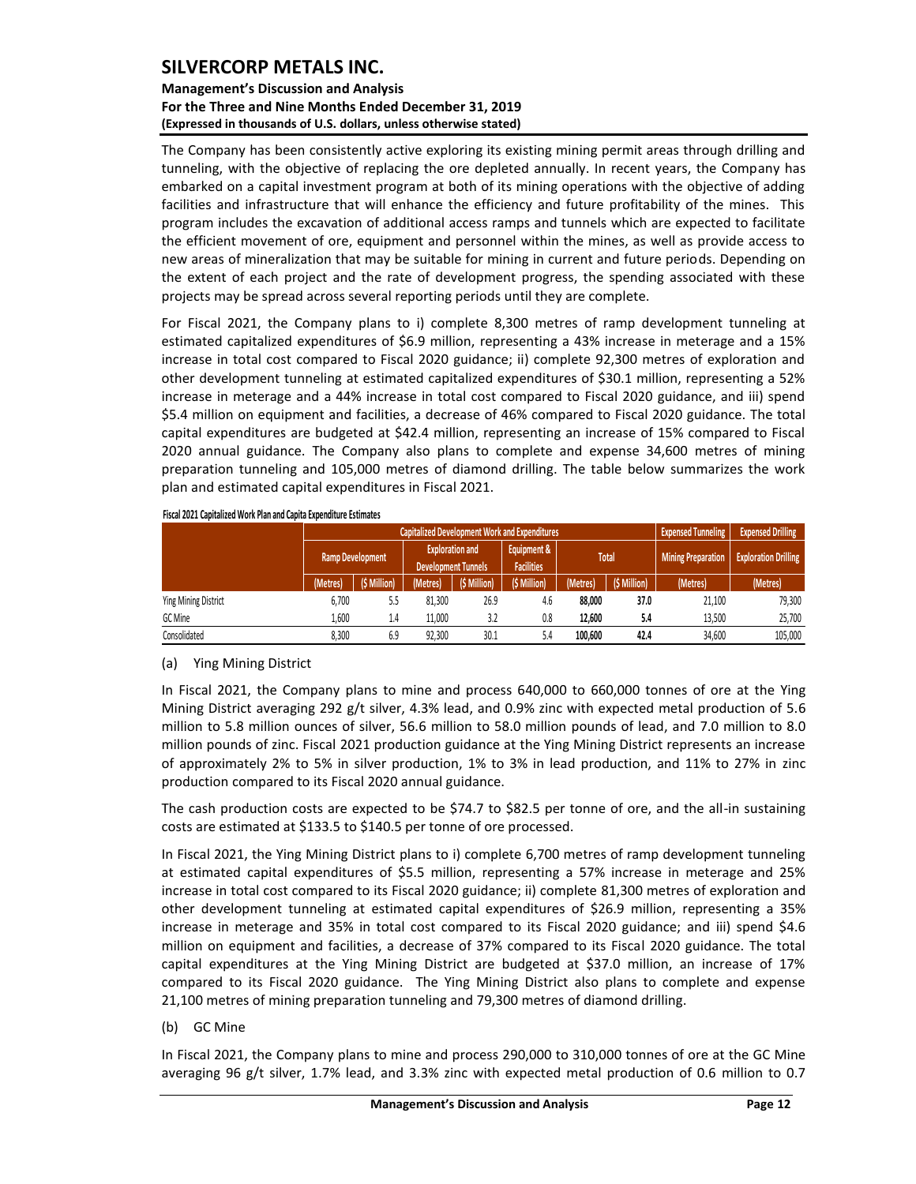The Company has been consistently active exploring its existing mining permit areas through drilling and tunneling, with the objective of replacing the ore depleted annually. In recent years, the Company has embarked on a capital investment program at both of its mining operations with the objective of adding facilities and infrastructure that will enhance the efficiency and future profitability of the mines. This program includes the excavation of additional access ramps and tunnels which are expected to facilitate the efficient movement of ore, equipment and personnel within the mines, as well as provide access to new areas of mineralization that may be suitable for mining in current and future periods. Depending on the extent of each project and the rate of development progress, the spending associated with these projects may be spread across several reporting periods until they are complete.

For Fiscal 2021, the Company plans to i) complete 8,300 metres of ramp development tunneling at estimated capitalized expenditures of $6.9 million, representing a 43% increase in meterage and a 15% increase in total cost compared to Fiscal 2020 guidance; ii) complete 92,300 metres of exploration and other development tunneling at estimated capitalized expenditures of $30.1 million, representing a 52% increase in meterage and a 44% increase in total cost compared to Fiscal 2020 guidance, and iii) spend $5.4 million on equipment and facilities, a decrease of 46% compared to Fiscal 2020 guidance. The total capital expenditures are budgeted at $42.4 million, representing an increase of 15% compared to Fiscal 2020 annual guidance. The Company also plans to complete and expense 34,600 metres of mining preparation tunneling and 105,000 metres of diamond drilling. The table below summarizes the work plan and estimated capital expenditures in Fiscal 2021.

**Fiscal 2021 Capitalized Work Plan and Capita Expenditure Estimates**

| | Capitalized Development Work and Expenditures | | | | | | | Expensed Tunneling | Expensed Drilling |
|---|---|---|---|---|---|---|---|---|---|
| | Ramp Development | | Exploration and Development Tunnels | | Equipment & Facilities | Total | | Mining Preparation | Exploration Drilling |
| | (Metres) | ($ Million) | (Metres) | ($ Million) | ($ Million) | (Metres) | ($ Million) | (Metres) | (Metres) |
| Ying Mining District | 6,700 | 5.5 | 81,300 | 26.9 | 4.6 | **88,000** | **37.0** | 21,100 | 79,300 |
| GC Mine | 1,600 | 1.4 | 11,000 | 3.2 | 0.8 | **12,600** | **5.4** | 13,500 | 25,700 |
| Consolidated | 8,300 | 6.9 | 92,300 | 30.1 | 5.4 | **100,600** | **42.4** | 34,600 | 105,000 |

(a) Ying Mining District

In Fiscal 2021, the Company plans to mine and process 640,000 to 660,000 tonnes of ore at the Ying Mining District averaging 292 g/t silver, 4.3% lead, and 0.9% zinc with expected metal production of 5.6 million to 5.8 million ounces of silver, 56.6 million to 58.0 million pounds of lead, and 7.0 million to 8.0 million pounds of zinc. Fiscal 2021 production guidance at the Ying Mining District represents an increase of approximately 2% to 5% in silver production, 1% to 3% in lead production, and 11% to 27% in zinc production compared to its Fiscal 2020 annual guidance.

The cash production costs are expected to be $74.7 to $82.5 per tonne of ore, and the all-in sustaining costs are estimated at $133.5 to $140.5 per tonne of ore processed.

In Fiscal 2021, the Ying Mining District plans to i) complete 6,700 metres of ramp development tunneling at estimated capital expenditures of $5.5 million, representing a 57% increase in meterage and 25% increase in total cost compared to its Fiscal 2020 guidance; ii) complete 81,300 metres of exploration and other development tunneling at estimated capital expenditures of $26.9 million, representing a 35% increase in meterage and 35% in total cost compared to its Fiscal 2020 guidance; and iii) spend $4.6 million on equipment and facilities, a decrease of 37% compared to its Fiscal 2020 guidance. The total capital expenditures at the Ying Mining District are budgeted at $37.0 million, an increase of 17% compared to its Fiscal 2020 guidance. The Ying Mining District also plans to complete and expense 21,100 metres of mining preparation tunneling and 79,300 metres of diamond drilling.

(b) GC Mine

In Fiscal 2021, the Company plans to mine and process 290,000 to 310,000 tonnes of ore at the GC Mine averaging 96 g/t silver, 1.7% lead, and 3.3% zinc with expected metal production of 0.6 million to 0.7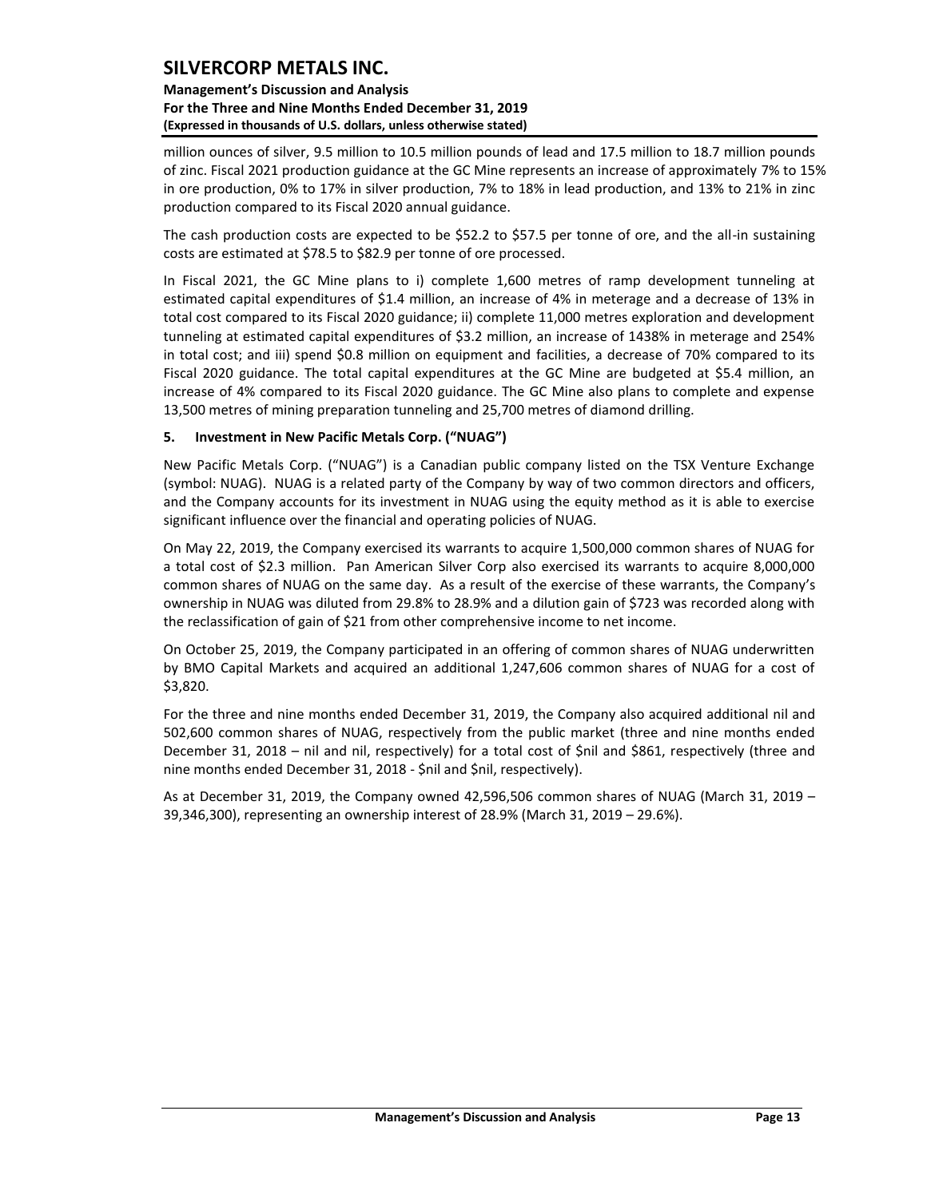million ounces of silver, 9.5 million to 10.5 million pounds of lead and 17.5 million to 18.7 million pounds of zinc. Fiscal 2021 production guidance at the GC Mine represents an increase of approximately 7% to 15% in ore production, 0% to 17% in silver production, 7% to 18% in lead production, and 13% to 21% in zinc production compared to its Fiscal 2020 annual guidance.

The cash production costs are expected to be $52.2 to $57.5 per tonne of ore, and the all-in sustaining costs are estimated at $78.5 to $82.9 per tonne of ore processed.

In Fiscal 2021, the GC Mine plans to i) complete 1,600 metres of ramp development tunneling at estimated capital expenditures of $1.4 million, an increase of 4% in meterage and a decrease of 13% in total cost compared to its Fiscal 2020 guidance; ii) complete 11,000 metres exploration and development tunneling at estimated capital expenditures of $3.2 million, an increase of 1438% in meterage and 254% in total cost; and iii) spend $0.8 million on equipment and facilities, a decrease of 70% compared to its Fiscal 2020 guidance. The total capital expenditures at the GC Mine are budgeted at $5.4 million, an increase of 4% compared to its Fiscal 2020 guidance. The GC Mine also plans to complete and expense 13,500 metres of mining preparation tunneling and 25,700 metres of diamond drilling.

## 5. Investment in New Pacific Metals Corp. ("NUAG")

New Pacific Metals Corp. ("NUAG") is a Canadian public company listed on the TSX Venture Exchange (symbol: NUAG). NUAG is a related party of the Company by way of two common directors and officers, and the Company accounts for its investment in NUAG using the equity method as it is able to exercise significant influence over the financial and operating policies of NUAG.

On May 22, 2019, the Company exercised its warrants to acquire 1,500,000 common shares of NUAG for a total cost of $2.3 million. Pan American Silver Corp also exercised its warrants to acquire 8,000,000 common shares of NUAG on the same day. As a result of the exercise of these warrants, the Company's ownership in NUAG was diluted from 29.8% to 28.9% and a dilution gain of $723 was recorded along with the reclassification of gain of $21 from other comprehensive income to net income.

On October 25, 2019, the Company participated in an offering of common shares of NUAG underwritten by BMO Capital Markets and acquired an additional 1,247,606 common shares of NUAG for a cost of $3,820.

For the three and nine months ended December 31, 2019, the Company also acquired additional nil and 502,600 common shares of NUAG, respectively from the public market (three and nine months ended December 31, 2018 – nil and nil, respectively) for a total cost of $nil and $861, respectively (three and nine months ended December 31, 2018 - $nil and $nil, respectively).

As at December 31, 2019, the Company owned 42,596,506 common shares of NUAG (March 31, 2019 – 39,346,300), representing an ownership interest of 28.9% (March 31, 2019 – 29.6%).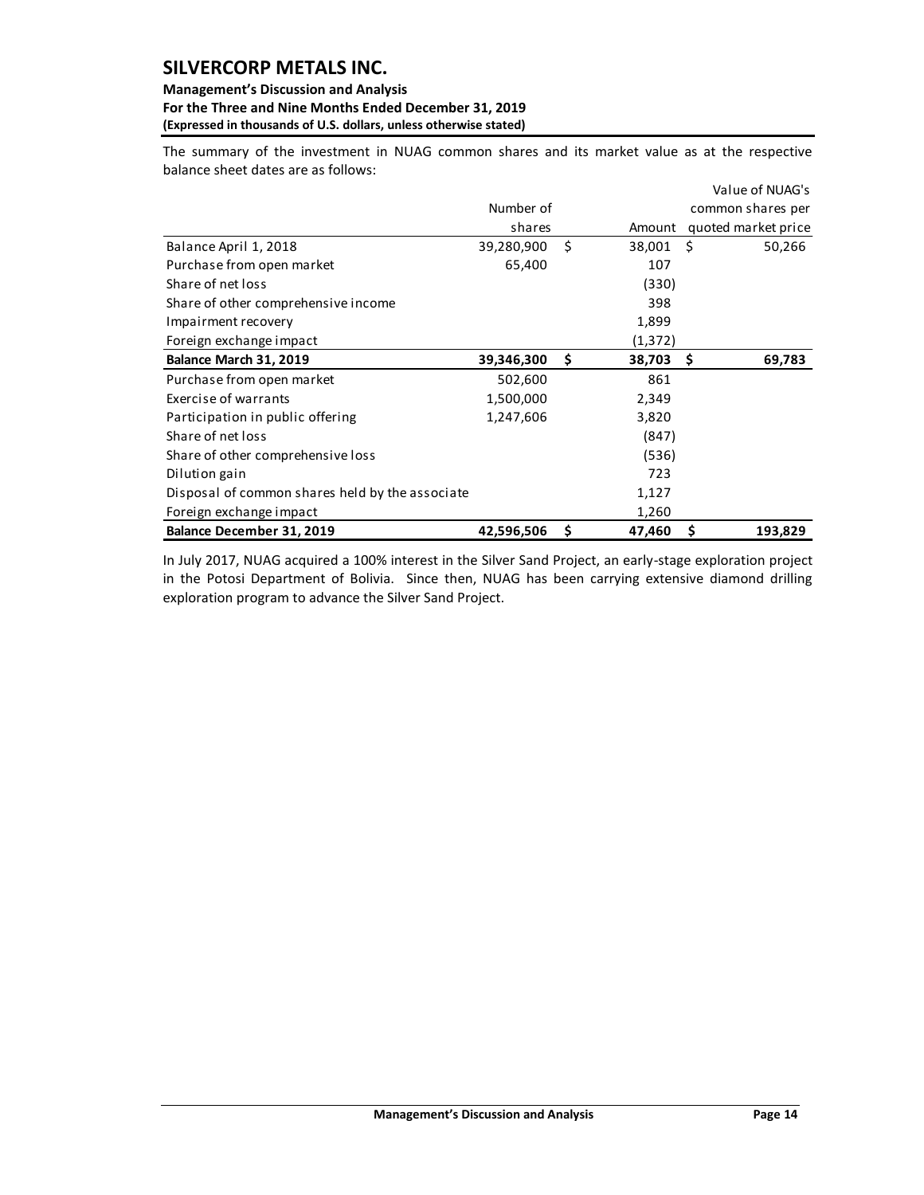The summary of the investment in NUAG common shares and its market value as at the respective balance sheet dates are as follows:

| | Number of shares | Amount | Value of NUAG's common shares per quoted market price |
|---|---|---|---|
| Balance April 1, 2018 | 39,280,900 | $ 38,001 | $ 50,266 |
| Purchase from open market | 65,400 | 107 | |
| Share of net loss | | (330) | |
| Share of other comprehensive income | | 398 | |
| Impairment recovery | | 1,899 | |
| Foreign exchange impact | | (1,372) | |
| **Balance March 31, 2019** | **39,346,300** | **$ 38,703** | **$ 69,783** |
| Purchase from open market | 502,600 | 861 | |
| Exercise of warrants | 1,500,000 | 2,349 | |
| Participation in public offering | 1,247,606 | 3,820 | |
| Share of net loss | | (847) | |
| Share of other comprehensive loss | | (536) | |
| Dilution gain | | 723 | |
| Disposal of common shares held by the associate | | 1,127 | |
| Foreign exchange impact | | 1,260 | |
| **Balance December 31, 2019** | **42,596,506** | **$ 47,460** | **$ 193,829** |

In July 2017, NUAG acquired a 100% interest in the Silver Sand Project, an early-stage exploration project in the Potosi Department of Bolivia. Since then, NUAG has been carrying extensive diamond drilling exploration program to advance the Silver Sand Project.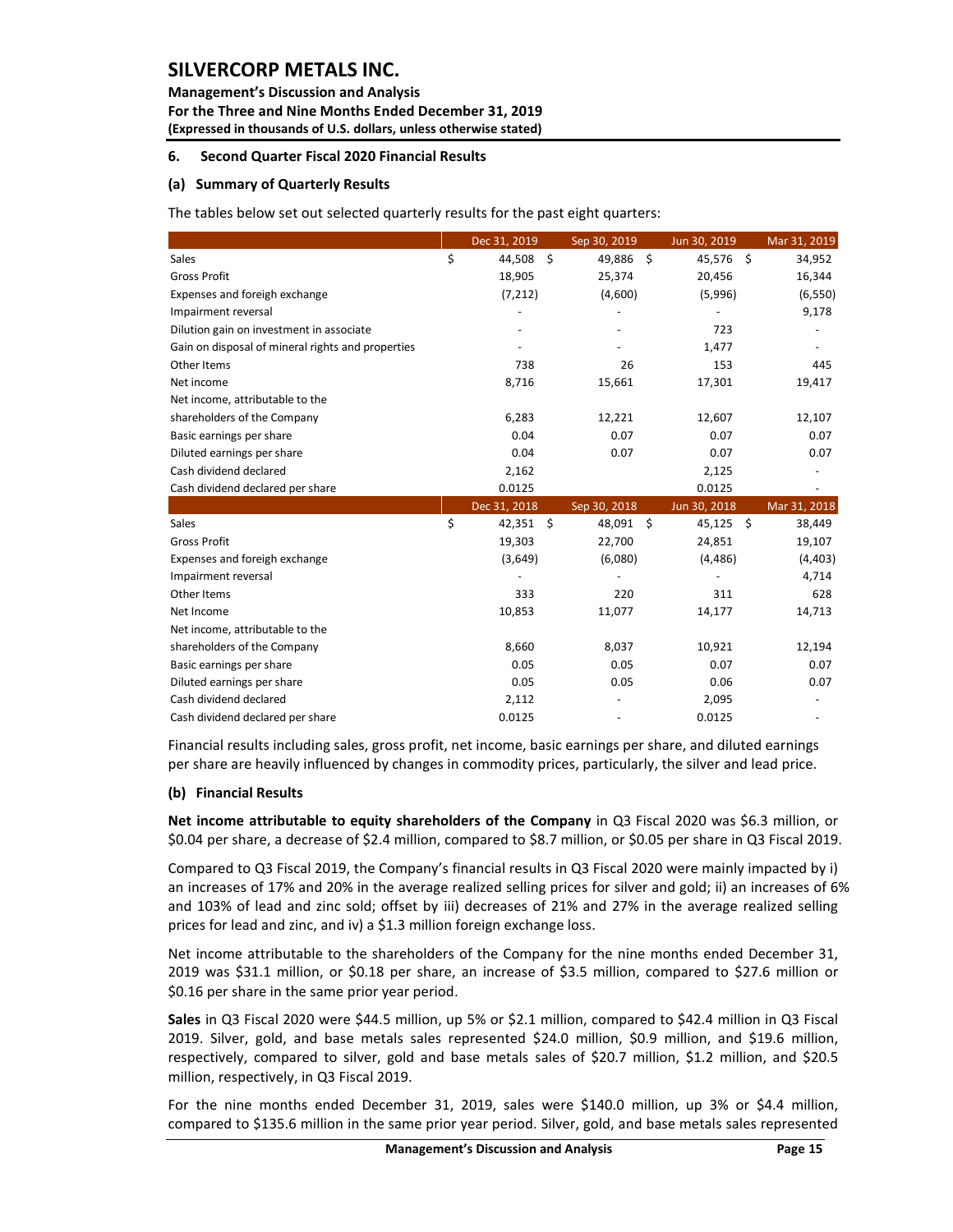## 6. Second Quarter Fiscal 2020 Financial Results

### (a) Summary of Quarterly Results

The tables below set out selected quarterly results for the past eight quarters:

| | Dec 31, 2019 | Sep 30, 2019 | Jun 30, 2019 | Mar 31, 2019 |
|---|---|---|---|---|
| Sales | $ 44,508 | $ 49,886 | $ 45,576 | $ 34,952 |
| Gross Profit | 18,905 | 25,374 | 20,456 | 16,344 |
| Expenses and foreign exchange | (7,212) | (4,600) | (5,996) | (6,550) |
| Impairment reversal | - | - | - | 9,178 |
| Dilution gain on investment in associate | - | - | 723 | - |
| Gain on disposal of mineral rights and properties | - | - | 1,477 | - |
| Other Items | 738 | 26 | 153 | 445 |
| Net income | 8,716 | 15,661 | 17,301 | 19,417 |
| Net income, attributable to the shareholders of the Company | 6,283 | 12,221 | 12,607 | 12,107 |
| Basic earnings per share | 0.04 | 0.07 | 0.07 | 0.07 |
| Diluted earnings per share | 0.04 | 0.07 | 0.07 | 0.07 |
| Cash dividend declared | 2,162 | | 2,125 | - |
| Cash dividend declared per share | 0.0125 | | 0.0125 | - |
| | **Dec 31, 2018** | **Sep 30, 2018** | **Jun 30, 2018** | **Mar 31, 2018** |
| Sales | $ 42,351 | $ 48,091 | $ 45,125 | $ 38,449 |
| Gross Profit | 19,303 | 22,700 | 24,851 | 19,107 |
| Expenses and foreign exchange | (3,649) | (6,080) | (4,486) | (4,403) |
| Impairment reversal | - | - | - | 4,714 |
| Other Items | 333 | 220 | 311 | 628 |
| Net Income | 10,853 | 11,077 | 14,177 | 14,713 |
| Net income, attributable to the shareholders of the Company | 8,660 | 8,037 | 10,921 | 12,194 |
| Basic earnings per share | 0.05 | 0.05 | 0.07 | 0.07 |
| Diluted earnings per share | 0.05 | 0.05 | 0.06 | 0.07 |
| Cash dividend declared | 2,112 | - | 2,095 | - |
| Cash dividend declared per share | 0.0125 | - | 0.0125 | - |

Financial results including sales, gross profit, net income, basic earnings per share, and diluted earnings per share are heavily influenced by changes in commodity prices, particularly, the silver and lead price.

### (b) Financial Results

**Net income attributable to equity shareholders of the Company** in Q3 Fiscal 2020 was $6.3 million, or $0.04 per share, a decrease of $2.4 million, compared to $8.7 million, or $0.05 per share in Q3 Fiscal 2019.

Compared to Q3 Fiscal 2019, the Company's financial results in Q3 Fiscal 2020 were mainly impacted by i) an increases of 17% and 20% in the average realized selling prices for silver and gold; ii) an increases of 6% and 103% of lead and zinc sold; offset by iii) decreases of 21% and 27% in the average realized selling prices for lead and zinc, and iv) a $1.3 million foreign exchange loss.

Net income attributable to the shareholders of the Company for the nine months ended December 31, 2019 was $31.1 million, or $0.18 per share, an increase of $3.5 million, compared to $27.6 million or $0.16 per share in the same prior year period.

**Sales** in Q3 Fiscal 2020 were $44.5 million, up 5% or $2.1 million, compared to $42.4 million in Q3 Fiscal 2019. Silver, gold, and base metals sales represented $24.0 million, $0.9 million, and $19.6 million, respectively, compared to silver, gold and base metals sales of $20.7 million, $1.2 million, and $20.5 million, respectively, in Q3 Fiscal 2019.

For the nine months ended December 31, 2019, sales were $140.0 million, up 3% or $4.4 million, compared to $135.6 million in the same prior year period. Silver, gold, and base metals sales represented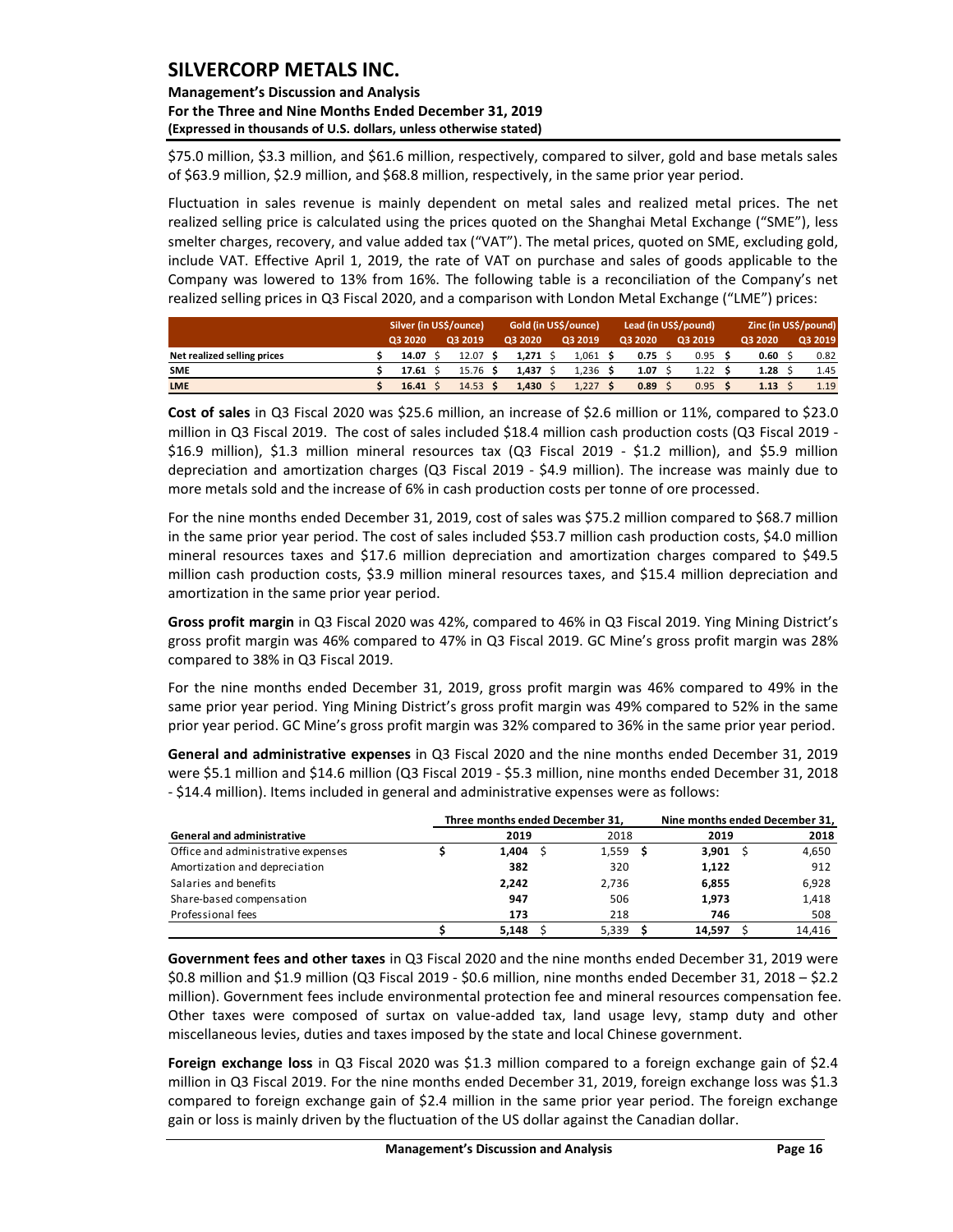$75.0 million, $3.3 million, and $61.6 million, respectively, compared to silver, gold and base metals sales of $63.9 million, $2.9 million, and $68.8 million, respectively, in the same prior year period.

Fluctuation in sales revenue is mainly dependent on metal sales and realized metal prices. The net realized selling price is calculated using the prices quoted on the Shanghai Metal Exchange ("SME"), less smelter charges, recovery, and value added tax ("VAT"). The metal prices, quoted on SME, excluding gold, include VAT. Effective April 1, 2019, the rate of VAT on purchase and sales of goods applicable to the Company was lowered to 13% from 16%. The following table is a reconciliation of the Company's net realized selling prices in Q3 Fiscal 2020, and a comparison with London Metal Exchange ("LME") prices:

| | Silver (in US$/ounce) | | Gold (in US$/ounce) | | Lead (in US$/pound) | | Zinc (in US$/pound) | |
|---|---|---|---|---|---|---|---|---|
| | Q3 2020 | Q3 2019 | Q3 2020 | Q3 2019 | Q3 2020 | Q3 2019 | Q3 2020 | Q3 2019 |
| **Net realized selling prices** | **$ 14.07** | $ 12.07 | **$ 1,271** | $ 1,061 | **$ 0.75** | $ 0.95 | **$ 0.60** | $ 0.82 |
| **SME** | **$ 17.61** | $ 15.76 | **$ 1,437** | $ 1,236 | **$ 1.07** | $ 1.22 | **$ 1.28** | $ 1.45 |
| **LME** | **$ 16.41** | $ 14.53 | **$ 1,430** | $ 1,227 | **$ 0.89** | $ 0.95 | **$ 1.13** | $ 1.19 |

**Cost of sales** in Q3 Fiscal 2020 was $25.6 million, an increase of $2.6 million or 11%, compared to $23.0 million in Q3 Fiscal 2019. The cost of sales included $18.4 million cash production costs (Q3 Fiscal 2019 - $16.9 million), $1.3 million mineral resources tax (Q3 Fiscal 2019 - $1.2 million), and $5.9 million depreciation and amortization charges (Q3 Fiscal 2019 - $4.9 million). The increase was mainly due to more metals sold and the increase of 6% in cash production costs per tonne of ore processed.

For the nine months ended December 31, 2019, cost of sales was $75.2 million compared to $68.7 million in the same prior year period. The cost of sales included $53.7 million cash production costs, $4.0 million mineral resources taxes and $17.6 million depreciation and amortization charges compared to $49.5 million cash production costs, $3.9 million mineral resources taxes, and $15.4 million depreciation and amortization in the same prior year period.

**Gross profit margin** in Q3 Fiscal 2020 was 42%, compared to 46% in Q3 Fiscal 2019. Ying Mining District's gross profit margin was 46% compared to 47% in Q3 Fiscal 2019. GC Mine's gross profit margin was 28% compared to 38% in Q3 Fiscal 2019.

For the nine months ended December 31, 2019, gross profit margin was 46% compared to 49% in the same prior year period. Ying Mining District's gross profit margin was 49% compared to 52% in the same prior year period. GC Mine's gross profit margin was 32% compared to 36% in the same prior year period.

**General and administrative expenses** in Q3 Fiscal 2020 and the nine months ended December 31, 2019 were $5.1 million and $14.6 million (Q3 Fiscal 2019 - $5.3 million, nine months ended December 31, 2018 - $14.4 million). Items included in general and administrative expenses were as follows:

| | Three months ended December 31, | | Nine months ended December 31, | |
|---|---|---|---|---|
| **General and administrative** | **2019** | 2018 | **2019** | 2018 |
| Office and administrative expenses | **$ 1,404** | $ 1,559 | **$ 3,901** | $ 4,650 |
| Amortization and depreciation | **382** | 320 | **1,122** | 912 |
| Salaries and benefits | **2,242** | 2,736 | **6,855** | 6,928 |
| Share-based compensation | **947** | 506 | **1,973** | 1,418 |
| Professional fees | **173** | 218 | **746** | 508 |
| | **$ 5,148** | $ 5,339 | **$ 14,597** | $ 14,416 |

**Government fees and other taxes** in Q3 Fiscal 2020 and the nine months ended December 31, 2019 were $0.8 million and $1.9 million (Q3 Fiscal 2019 - $0.6 million, nine months ended December 31, 2018 – $2.2 million). Government fees include environmental protection fee and mineral resources compensation fee. Other taxes were composed of surtax on value-added tax, land usage levy, stamp duty and other miscellaneous levies, duties and taxes imposed by the state and local Chinese government.

**Foreign exchange loss** in Q3 Fiscal 2020 was $1.3 million compared to a foreign exchange gain of $2.4 million in Q3 Fiscal 2019. For the nine months ended December 31, 2019, foreign exchange loss was $1.3 compared to foreign exchange gain of $2.4 million in the same prior year period. The foreign exchange gain or loss is mainly driven by the fluctuation of the US dollar against the Canadian dollar.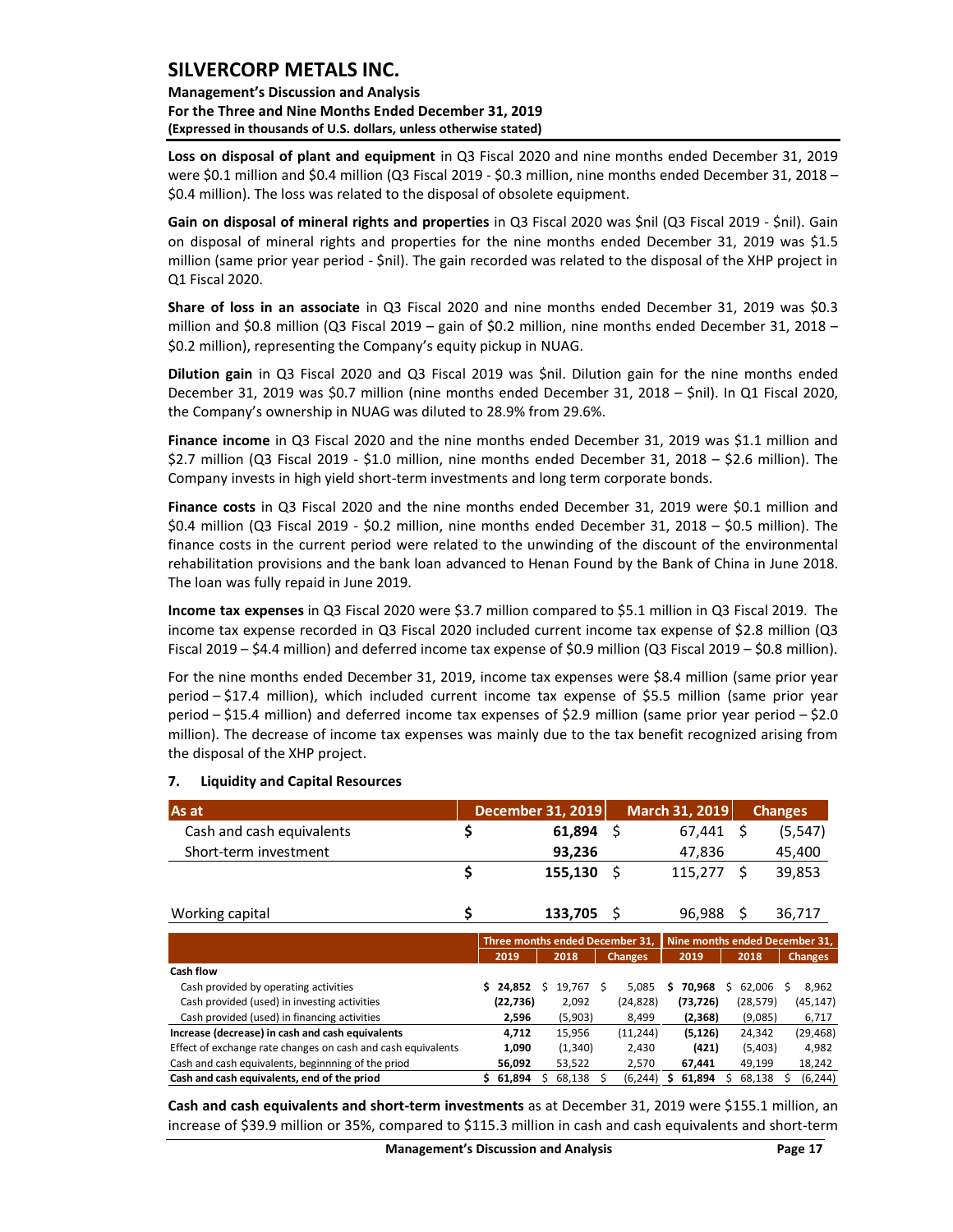**Loss on disposal of plant and equipment** in Q3 Fiscal 2020 and nine months ended December 31, 2019 were $0.1 million and $0.4 million (Q3 Fiscal 2019 - $0.3 million, nine months ended December 31, 2018 – $0.4 million). The loss was related to the disposal of obsolete equipment.

**Gain on disposal of mineral rights and properties** in Q3 Fiscal 2020 was $nil (Q3 Fiscal 2019 - $nil). Gain on disposal of mineral rights and properties for the nine months ended December 31, 2019 was $1.5 million (same prior year period - $nil). The gain recorded was related to the disposal of the XHP project in Q1 Fiscal 2020.

**Share of loss in an associate** in Q3 Fiscal 2020 and nine months ended December 31, 2019 was $0.3 million and $0.8 million (Q3 Fiscal 2019 – gain of $0.2 million, nine months ended December 31, 2018 – $0.2 million), representing the Company's equity pickup in NUAG.

**Dilution gain** in Q3 Fiscal 2020 and Q3 Fiscal 2019 was $nil. Dilution gain for the nine months ended December 31, 2019 was $0.7 million (nine months ended December 31, 2018 – $nil). In Q1 Fiscal 2020, the Company's ownership in NUAG was diluted to 28.9% from 29.6%.

**Finance income** in Q3 Fiscal 2020 and the nine months ended December 31, 2019 was $1.1 million and $2.7 million (Q3 Fiscal 2019 - $1.0 million, nine months ended December 31, 2018 – $2.6 million). The Company invests in high yield short-term investments and long term corporate bonds.

**Finance costs** in Q3 Fiscal 2020 and the nine months ended December 31, 2019 were $0.1 million and $0.4 million (Q3 Fiscal 2019 - $0.2 million, nine months ended December 31, 2018 – $0.5 million). The finance costs in the current period were related to the unwinding of the discount of the environmental rehabilitation provisions and the bank loan advanced to Henan Found by the Bank of China in June 2018. The loan was fully repaid in June 2019.

**Income tax expenses** in Q3 Fiscal 2020 were $3.7 million compared to $5.1 million in Q3 Fiscal 2019. The income tax expense recorded in Q3 Fiscal 2020 included current income tax expense of $2.8 million (Q3 Fiscal 2019 – $4.4 million) and deferred income tax expense of $0.9 million (Q3 Fiscal 2019 – $0.8 million).

For the nine months ended December 31, 2019, income tax expenses were $8.4 million (same prior year period – $17.4 million), which included current income tax expense of $5.5 million (same prior year period – $15.4 million) and deferred income tax expenses of $2.9 million (same prior year period – $2.0 million). The decrease of income tax expenses was mainly due to the tax benefit recognized arising from the disposal of the XHP project.

## 7. Liquidity and Capital Resources

| As at | December 31, 2019 | March 31, 2019 | Changes |
|---|---|---|---|
| Cash and cash equivalents | $ **61,894** | $ 67,441 | $ (5,547) |
| Short-term investment | **93,236** | 47,836 | 45,400 |
| | $ **155,130** | $ 115,277 | $ 39,853 |
| | | | |
| Working capital | $ **133,705** | $ 96,988 | $ 36,717 |

| | Three months ended December 31, | | | Nine months ended December 31, | | |
|---|---|---|---|---|---|---|
| | 2019 | 2018 | Changes | 2019 | 2018 | Changes |
| **Cash flow** | | | | | | |
| Cash provided by operating activities | $ **24,852** | $ 19,767 | $ 5,085 | $ **70,968** | $ 62,006 | $ 8,962 |
| Cash provided (used) in investing activities | **(22,736)** | 2,092 | (24,828) | **(73,726)** | (28,579) | (45,147) |
| Cash provided (used) in financing activities | **2,596** | (5,903) | 8,499 | **(2,368)** | (9,085) | 6,717 |
| **Increase (decrease) in cash and cash equivalents** | **4,712** | 15,956 | (11,244) | **(5,126)** | 24,342 | (29,468) |
| Effect of exchange rate changes on cash and cash equivalents | **1,090** | (1,340) | 2,430 | **(421)** | (5,403) | 4,982 |
| Cash and cash equivalents, beginnning of the priod | **56,092** | 53,522 | 2,570 | **67,441** | 49,199 | 18,242 |
| **Cash and cash equivalents, end of the priod** | $ **61,894** | $ 68,138 | $ (6,244) | $ **61,894** | $ 68,138 | $ (6,244) |

**Cash and cash equivalents and short-term investments** as at December 31, 2019 were $155.1 million, an increase of $39.9 million or 35%, compared to $115.3 million in cash and cash equivalents and short-term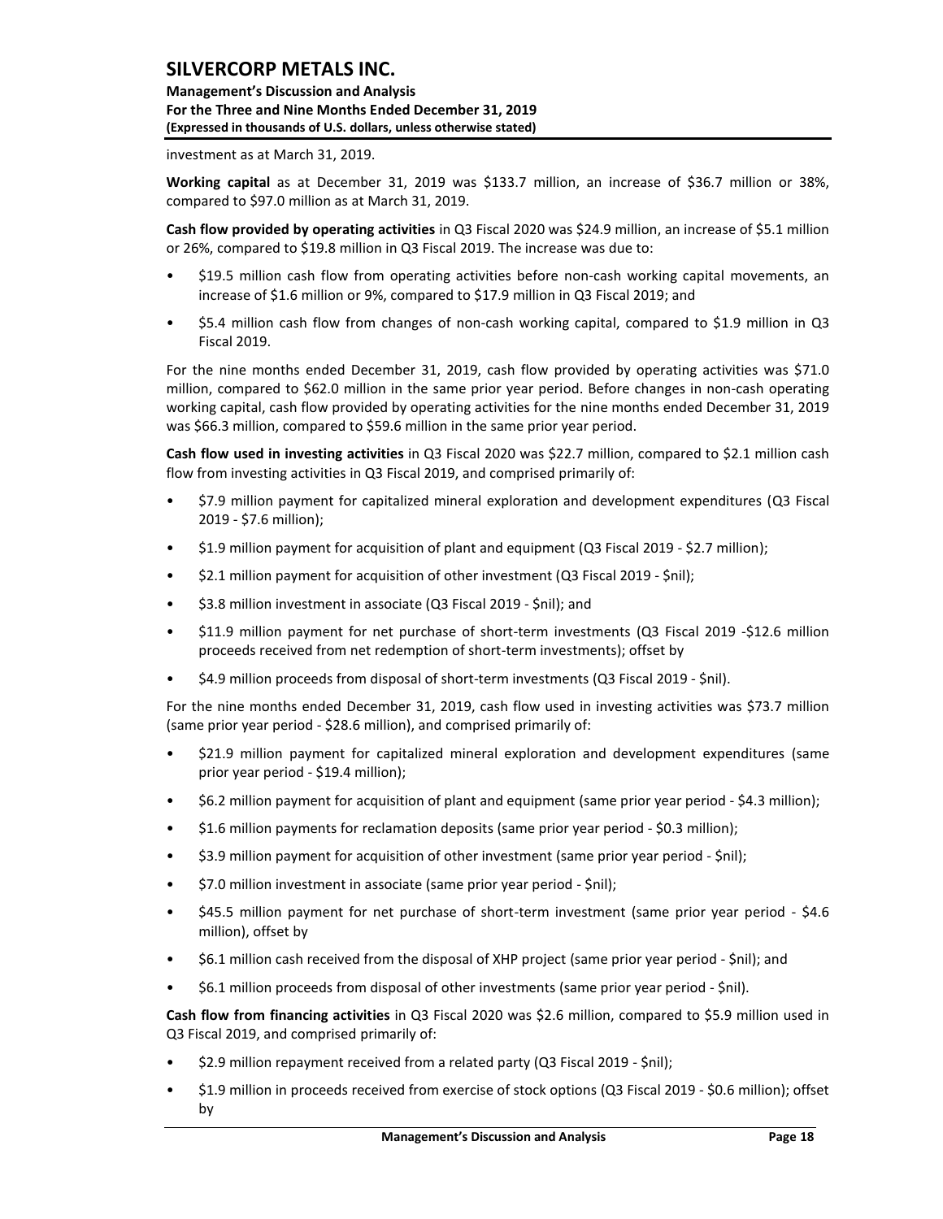investment as at March 31, 2019.

**Working capital** as at December 31, 2019 was $133.7 million, an increase of $36.7 million or 38%, compared to $97.0 million as at March 31, 2019.

**Cash flow provided by operating activities** in Q3 Fiscal 2020 was $24.9 million, an increase of $5.1 million or 26%, compared to $19.8 million in Q3 Fiscal 2019. The increase was due to:

- $19.5 million cash flow from operating activities before non-cash working capital movements, an increase of $1.6 million or 9%, compared to $17.9 million in Q3 Fiscal 2019; and
- $5.4 million cash flow from changes of non-cash working capital, compared to $1.9 million in Q3 Fiscal 2019.

For the nine months ended December 31, 2019, cash flow provided by operating activities was $71.0 million, compared to $62.0 million in the same prior year period. Before changes in non-cash operating working capital, cash flow provided by operating activities for the nine months ended December 31, 2019 was $66.3 million, compared to $59.6 million in the same prior year period.

**Cash flow used in investing activities** in Q3 Fiscal 2020 was $22.7 million, compared to $2.1 million cash flow from investing activities in Q3 Fiscal 2019, and comprised primarily of:

- $7.9 million payment for capitalized mineral exploration and development expenditures (Q3 Fiscal 2019 - $7.6 million);
- $1.9 million payment for acquisition of plant and equipment (Q3 Fiscal 2019 - $2.7 million);
- $2.1 million payment for acquisition of other investment (Q3 Fiscal 2019 - $nil);
- $3.8 million investment in associate (Q3 Fiscal 2019 - $nil); and
- $11.9 million payment for net purchase of short-term investments (Q3 Fiscal 2019 -$12.6 million proceeds received from net redemption of short-term investments); offset by
- $4.9 million proceeds from disposal of short-term investments (Q3 Fiscal 2019 - $nil).

For the nine months ended December 31, 2019, cash flow used in investing activities was $73.7 million (same prior year period - $28.6 million), and comprised primarily of:

- $21.9 million payment for capitalized mineral exploration and development expenditures (same prior year period - $19.4 million);
- $6.2 million payment for acquisition of plant and equipment (same prior year period - $4.3 million);
- $1.6 million payments for reclamation deposits (same prior year period - $0.3 million);
- $3.9 million payment for acquisition of other investment (same prior year period - $nil);
- $7.0 million investment in associate (same prior year period - $nil);
- $45.5 million payment for net purchase of short-term investment (same prior year period - $4.6 million), offset by
- $6.1 million cash received from the disposal of XHP project (same prior year period - $nil); and
- $6.1 million proceeds from disposal of other investments (same prior year period - $nil).

**Cash flow from financing activities** in Q3 Fiscal 2020 was $2.6 million, compared to $5.9 million used in Q3 Fiscal 2019, and comprised primarily of:

- $2.9 million repayment received from a related party (Q3 Fiscal 2019 - $nil);
- $1.9 million in proceeds received from exercise of stock options (Q3 Fiscal 2019 - $0.6 million); offset by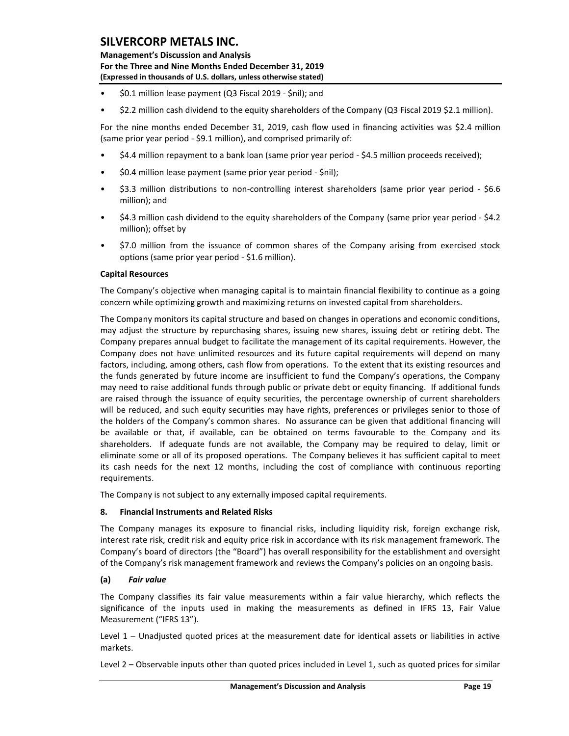- $0.1 million lease payment (Q3 Fiscal 2019 - $nil); and
- $2.2 million cash dividend to the equity shareholders of the Company (Q3 Fiscal 2019 $2.1 million).

For the nine months ended December 31, 2019, cash flow used in financing activities was $2.4 million (same prior year period - $9.1 million), and comprised primarily of:

- $4.4 million repayment to a bank loan (same prior year period - $4.5 million proceeds received);
- $0.4 million lease payment (same prior year period - $nil);
- $3.3 million distributions to non-controlling interest shareholders (same prior year period - $6.6 million); and
- $4.3 million cash dividend to the equity shareholders of the Company (same prior year period - $4.2 million); offset by
- $7.0 million from the issuance of common shares of the Company arising from exercised stock options (same prior year period - $1.6 million).

**Capital Resources**

The Company's objective when managing capital is to maintain financial flexibility to continue as a going concern while optimizing growth and maximizing returns on invested capital from shareholders.

The Company monitors its capital structure and based on changes in operations and economic conditions, may adjust the structure by repurchasing shares, issuing new shares, issuing debt or retiring debt. The Company prepares annual budget to facilitate the management of its capital requirements. However, the Company does not have unlimited resources and its future capital requirements will depend on many factors, including, among others, cash flow from operations. To the extent that its existing resources and the funds generated by future income are insufficient to fund the Company's operations, the Company may need to raise additional funds through public or private debt or equity financing. If additional funds are raised through the issuance of equity securities, the percentage ownership of current shareholders will be reduced, and such equity securities may have rights, preferences or privileges senior to those of the holders of the Company's common shares. No assurance can be given that additional financing will be available or that, if available, can be obtained on terms favourable to the Company and its shareholders. If adequate funds are not available, the Company may be required to delay, limit or eliminate some or all of its proposed operations. The Company believes it has sufficient capital to meet its cash needs for the next 12 months, including the cost of compliance with continuous reporting requirements.

The Company is not subject to any externally imposed capital requirements.

## 8. Financial Instruments and Related Risks

The Company manages its exposure to financial risks, including liquidity risk, foreign exchange risk, interest rate risk, credit risk and equity price risk in accordance with its risk management framework. The Company's board of directors (the "Board") has overall responsibility for the establishment and oversight of the Company's risk management framework and reviews the Company's policies on an ongoing basis.

### (a) *Fair value*

The Company classifies its fair value measurements within a fair value hierarchy, which reflects the significance of the inputs used in making the measurements as defined in IFRS 13, Fair Value Measurement ("IFRS 13").

Level 1 – Unadjusted quoted prices at the measurement date for identical assets or liabilities in active markets.

Level 2 – Observable inputs other than quoted prices included in Level 1, such as quoted prices for similar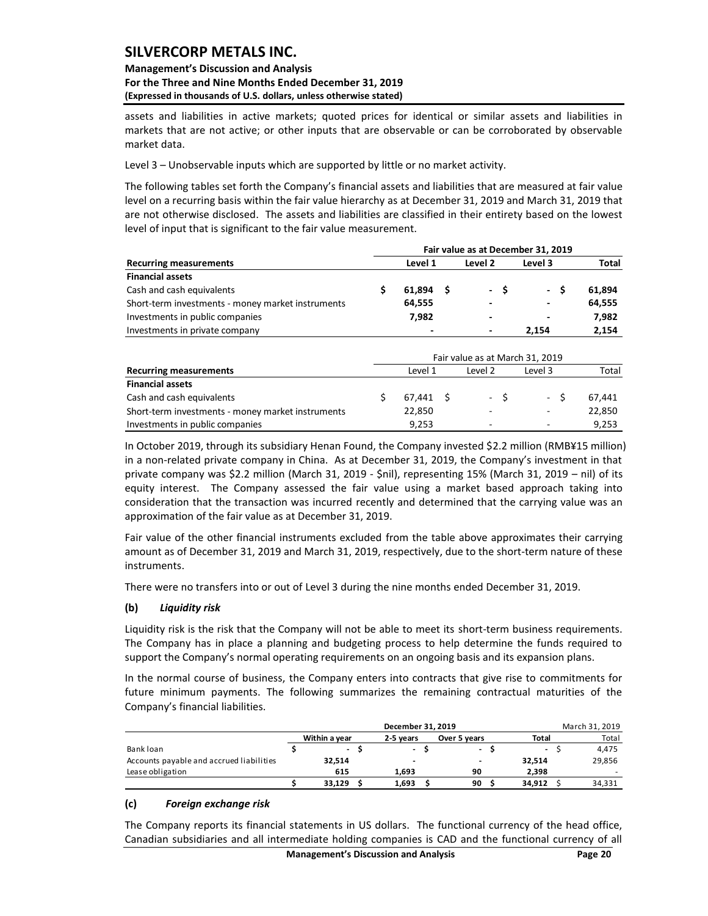assets and liabilities in active markets; quoted prices for identical or similar assets and liabilities in markets that are not active; or other inputs that are observable or can be corroborated by observable market data.

Level 3 – Unobservable inputs which are supported by little or no market activity.

The following tables set forth the Company's financial assets and liabilities that are measured at fair value level on a recurring basis within the fair value hierarchy as at December 31, 2019 and March 31, 2019 that are not otherwise disclosed. The assets and liabilities are classified in their entirety based on the lowest level of input that is significant to the fair value measurement.

| | Fair value as at December 31, 2019 | | | |
|---|---|---|---|---|
| **Recurring measurements** | **Level 1** | **Level 2** | **Level 3** | **Total** |
| **Financial assets** | | | | |
| Cash and cash equivalents | $ 61,894 | $ - | $ - | $ 61,894 |
| Short-term investments - money market instruments | 64,555 | - | - | 64,555 |
| Investments in public companies | 7,982 | - | - | 7,982 |
| Investments in private company | - | - | 2,154 | 2,154 |

| | Fair value as at March 31, 2019 | | | |
|---|---|---|---|---|
| **Recurring measurements** | Level 1 | Level 2 | Level 3 | Total |
| **Financial assets** | | | | |
| Cash and cash equivalents | $ 67,441 | $ - | $ - | $ 67,441 |
| Short-term investments - money market instruments | 22,850 | - | - | 22,850 |
| Investments in public companies | 9,253 | - | - | 9,253 |

In October 2019, through its subsidiary Henan Found, the Company invested $2.2 million (RMB¥15 million) in a non-related private company in China. As at December 31, 2019, the Company's investment in that private company was $2.2 million (March 31, 2019 - $nil), representing 15% (March 31, 2019 – nil) of its equity interest. The Company assessed the fair value using a market based approach taking into consideration that the transaction was incurred recently and determined that the carrying value was an approximation of the fair value as at December 31, 2019.

Fair value of the other financial instruments excluded from the table above approximates their carrying amount as of December 31, 2019 and March 31, 2019, respectively, due to the short-term nature of these instruments.

There were no transfers into or out of Level 3 during the nine months ended December 31, 2019.

**(b) *Liquidity risk***

Liquidity risk is the risk that the Company will not be able to meet its short-term business requirements. The Company has in place a planning and budgeting process to help determine the funds required to support the Company's normal operating requirements on an ongoing basis and its expansion plans.

In the normal course of business, the Company enters into contracts that give rise to commitments for future minimum payments. The following summarizes the remaining contractual maturities of the Company's financial liabilities.

| | December 31, 2019 | | | | March 31, 2019 |
|---|---|---|---|---|---|
| | **Within a year** | **2-5 years** | **Over 5 years** | **Total** | Total |
| Bank loan | $ - | $ - | $ - | $ - | $ 4,475 |
| Accounts payable and accrued liabilities | 32,514 | - | - | 32,514 | 29,856 |
| Lease obligation | 615 | 1,693 | 90 | 2,398 | - |
| | $ 33,129 | $ 1,693 | $ 90 | $ 34,912 | $ 34,331 |

**(c) *Foreign exchange risk***

The Company reports its financial statements in US dollars. The functional currency of the head office, Canadian subsidiaries and all intermediate holding companies is CAD and the functional currency of all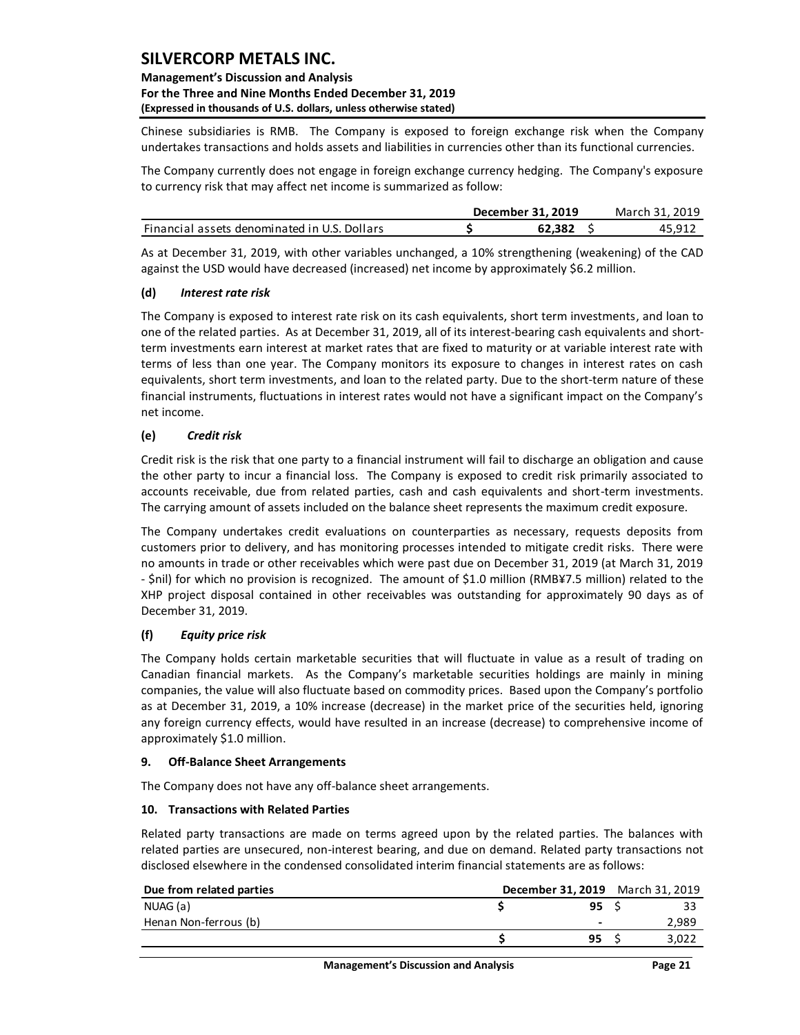Chinese subsidiaries is RMB. The Company is exposed to foreign exchange risk when the Company undertakes transactions and holds assets and liabilities in currencies other than its functional currencies.

The Company currently does not engage in foreign exchange currency hedging. The Company's exposure to currency risk that may affect net income is summarized as follow:

| | December 31, 2019 | March 31, 2019 |
|---|---|---|
| Financial assets denominated in U.S. Dollars | $ 62,382 | $ 45,912 |

As at December 31, 2019, with other variables unchanged, a 10% strengthening (weakening) of the CAD against the USD would have decreased (increased) net income by approximately $6.2 million.

**(d) *Interest rate risk***

The Company is exposed to interest rate risk on its cash equivalents, short term investments, and loan to one of the related parties. As at December 31, 2019, all of its interest-bearing cash equivalents and short-term investments earn interest at market rates that are fixed to maturity or at variable interest rate with terms of less than one year. The Company monitors its exposure to changes in interest rates on cash equivalents, short term investments, and loan to the related party. Due to the short-term nature of these financial instruments, fluctuations in interest rates would not have a significant impact on the Company's net income.

**(e) *Credit risk***

Credit risk is the risk that one party to a financial instrument will fail to discharge an obligation and cause the other party to incur a financial loss. The Company is exposed to credit risk primarily associated to accounts receivable, due from related parties, cash and cash equivalents and short-term investments. The carrying amount of assets included on the balance sheet represents the maximum credit exposure.

The Company undertakes credit evaluations on counterparties as necessary, requests deposits from customers prior to delivery, and has monitoring processes intended to mitigate credit risks. There were no amounts in trade or other receivables which were past due on December 31, 2019 (at March 31, 2019 - $nil) for which no provision is recognized. The amount of $1.0 million (RMB¥7.5 million) related to the XHP project disposal contained in other receivables was outstanding for approximately 90 days as of December 31, 2019.

**(f) *Equity price risk***

The Company holds certain marketable securities that will fluctuate in value as a result of trading on Canadian financial markets. As the Company's marketable securities holdings are mainly in mining companies, the value will also fluctuate based on commodity prices. Based upon the Company's portfolio as at December 31, 2019, a 10% increase (decrease) in the market price of the securities held, ignoring any foreign currency effects, would have resulted in an increase (decrease) to comprehensive income of approximately $1.0 million.

## 9. Off-Balance Sheet Arrangements

The Company does not have any off-balance sheet arrangements.

## 10. Transactions with Related Parties

Related party transactions are made on terms agreed upon by the related parties. The balances with related parties are unsecured, non-interest bearing, and due on demand. Related party transactions not disclosed elsewhere in the condensed consolidated interim financial statements are as follows:

| Due from related parties | December 31, 2019 | March 31, 2019 |
|---|---|---|
| NUAG (a) | $ 95 | $ 33 |
| Henan Non-ferrous (b) | - | 2,989 |
| | $ 95 | $ 3,022 |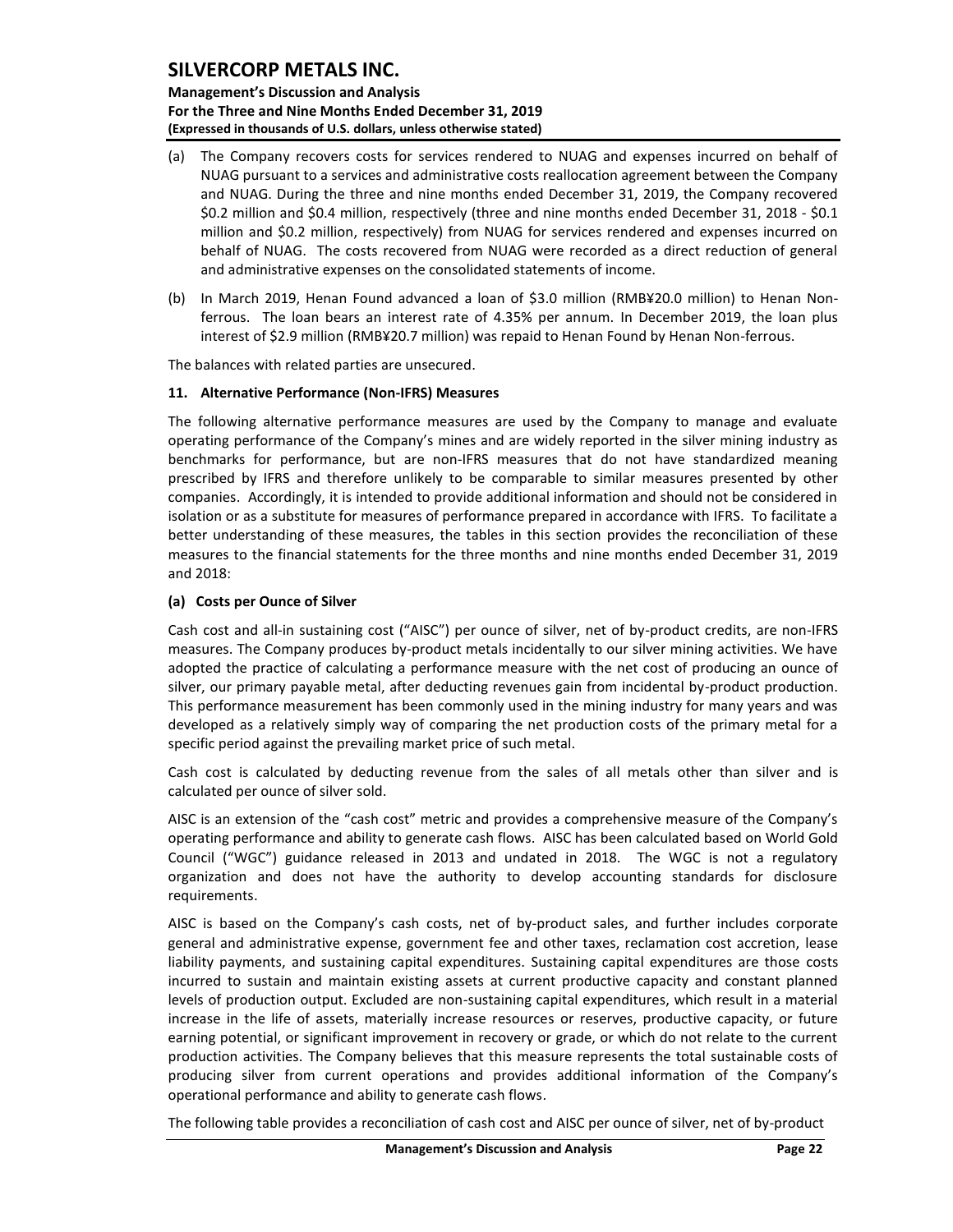(a) The Company recovers costs for services rendered to NUAG and expenses incurred on behalf of NUAG pursuant to a services and administrative costs reallocation agreement between the Company and NUAG. During the three and nine months ended December 31, 2019, the Company recovered $0.2 million and $0.4 million, respectively (three and nine months ended December 31, 2018 - $0.1 million and $0.2 million, respectively) from NUAG for services rendered and expenses incurred on behalf of NUAG. The costs recovered from NUAG were recorded as a direct reduction of general and administrative expenses on the consolidated statements of income.

(b) In March 2019, Henan Found advanced a loan of $3.0 million (RMB¥20.0 million) to Henan Non-ferrous. The loan bears an interest rate of 4.35% per annum. In December 2019, the loan plus interest of $2.9 million (RMB¥20.7 million) was repaid to Henan Found by Henan Non-ferrous.

The balances with related parties are unsecured.

## 11. Alternative Performance (Non-IFRS) Measures

The following alternative performance measures are used by the Company to manage and evaluate operating performance of the Company's mines and are widely reported in the silver mining industry as benchmarks for performance, but are non-IFRS measures that do not have standardized meaning prescribed by IFRS and therefore unlikely to be comparable to similar measures presented by other companies. Accordingly, it is intended to provide additional information and should not be considered in isolation or as a substitute for measures of performance prepared in accordance with IFRS. To facilitate a better understanding of these measures, the tables in this section provides the reconciliation of these measures to the financial statements for the three months and nine months ended December 31, 2019 and 2018:

### (a) Costs per Ounce of Silver

Cash cost and all-in sustaining cost ("AISC") per ounce of silver, net of by-product credits, are non-IFRS measures. The Company produces by-product metals incidentally to our silver mining activities. We have adopted the practice of calculating a performance measure with the net cost of producing an ounce of silver, our primary payable metal, after deducting revenues gain from incidental by-product production. This performance measurement has been commonly used in the mining industry for many years and was developed as a relatively simply way of comparing the net production costs of the primary metal for a specific period against the prevailing market price of such metal.

Cash cost is calculated by deducting revenue from the sales of all metals other than silver and is calculated per ounce of silver sold.

AISC is an extension of the "cash cost" metric and provides a comprehensive measure of the Company's operating performance and ability to generate cash flows. AISC has been calculated based on World Gold Council ("WGC") guidance released in 2013 and undated in 2018. The WGC is not a regulatory organization and does not have the authority to develop accounting standards for disclosure requirements.

AISC is based on the Company's cash costs, net of by-product sales, and further includes corporate general and administrative expense, government fee and other taxes, reclamation cost accretion, lease liability payments, and sustaining capital expenditures. Sustaining capital expenditures are those costs incurred to sustain and maintain existing assets at current productive capacity and constant planned levels of production output. Excluded are non-sustaining capital expenditures, which result in a material increase in the life of assets, materially increase resources or reserves, productive capacity, or future earning potential, or significant improvement in recovery or grade, or which do not relate to the current production activities. The Company believes that this measure represents the total sustainable costs of producing silver from current operations and provides additional information of the Company's operational performance and ability to generate cash flows.

The following table provides a reconciliation of cash cost and AISC per ounce of silver, net of by-product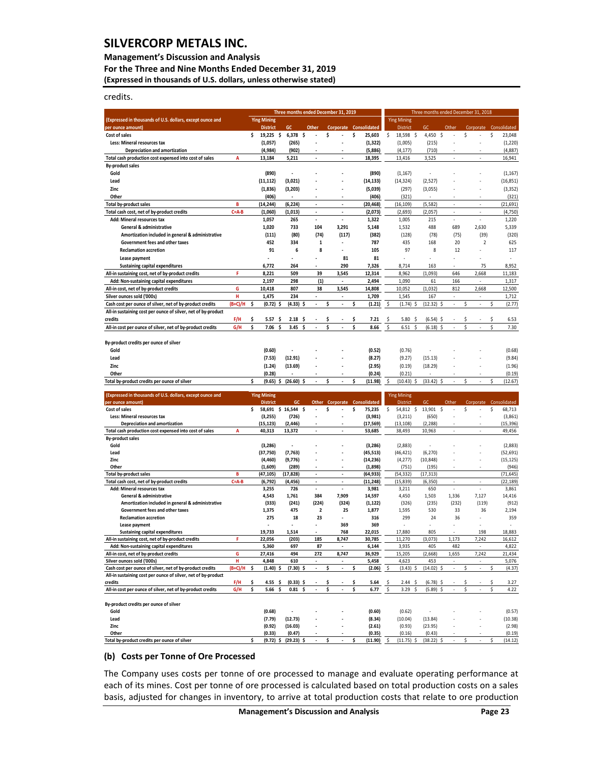credits.

| (Expressed in thousands of U.S. dollars, except ounce and per ounce amount) | | Three months ended December 31, 2019 | | | | | Three months ended December 31, 2018 | | | | |
|---|---|---|---|---|---|---|---|---|---|---|---|
| | | Ying Mining District | GC | Other | Corporate | Consolidated | Ying Mining District | GC | Other | Corporate | Consolidated |
| Cost of sales | | $ 19,225 | $ 6,378 | $ - | $ - | $ 25,603 | $ 18,598 | $ 4,450 | $ - | $ - | $ 23,048 |
| Less: Mineral resources tax | | (1,057) | (265) | - | - | (1,322) | (1,005) | (215) | - | - | (1,220) |
| Depreciation and amortization | | (4,984) | (902) | - | - | (5,886) | (4,177) | (710) | - | - | (4,887) |
| Total cash production cost expensed into cost of sales | A | 13,184 | 5,211 | - | - | 18,395 | 13,416 | 3,525 | - | - | 16,941 |
| By-product sales | | | | | | | | | | | |
| Gold | | (890) | - | - | - | (890) | (1,167) | - | - | - | (1,167) |
| Lead | | (11,112) | (3,021) | - | - | (14,133) | (14,324) | (2,527) | - | - | (16,851) |
| Zinc | | (1,836) | (3,203) | - | - | (5,039) | (297) | (3,055) | - | - | (3,352) |
| Other | | (406) | - | - | - | (406) | (321) | - | - | - | (321) |
| Total by-product sales | B | (14,244) | (6,224) | - | - | (20,468) | (16,109) | (5,582) | - | - | (21,691) |
| Total cash cost, net of by-product credits | C=A-B | (1,060) | (1,013) | - | - | (2,073) | (2,693) | (2,057) | - | - | (4,750) |
| Add: Mineral resources tax | | 1,057 | 265 | - | - | 1,322 | 1,005 | 215 | - | - | 1,220 |
| General & administrative | | 1,020 | 733 | 104 | 3,291 | 5,148 | 1,532 | 488 | 689 | 2,630 | 5,339 |
| Amortization included in general & administrative | | (111) | (80) | (74) | (117) | (382) | (128) | (78) | (75) | (39) | (320) |
| Government fees and other taxes | | 452 | 334 | 1 | - | 787 | 435 | 168 | 20 | 2 | 625 |
| Reclamation accretion | | 91 | 6 | 8 | - | 105 | 97 | 8 | 12 | - | 117 |
| Lease payment | | - | - | - | 81 | 81 | - | - | - | - | - |
| Sustaining capital expenditures | | 6,772 | 264 | - | 290 | 7,326 | 8,714 | 163 | - | 75 | 8,952 |
| All-in sustaining cost, net of by-product credits | F | 8,221 | 509 | 39 | 3,545 | 12,314 | 8,962 | (1,093) | 646 | 2,668 | 11,183 |
| Add: Non-sustaining capital expenditures | | 2,197 | 298 | (1) | - | 2,494 | 1,090 | 61 | 166 | - | 1,317 |
| All-in cost, net of by-product credits | G | 10,418 | 807 | 38 | 3,545 | 14,808 | 10,052 | (1,032) | 812 | 2,668 | 12,500 |
| Silver ounces sold ('000s) | H | 1,475 | 234 | - | - | 1,709 | 1,545 | 167 | - | - | 1,712 |
| Cash cost per ounce of silver, net of by-product credits | (B+C)/H | $ (0.72) | $ (4.33) | $ - | $ - | $ (1.21) | $ (1.74) | $ (12.32) | $ - | $ - | $ (2.77) |
| All-in sustaining cost per ounce of silver, net of by-product credits | F/H | $ 5.57 | $ 2.18 | $ - | $ - | $ 7.21 | $ 5.80 | $ (6.54) | $ - | $ - | $ 6.53 |
| All-in cost per ounce of silver, net of by-product credits | G/H | $ 7.06 | $ 3.45 | $ - | $ - | $ 8.66 | $ 6.51 | $ (6.18) | $ - | $ - | $ 7.30 |
| By-product credits per ounce of silver | | | | | | | | | | | |
| Gold | | (0.60) | - | - | - | (0.52) | (0.76) | - | - | - | (0.68) |
| Lead | | (7.53) | (12.91) | - | - | (8.27) | (9.27) | (15.13) | - | - | (9.84) |
| Zinc | | (1.24) | (13.69) | - | - | (2.95) | (0.19) | (18.29) | - | - | (1.96) |
| Other | | (0.28) | - | - | - | (0.24) | (0.21) | - | - | - | (0.19) |
| Total by-product credits per ounce of silver | | $ (9.65) | $ (26.60) | $ - | $ - | $ (11.98) | $ (10.43) | $ (33.42) | $ - | $ - | $ (12.67) |

| (Expressed in thousands of U.S. dollars, except ounce and per ounce amount) | | Ying Mining District | GC | Other | Corporate | Consolidated | Ying Mining District | GC | Other | Corporate | Consolidated |
|---|---|---|---|---|---|---|---|---|---|---|---|
| Cost of sales | | $ 58,691 | $ 16,544 | $ - | $ - | $ 75,235 | $ 54,812 | $ 13,901 | $ - | $ - | $ 68,713 |
| Less: Mineral resources tax | | (3,255) | (726) | - | - | (3,981) | (3,211) | (650) | - | - | (3,861) |
| Depreciation and amortization | | (15,123) | (2,446) | - | - | (17,569) | (13,108) | (2,288) | - | - | (15,396) |
| Total cash production cost expensed into cost of sales | A | 40,313 | 13,372 | - | - | 53,685 | 38,493 | 10,963 | - | - | 49,456 |
| By-product sales | | | | | | | | | | | |
| Gold | | (3,286) | - | - | - | (3,286) | (2,883) | - | - | - | (2,883) |
| Lead | | (37,750) | (7,763) | - | - | (45,513) | (46,421) | (6,270) | - | - | (52,691) |
| Zinc | | (4,460) | (9,776) | - | - | (14,236) | (4,277) | (10,848) | - | - | (15,125) |
| Other | | (1,609) | (289) | - | - | (1,898) | (751) | (195) | - | - | (946) |
| Total by-product sales | B | (47,105) | (17,828) | - | - | (64,933) | (54,332) | (17,313) | | | (71,645) |
| Total cash cost, net of by-product credits | C=A-B | (6,792) | (4,456) | - | - | (11,248) | (15,839) | (6,350) | - | - | (22,189) |
| Add: Mineral resources tax | | 3,255 | 726 | - | - | 3,981 | 3,211 | 650 | - | - | 3,861 |
| General & administrative | | 4,543 | 1,761 | 384 | 7,909 | 14,597 | 4,450 | 1,503 | 1,336 | 7,127 | 14,416 |
| Amortization included in general & administrative | | (333) | (241) | (224) | (324) | (1,122) | (326) | (235) | (232) | (119) | (912) |
| Government fees and other taxes | | 1,375 | 475 | 2 | 25 | 1,877 | 1,595 | 530 | 33 | 36 | 2,194 |
| Reclamation accretion | | 275 | 18 | 23 | - | 316 | 299 | 24 | 36 | - | 359 |
| Lease payment | | - | - | - | 369 | 369 | - | - | - | - | - |
| Sustaining capital expenditures | | 19,733 | 1,514 | - | 768 | 22,015 | 17,880 | 805 | - | 198 | 18,883 |
| All-in sustaining cost, net of by-product credits | F | 22,056 | (203) | 185 | 8,747 | 30,785 | 11,270 | (3,073) | 1,173 | 7,242 | 16,612 |
| Add: Non-sustaining capital expenditures | | 5,360 | 697 | 87 | - | 6,144 | 3,935 | 405 | 482 | - | 4,822 |
| All-in cost, net of by-product credits | G | 27,416 | 494 | 272 | 8,747 | 36,929 | 15,205 | (2,668) | 1,655 | 7,242 | 21,434 |
| Silver ounces sold ('000s) | H | 4,848 | 610 | - | - | 5,458 | 4,623 | 453 | - | - | 5,076 |
| Cash cost per ounce of silver, net of by-product credits | (B+C)/H | $ (1.40) | $ (7.30) | $ - | $ - | $ (2.06) | $ (3.43) | $ (14.02) | $ - | $ - | $ (4.37) |
| All-in sustaining cost per ounce of silver, net of by-product credits | F/H | $ 4.55 | $ (0.33) | $ - | $ - | $ 5.64 | $ 2.44 | $ (6.78) | $ - | $ - | $ 3.27 |
| All-in cost per ounce of silver, net of by-product credits | G/H | $ 5.66 | $ 0.81 | $ - | $ - | $ 6.77 | $ 3.29 | $ (5.89) | $ - | $ - | $ 4.22 |
| By-product credits per ounce of silver | | | | | | | | | | | |
| Gold | | (0.68) | - | - | - | (0.60) | (0.62) | - | - | - | (0.57) |
| Lead | | (7.79) | (12.73) | - | - | (8.34) | (10.04) | (13.84) | - | - | (10.38) |
| Zinc | | (0.92) | (16.03) | - | - | (2.61) | (0.93) | (23.95) | - | - | (2.98) |
| Other | | (0.33) | (0.47) | - | - | (0.35) | (0.16) | (0.43) | - | - | (0.19) |
| Total by-product credits per ounce of silver | | $ (9.72) | $ (29.23) | $ - | $ - | $ (11.90) | $ (11.75) | $ (38.22) | $ - | $ - | $ (14.12) |

## (b) Costs per Tonne of Ore Processed

The Company uses costs per tonne of ore processed to manage and evaluate operating performance at each of its mines. Cost per tonne of ore processed is calculated based on total production costs on a sales basis, adjusted for changes in inventory, to arrive at total production costs that relate to ore production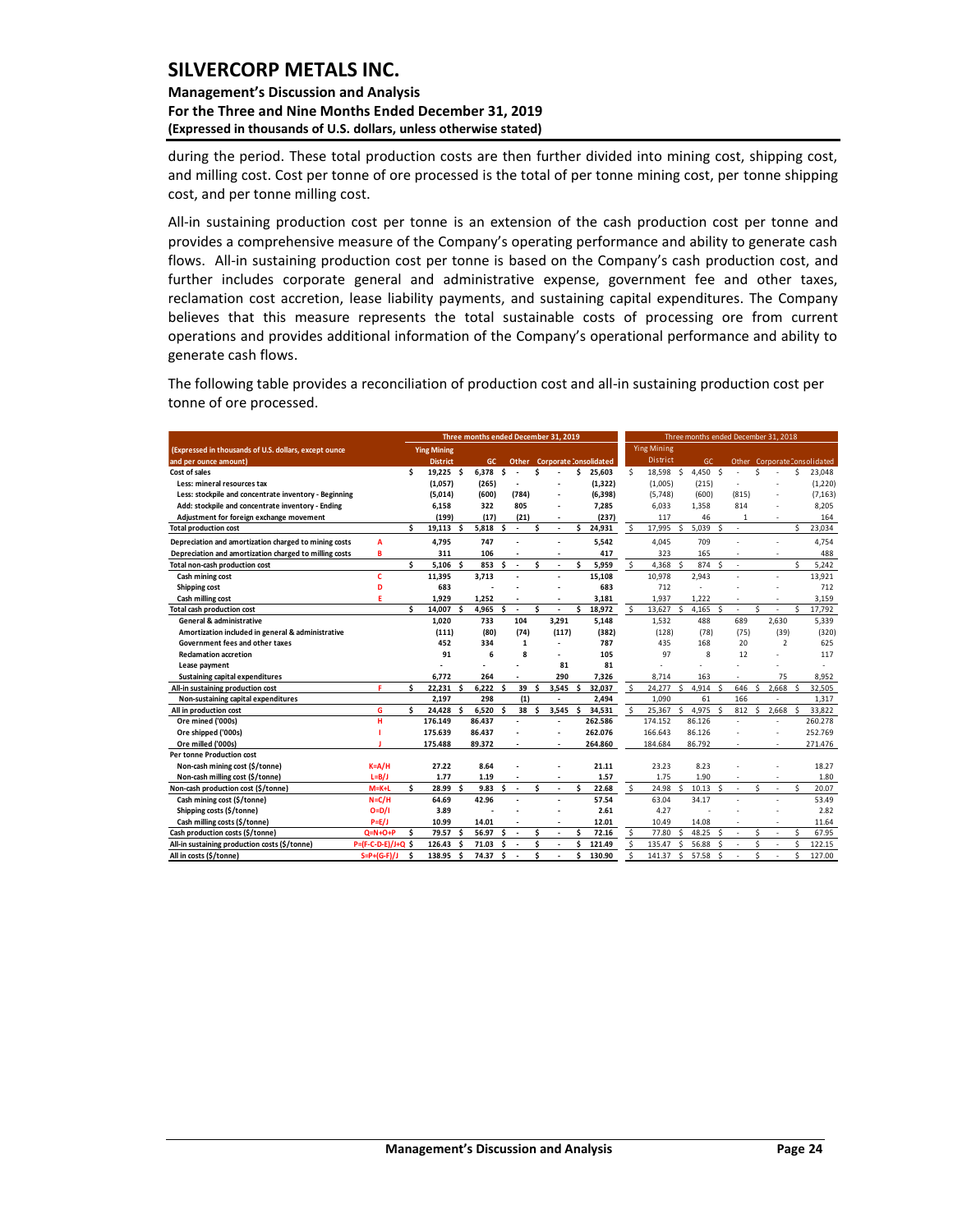during the period. These total production costs are then further divided into mining cost, shipping cost, and milling cost. Cost per tonne of ore processed is the total of per tonne mining cost, per tonne shipping cost, and per tonne milling cost.

All-in sustaining production cost per tonne is an extension of the cash production cost per tonne and provides a comprehensive measure of the Company's operating performance and ability to generate cash flows. All-in sustaining production cost per tonne is based on the Company's cash production cost, and further includes corporate general and administrative expense, government fee and other taxes, reclamation cost accretion, lease liability payments, and sustaining capital expenditures. The Company believes that this measure represents the total sustainable costs of processing ore from current operations and provides additional information of the Company's operational performance and ability to generate cash flows.

The following table provides a reconciliation of production cost and all-in sustaining production cost per tonne of ore processed.

| (Expressed in thousands of U.S. dollars, except ounce and per ounce amount) | | Three months ended December 31, 2019 Ying Mining District | GC | Other | Corporate | Consolidated | Three months ended December 31, 2018 Ying Mining District | GC | Other | Corporate | Consolidated |
|---|---|---|---|---|---|---|---|---|---|---|---|
| Cost of sales | | $ 19,225 | $ 6,378 | $ - | $ - | $ 25,603 | $ 18,598 | $ 4,450 | $ - | $ - | $ 23,048 |
| Less: mineral resources tax | | (1,057) | (265) | - | - | (1,322) | (1,005) | (215) | - | - | (1,220) |
| Less: stockpile and concentrate inventory - Beginning | | (5,014) | (600) | (784) | - | (6,398) | (5,748) | (600) | (815) | - | (7,163) |
| Add: stockpile and concentrate inventory - Ending | | 6,158 | 322 | 805 | - | 7,285 | 6,033 | 1,358 | 814 | - | 8,205 |
| Adjustment for foreign exchange movement | | (199) | (17) | (21) | - | (237) | 117 | 46 | 1 | - | 164 |
| Total production cost | | $ 19,113 | $ 5,818 | $ - | $ - | $ 24,931 | $ 17,995 | $ 5,039 | $ - | | $ 23,034 |
| Depreciation and amortization charged to mining costs | A | 4,795 | 747 | - | - | 5,542 | 4,045 | 709 | - | - | 4,754 |
| Depreciation and amortization charged to milling costs | B | 311 | 106 | - | - | 417 | 323 | 165 | - | - | 488 |
| Total non-cash production cost | | $ 5,106 | $ 853 | $ - | $ - | $ 5,959 | $ 4,368 | $ 874 | $ - | | $ 5,242 |
| Cash mining cost | C | 11,395 | 3,713 | - | - | 15,108 | 10,978 | 2,943 | - | - | 13,921 |
| Shipping cost | D | 683 | - | - | - | 683 | 712 | - | - | - | 712 |
| Cash milling cost | E | 1,929 | 1,252 | - | - | 3,181 | 1,937 | 1,222 | - | - | 3,159 |
| Total cash production cost | | $ 14,007 | $ 4,965 | $ - | $ - | $ 18,972 | $ 13,627 | $ 4,165 | $ - | $ - | $ 17,792 |
| General & administrative | | 1,020 | 733 | 104 | 3,291 | 5,148 | 1,532 | 488 | 689 | 2,630 | 5,339 |
| Amortization included in general & administrative | | (111) | (80) | (74) | (117) | (382) | (128) | (78) | (75) | (39) | (320) |
| Government fees and other taxes | | 452 | 334 | 1 | - | 787 | 435 | 168 | 20 | 2 | 625 |
| Reclamation accretion | | 91 | 6 | 8 | - | 105 | 97 | 8 | 12 | - | 117 |
| Lease payment | | - | - | - | 81 | 81 | - | - | - | - | - |
| Sustaining capital expenditures | | 6,772 | 264 | - | 290 | 7,326 | 8,714 | 163 | - | 75 | 8,952 |
| All-in sustaining production cost | F | $ 22,231 | $ 6,222 | $ 39 | $ 3,545 | $ 32,037 | $ 24,277 | $ 4,914 | $ 646 | $ 2,668 | $ 32,505 |
| Non-sustaining capital expenditures | | 2,197 | 298 | (1) | - | 2,494 | 1,090 | 61 | 166 | - | 1,317 |
| All in production cost | G | $ 24,428 | $ 6,520 | $ 38 | $ 3,545 | $ 34,531 | $ 25,367 | $ 4,975 | $ 812 | $ 2,668 | $ 33,822 |
| Ore mined ('000s) | H | 176.149 | 86.437 | - | - | 262.586 | 174.152 | 86.126 | - | - | 260.278 |
| Ore shipped ('000s) | I | 175.639 | 86.437 | - | - | 262.076 | 166.643 | 86.126 | - | - | 252.769 |
| Ore milled ('000s) | J | 175.488 | 89.372 | - | - | 264.860 | 184.684 | 86.792 | - | - | 271.476 |
| Per tonne Production cost | | | | | | | | | | | |
| Non-cash mining cost ($/tonne) | K=A/H | 27.22 | 8.64 | - | - | 21.11 | 23.23 | 8.23 | - | - | 18.27 |
| Non-cash milling cost ($/tonne) | L=B/J | 1.77 | 1.19 | - | - | 1.57 | 1.75 | 1.90 | - | - | 1.80 |
| Non-cash production cost ($/tonne) | M=K+L | $ 28.99 | $ 9.83 | $ - | $ - | $ 22.68 | $ 24.98 | $ 10.13 | $ - | $ - | $ 20.07 |
| Cash mining cost ($/tonne) | N=C/H | 64.69 | 42.96 | - | - | 57.54 | 63.04 | 34.17 | - | - | 53.49 |
| Shipping costs ($/tonne) | O=D/I | 3.89 | - | - | - | 2.61 | 4.27 | - | - | - | 2.82 |
| Cash milling costs ($/tonne) | P=E/J | 10.99 | 14.01 | - | - | 12.01 | 10.49 | 14.08 | - | - | 11.64 |
| Cash production costs ($/tonne) | Q=N+O+P | $ 79.57 | $ 56.97 | $ - | $ - | $ 72.16 | $ 77.80 | $ 48.25 | $ - | $ - | $ 67.95 |
| All-in sustaining production costs ($/tonne) | P=(F-C-D-E)/J+Q | $ 126.43 | $ 71.03 | $ - | $ - | $ 121.49 | $ 135.47 | $ 56.88 | $ - | $ - | $ 122.15 |
| All in costs ($/tonne) | S=P+(G-F)/J | $ 138.95 | $ 74.37 | $ - | $ - | $ 130.90 | $ 141.37 | $ 57.58 | $ - | $ - | $ 127.00 |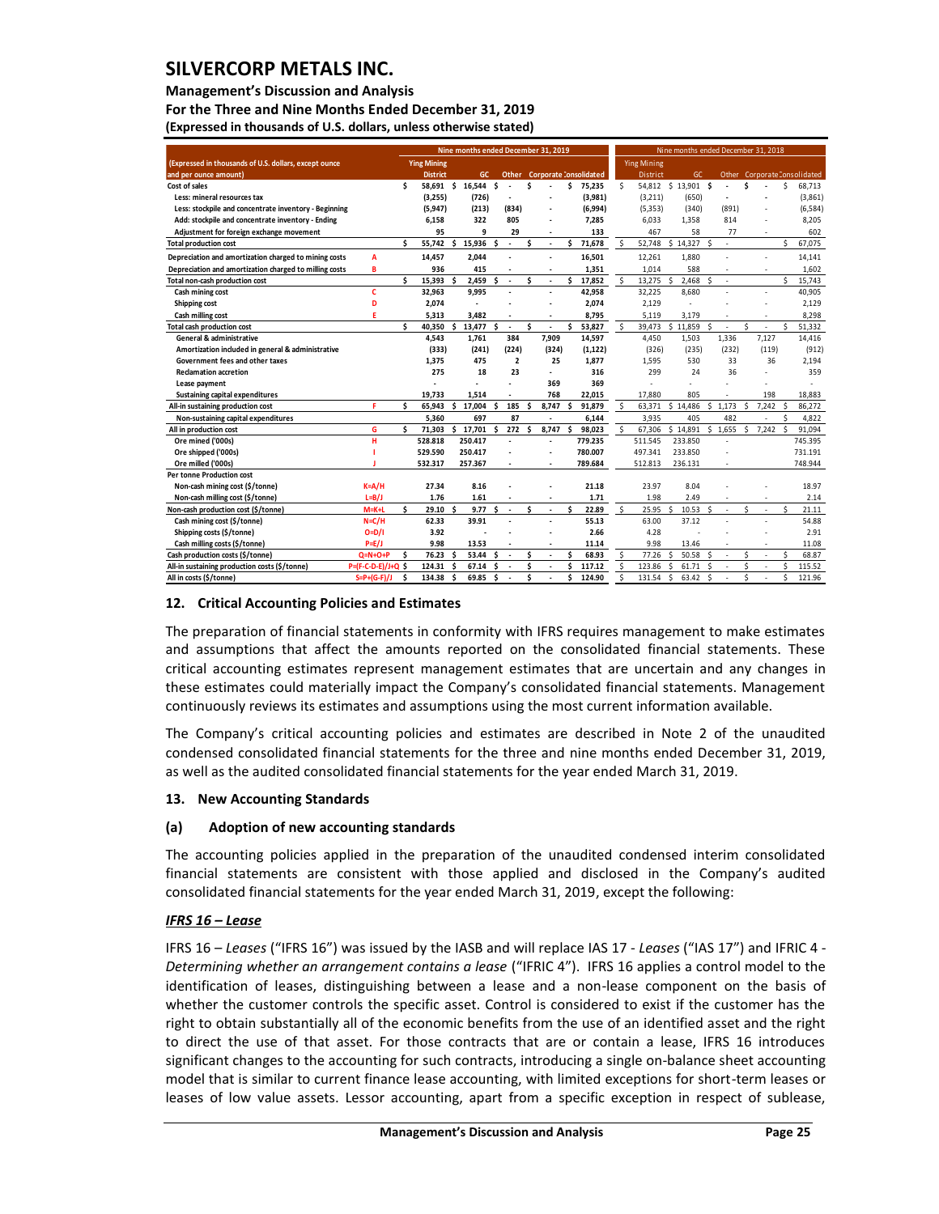| (Expressed in thousands of U.S. dollars, except ounce and per ounce amount) | | Nine months ended December 31, 2019 | | | | | Nine months ended December 31, 2018 | | | | |
|---|---|---|---|---|---|---|---|---|---|---|---|
| | | Ying Mining District | GC | Other | Corporate | Consolidated | Ying Mining District | GC | Other | Corporate | Consolidated |
| Cost of sales | | $ 58,691 | $ 16,544 | $ - | $ - | $ 75,235 | $ 54,812 | $ 13,901 | $ - | $ - | $ 68,713 |
| Less: mineral resources tax | | (3,255) | (726) | - | - | (3,981) | (3,211) | (650) | - | - | (3,861) |
| Less: stockpile and concentrate inventory - Beginning | | (5,947) | (213) | (834) | - | (6,994) | (5,353) | (340) | (891) | - | (6,584) |
| Add: stockpile and concentrate inventory - Ending | | 6,158 | 322 | 805 | - | 7,285 | 6,033 | 1,358 | 814 | - | 8,205 |
| Adjustment for foreign exchange movement | | 95 | 9 | 29 | - | 133 | 467 | 58 | 77 | - | 602 |
| Total production cost | | $ 55,742 | $ 15,936 | $ - | $ - | $ 71,678 | $ 52,748 | $ 14,327 | $ - | | $ 67,075 |
| Depreciation and amortization charged to mining costs | A | 14,457 | 2,044 | - | - | 16,501 | 12,261 | 1,880 | - | - | 14,141 |
| Depreciation and amortization charged to milling costs | B | 936 | 415 | - | - | 1,351 | 1,014 | 588 | - | - | 1,602 |
| Total non-cash production cost | | $ 15,393 | $ 2,459 | $ - | $ - | $ 17,852 | $ 13,275 | $ 2,468 | $ - | | $ 15,743 |
| Cash mining cost | C | 32,963 | 9,995 | - | - | 42,958 | 32,225 | 8,680 | - | - | 40,905 |
| Shipping cost | D | 2,074 | - | - | - | 2,074 | 2,129 | - | - | - | 2,129 |
| Cash milling cost | E | 5,313 | 3,482 | - | - | 8,795 | 5,119 | 3,179 | - | - | 8,298 |
| Total cash production cost | | $ 40,350 | $ 13,477 | $ - | $ - | $ 53,827 | $ 39,473 | $ 11,859 | $ - | | $ 51,332 |
| General & administrative | | 4,543 | 1,761 | 384 | 7,909 | 14,597 | 4,450 | 1,503 | 1,336 | 7,127 | 14,416 |
| Amortization included in general & administrative | | (333) | (241) | (224) | (324) | (1,122) | (326) | (235) | (232) | (119) | (912) |
| Government fees and other taxes | | 1,375 | 475 | 2 | 25 | 1,877 | 1,595 | 530 | 33 | 36 | 2,194 |
| Reclamation accretion | | 275 | 18 | 23 | - | 316 | 299 | 24 | 36 | - | 359 |
| Lease payment | | - | - | - | 369 | 369 | - | - | - | - | - |
| Sustaining capital expenditures | | 19,733 | 1,514 | - | 768 | 22,015 | 17,880 | 805 | - | 198 | 18,883 |
| All-in sustaining production cost | F | $ 65,943 | $ 17,004 | $ 185 | $ 8,747 | $ 91,879 | $ 63,371 | $ 14,486 | $ 1,173 | $ 7,242 | $ 86,272 |
| Non-sustaining capital expenditures | | 5,360 | 697 | 87 | - | 6,144 | 3,935 | 405 | 482 | - | $ 4,822 |
| All in production cost | G | $ 71,303 | $ 17,701 | $ 272 | $ 8,747 | $ 98,023 | $ 67,306 | $ 14,891 | $ 1,655 | $ 7,242 | $ 91,094 |
| Ore mined ('000s) | H | 528.818 | 250.417 | - | - | 779.235 | 511.545 | 233.850 | - | | 745.395 |
| Ore shipped ('000s) | I | 529.590 | 250.417 | - | - | 780.007 | 497.341 | 233.850 | - | | 731.191 |
| Ore milled ('000s) | J | 532.317 | 257.367 | - | - | 789.684 | 512.813 | 236.131 | - | | 748.944 |
| Per tonne Production cost | | | | | | | | | | | |
| Non-cash mining cost ($/tonne) | K=A/H | 27.34 | 8.16 | - | - | 21.18 | 23.97 | 8.04 | - | - | 18.97 |
| Non-cash milling cost ($/tonne) | L=B/J | 1.76 | 1.61 | - | - | 1.71 | 1.98 | 2.49 | - | - | 2.14 |
| Non-cash production cost ($/tonne) | M=K+L | $ 29.10 | $ 9.77 | $ - | $ - | $ 22.89 | $ 25.95 | $ 10.53 | $ - | $ - | $ 21.11 |
| Cash mining cost ($/tonne) | N=C/H | 62.33 | 39.91 | - | - | 55.13 | 63.00 | 37.12 | - | - | 54.88 |
| Shipping costs ($/tonne) | O=D/I | 3.92 | - | - | - | 2.66 | 4.28 | - | - | - | 2.91 |
| Cash milling costs ($/tonne) | P=E/J | 9.98 | 13.53 | - | - | 11.14 | 9.98 | 13.46 | - | - | 11.08 |
| Cash production costs ($/tonne) | Q=N+O+P | $ 76.23 | $ 53.44 | $ - | $ - | $ 68.93 | $ 77.26 | $ 50.58 | $ - | $ - | $ 68.87 |
| All-in sustaining production costs ($/tonne) | P=(F-C-D-E)/J+Q | $ 124.31 | $ 67.14 | $ - | $ - | $ 117.12 | $ 123.86 | $ 61.71 | $ - | $ - | $ 115.52 |
| All in costs ($/tonne) | S=P+(G-F)/J | $ 134.38 | $ 69.85 | $ - | $ - | $ 124.90 | $ 131.54 | $ 63.42 | $ - | $ - | $ 121.96 |

## 12. Critical Accounting Policies and Estimates

The preparation of financial statements in conformity with IFRS requires management to make estimates and assumptions that affect the amounts reported on the consolidated financial statements. These critical accounting estimates represent management estimates that are uncertain and any changes in these estimates could materially impact the Company's consolidated financial statements. Management continuously reviews its estimates and assumptions using the most current information available.

The Company's critical accounting policies and estimates are described in Note 2 of the unaudited condensed consolidated financial statements for the three and nine months ended December 31, 2019, as well as the audited consolidated financial statements for the year ended March 31, 2019.

## 13. New Accounting Standards

### (a) Adoption of new accounting standards

The accounting policies applied in the preparation of the unaudited condensed interim consolidated financial statements are consistent with those applied and disclosed in the Company's audited consolidated financial statements for the year ended March 31, 2019, except the following:

***IFRS 16 – Lease***

IFRS 16 – *Leases* ("IFRS 16") was issued by the IASB and will replace IAS 17 - *Leases* ("IAS 17") and IFRIC 4 - *Determining whether an arrangement contains a lease* ("IFRIC 4"). IFRS 16 applies a control model to the identification of leases, distinguishing between a lease and a non-lease component on the basis of whether the customer controls the specific asset. Control is considered to exist if the customer has the right to obtain substantially all of the economic benefits from the use of an identified asset and the right to direct the use of that asset. For those contracts that are or contain a lease, IFRS 16 introduces significant changes to the accounting for such contracts, introducing a single on-balance sheet accounting model that is similar to current finance lease accounting, with limited exceptions for short-term leases or leases of low value assets. Lessor accounting, apart from a specific exception in respect of sublease,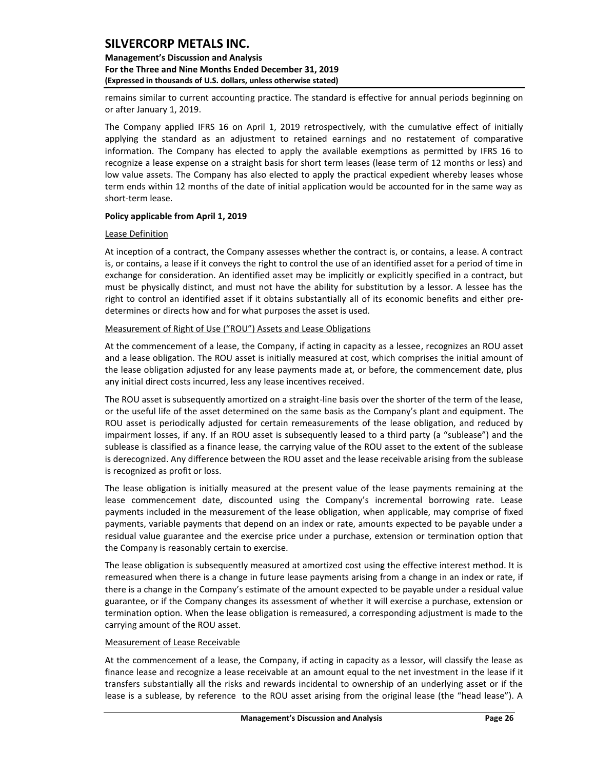remains similar to current accounting practice. The standard is effective for annual periods beginning on or after January 1, 2019.

The Company applied IFRS 16 on April 1, 2019 retrospectively, with the cumulative effect of initially applying the standard as an adjustment to retained earnings and no restatement of comparative information. The Company has elected to apply the available exemptions as permitted by IFRS 16 to recognize a lease expense on a straight basis for short term leases (lease term of 12 months or less) and low value assets. The Company has also elected to apply the practical expedient whereby leases whose term ends within 12 months of the date of initial application would be accounted for in the same way as short-term lease.

**Policy applicable from April 1, 2019**

Lease Definition

At inception of a contract, the Company assesses whether the contract is, or contains, a lease. A contract is, or contains, a lease if it conveys the right to control the use of an identified asset for a period of time in exchange for consideration. An identified asset may be implicitly or explicitly specified in a contract, but must be physically distinct, and must not have the ability for substitution by a lessor. A lessee has the right to control an identified asset if it obtains substantially all of its economic benefits and either pre-determines or directs how and for what purposes the asset is used.

Measurement of Right of Use ("ROU") Assets and Lease Obligations

At the commencement of a lease, the Company, if acting in capacity as a lessee, recognizes an ROU asset and a lease obligation. The ROU asset is initially measured at cost, which comprises the initial amount of the lease obligation adjusted for any lease payments made at, or before, the commencement date, plus any initial direct costs incurred, less any lease incentives received.

The ROU asset is subsequently amortized on a straight-line basis over the shorter of the term of the lease, or the useful life of the asset determined on the same basis as the Company's plant and equipment. The ROU asset is periodically adjusted for certain remeasurements of the lease obligation, and reduced by impairment losses, if any. If an ROU asset is subsequently leased to a third party (a "sublease") and the sublease is classified as a finance lease, the carrying value of the ROU asset to the extent of the sublease is derecognized. Any difference between the ROU asset and the lease receivable arising from the sublease is recognized as profit or loss.

The lease obligation is initially measured at the present value of the lease payments remaining at the lease commencement date, discounted using the Company's incremental borrowing rate. Lease payments included in the measurement of the lease obligation, when applicable, may comprise of fixed payments, variable payments that depend on an index or rate, amounts expected to be payable under a residual value guarantee and the exercise price under a purchase, extension or termination option that the Company is reasonably certain to exercise.

The lease obligation is subsequently measured at amortized cost using the effective interest method. It is remeasured when there is a change in future lease payments arising from a change in an index or rate, if there is a change in the Company's estimate of the amount expected to be payable under a residual value guarantee, or if the Company changes its assessment of whether it will exercise a purchase, extension or termination option. When the lease obligation is remeasured, a corresponding adjustment is made to the carrying amount of the ROU asset.

Measurement of Lease Receivable

At the commencement of a lease, the Company, if acting in capacity as a lessor, will classify the lease as finance lease and recognize a lease receivable at an amount equal to the net investment in the lease if it transfers substantially all the risks and rewards incidental to ownership of an underlying asset or if the lease is a sublease, by reference to the ROU asset arising from the original lease (the "head lease"). A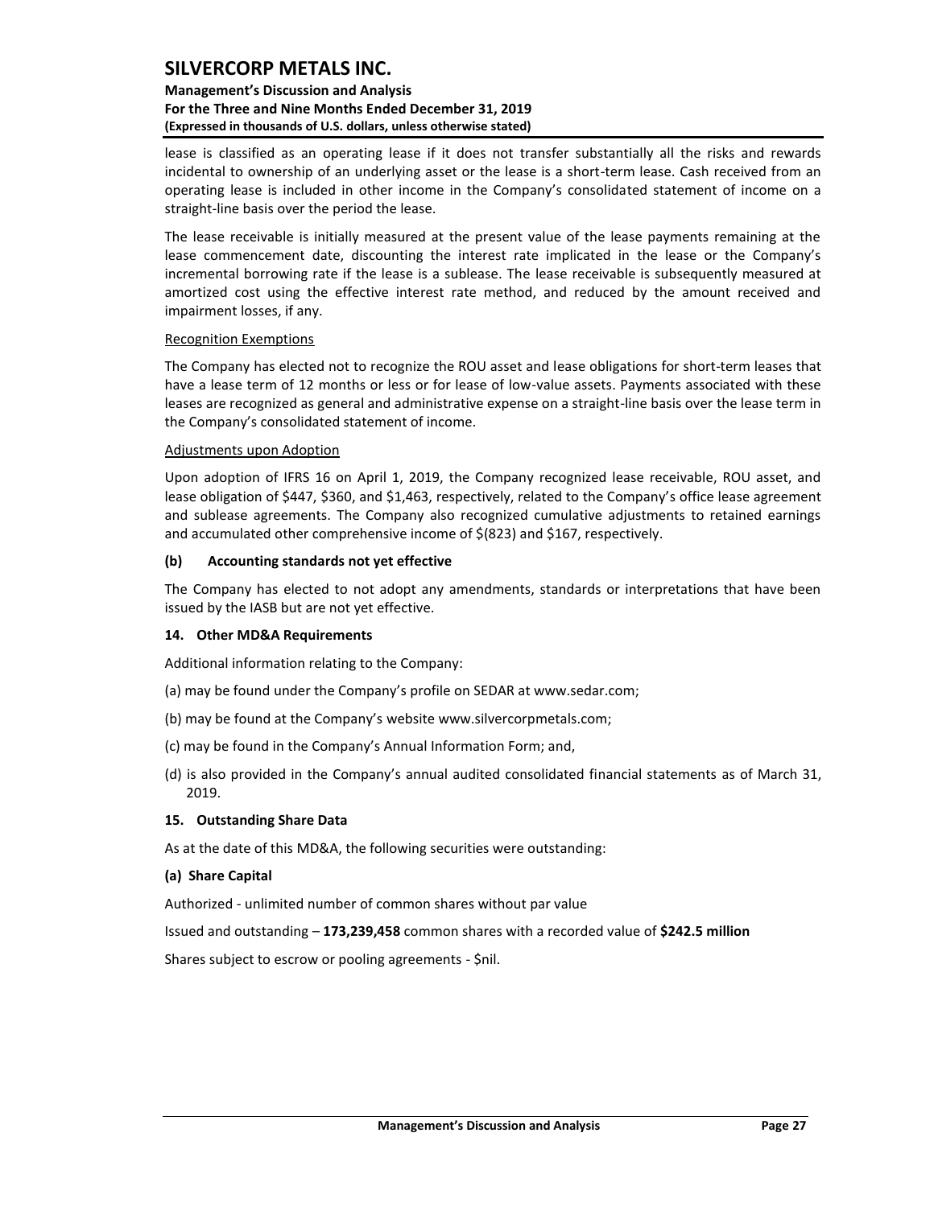lease is classified as an operating lease if it does not transfer substantially all the risks and rewards incidental to ownership of an underlying asset or the lease is a short-term lease. Cash received from an operating lease is included in other income in the Company's consolidated statement of income on a straight-line basis over the period the lease.

The lease receivable is initially measured at the present value of the lease payments remaining at the lease commencement date, discounting the interest rate implicated in the lease or the Company's incremental borrowing rate if the lease is a sublease. The lease receivable is subsequently measured at amortized cost using the effective interest rate method, and reduced by the amount received and impairment losses, if any.

Recognition Exemptions

The Company has elected not to recognize the ROU asset and lease obligations for short-term leases that have a lease term of 12 months or less or for lease of low-value assets. Payments associated with these leases are recognized as general and administrative expense on a straight-line basis over the lease term in the Company's consolidated statement of income.

Adjustments upon Adoption

Upon adoption of IFRS 16 on April 1, 2019, the Company recognized lease receivable, ROU asset, and lease obligation of $447, $360, and $1,463, respectively, related to the Company's office lease agreement and sublease agreements. The Company also recognized cumulative adjustments to retained earnings and accumulated other comprehensive income of $(823) and $167, respectively.

**(b) Accounting standards not yet effective**

The Company has elected to not adopt any amendments, standards or interpretations that have been issued by the IASB but are not yet effective.

## 14. Other MD&A Requirements

Additional information relating to the Company:

(a) may be found under the Company's profile on SEDAR at www.sedar.com;

(b) may be found at the Company's website www.silvercorpmetals.com;

(c) may be found in the Company's Annual Information Form; and,

(d) is also provided in the Company's annual audited consolidated financial statements as of March 31, 2019.

## 15. Outstanding Share Data

As at the date of this MD&A, the following securities were outstanding:

**(a) Share Capital**

Authorized - unlimited number of common shares without par value

Issued and outstanding – **173,239,458** common shares with a recorded value of **$242.5 million**

Shares subject to escrow or pooling agreements - $nil.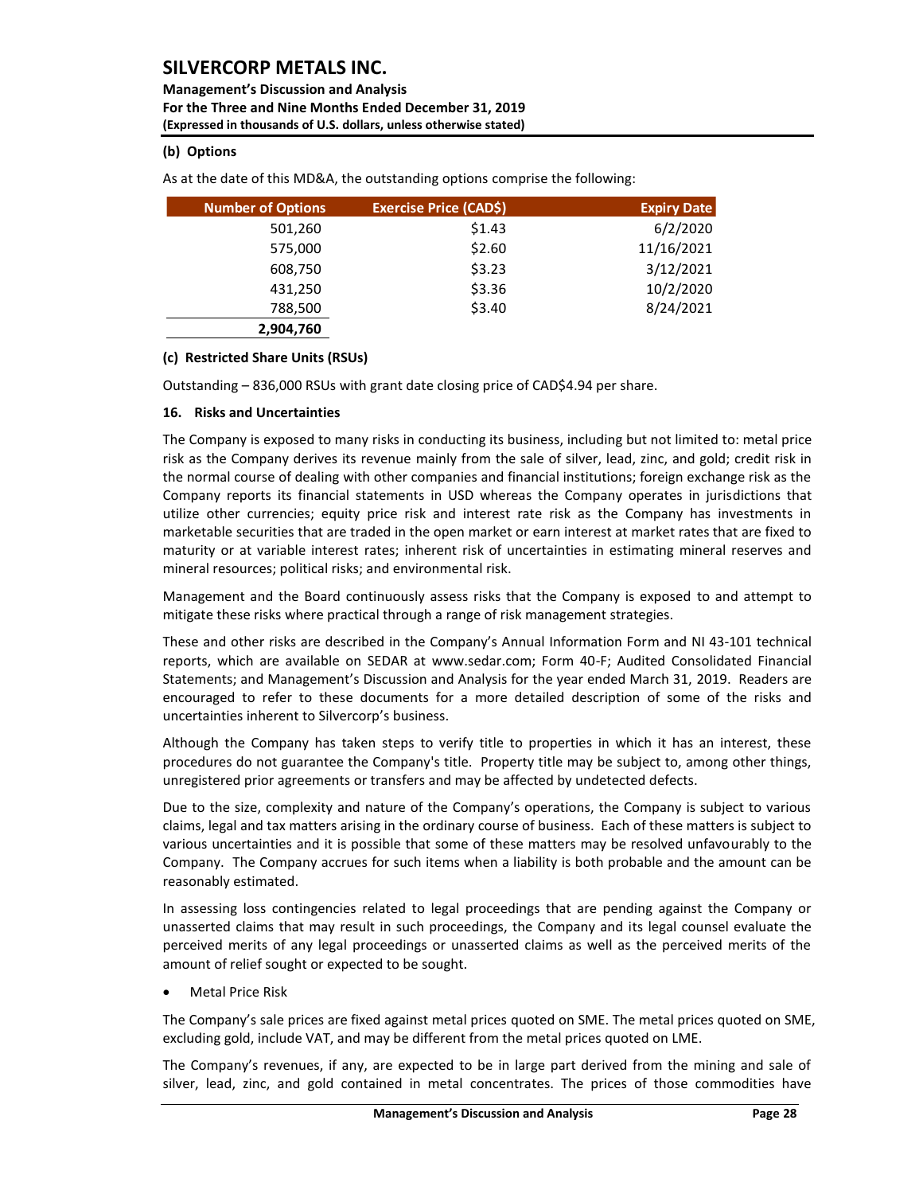### (b) Options

As at the date of this MD&A, the outstanding options comprise the following:

| Number of Options | Exercise Price (CAD$) | Expiry Date |
|---|---|---|
| 501,260 | $1.43 | 6/2/2020 |
| 575,000 | $2.60 | 11/16/2021 |
| 608,750 | $3.23 | 3/12/2021 |
| 431,250 | $3.36 | 10/2/2020 |
| 788,500 | $3.40 | 8/24/2021 |
| **2,904,760** | | |

### (c) Restricted Share Units (RSUs)

Outstanding – 836,000 RSUs with grant date closing price of CAD$4.94 per share.

## 16. Risks and Uncertainties

The Company is exposed to many risks in conducting its business, including but not limited to: metal price risk as the Company derives its revenue mainly from the sale of silver, lead, zinc, and gold; credit risk in the normal course of dealing with other companies and financial institutions; foreign exchange risk as the Company reports its financial statements in USD whereas the Company operates in jurisdictions that utilize other currencies; equity price risk and interest rate risk as the Company has investments in marketable securities that are traded in the open market or earn interest at market rates that are fixed to maturity or at variable interest rates; inherent risk of uncertainties in estimating mineral reserves and mineral resources; political risks; and environmental risk.

Management and the Board continuously assess risks that the Company is exposed to and attempt to mitigate these risks where practical through a range of risk management strategies.

These and other risks are described in the Company's Annual Information Form and NI 43-101 technical reports, which are available on SEDAR at www.sedar.com; Form 40-F; Audited Consolidated Financial Statements; and Management's Discussion and Analysis for the year ended March 31, 2019. Readers are encouraged to refer to these documents for a more detailed description of some of the risks and uncertainties inherent to Silvercorp's business.

Although the Company has taken steps to verify title to properties in which it has an interest, these procedures do not guarantee the Company's title. Property title may be subject to, among other things, unregistered prior agreements or transfers and may be affected by undetected defects.

Due to the size, complexity and nature of the Company's operations, the Company is subject to various claims, legal and tax matters arising in the ordinary course of business. Each of these matters is subject to various uncertainties and it is possible that some of these matters may be resolved unfavourably to the Company. The Company accrues for such items when a liability is both probable and the amount can be reasonably estimated.

In assessing loss contingencies related to legal proceedings that are pending against the Company or unasserted claims that may result in such proceedings, the Company and its legal counsel evaluate the perceived merits of any legal proceedings or unasserted claims as well as the perceived merits of the amount of relief sought or expected to be sought.

- Metal Price Risk

The Company's sale prices are fixed against metal prices quoted on SME. The metal prices quoted on SME, excluding gold, include VAT, and may be different from the metal prices quoted on LME.

The Company's revenues, if any, are expected to be in large part derived from the mining and sale of silver, lead, zinc, and gold contained in metal concentrates. The prices of those commodities have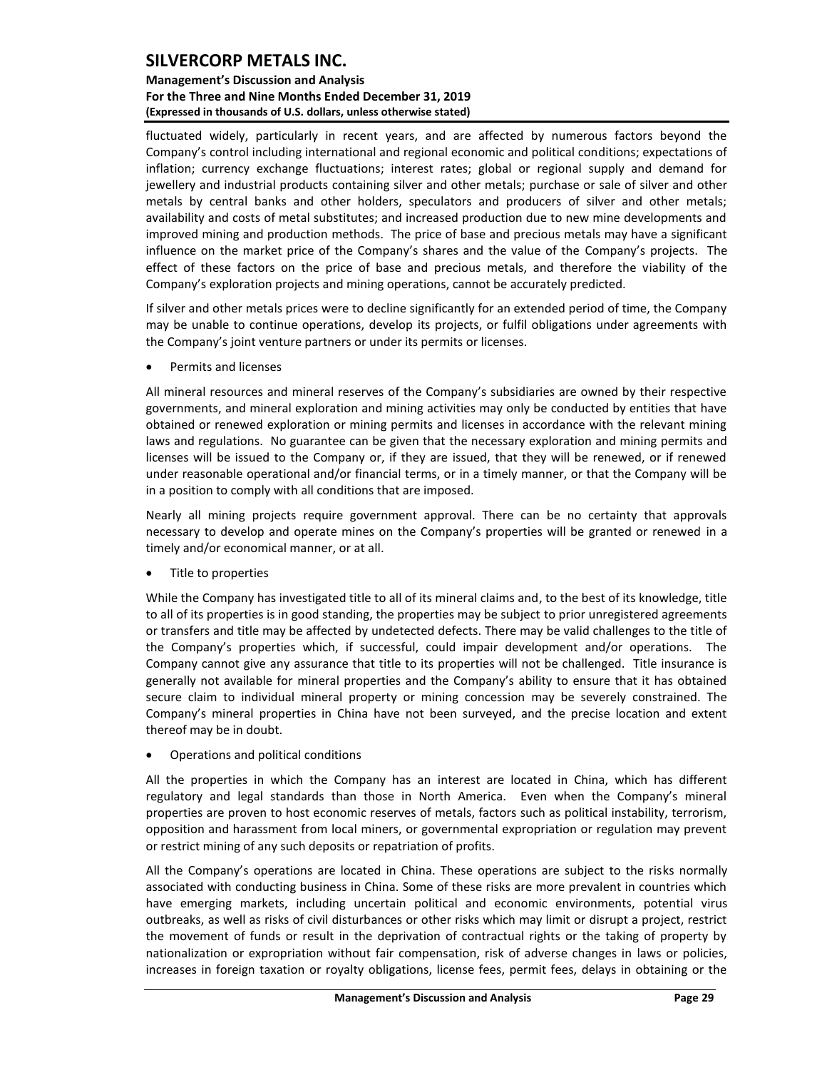fluctuated widely, particularly in recent years, and are affected by numerous factors beyond the Company's control including international and regional economic and political conditions; expectations of inflation; currency exchange fluctuations; interest rates; global or regional supply and demand for jewellery and industrial products containing silver and other metals; purchase or sale of silver and other metals by central banks and other holders, speculators and producers of silver and other metals; availability and costs of metal substitutes; and increased production due to new mine developments and improved mining and production methods. The price of base and precious metals may have a significant influence on the market price of the Company's shares and the value of the Company's projects. The effect of these factors on the price of base and precious metals, and therefore the viability of the Company's exploration projects and mining operations, cannot be accurately predicted.

If silver and other metals prices were to decline significantly for an extended period of time, the Company may be unable to continue operations, develop its projects, or fulfil obligations under agreements with the Company's joint venture partners or under its permits or licenses.

- Permits and licenses

All mineral resources and mineral reserves of the Company's subsidiaries are owned by their respective governments, and mineral exploration and mining activities may only be conducted by entities that have obtained or renewed exploration or mining permits and licenses in accordance with the relevant mining laws and regulations. No guarantee can be given that the necessary exploration and mining permits and licenses will be issued to the Company or, if they are issued, that they will be renewed, or if renewed under reasonable operational and/or financial terms, or in a timely manner, or that the Company will be in a position to comply with all conditions that are imposed.

Nearly all mining projects require government approval. There can be no certainty that approvals necessary to develop and operate mines on the Company's properties will be granted or renewed in a timely and/or economical manner, or at all.

- Title to properties

While the Company has investigated title to all of its mineral claims and, to the best of its knowledge, title to all of its properties is in good standing, the properties may be subject to prior unregistered agreements or transfers and title may be affected by undetected defects. There may be valid challenges to the title of the Company's properties which, if successful, could impair development and/or operations. The Company cannot give any assurance that title to its properties will not be challenged. Title insurance is generally not available for mineral properties and the Company's ability to ensure that it has obtained secure claim to individual mineral property or mining concession may be severely constrained. The Company's mineral properties in China have not been surveyed, and the precise location and extent thereof may be in doubt.

- Operations and political conditions

All the properties in which the Company has an interest are located in China, which has different regulatory and legal standards than those in North America. Even when the Company's mineral properties are proven to host economic reserves of metals, factors such as political instability, terrorism, opposition and harassment from local miners, or governmental expropriation or regulation may prevent or restrict mining of any such deposits or repatriation of profits.

All the Company's operations are located in China. These operations are subject to the risks normally associated with conducting business in China. Some of these risks are more prevalent in countries which have emerging markets, including uncertain political and economic environments, potential virus outbreaks, as well as risks of civil disturbances or other risks which may limit or disrupt a project, restrict the movement of funds or result in the deprivation of contractual rights or the taking of property by nationalization or expropriation without fair compensation, risk of adverse changes in laws or policies, increases in foreign taxation or royalty obligations, license fees, permit fees, delays in obtaining or the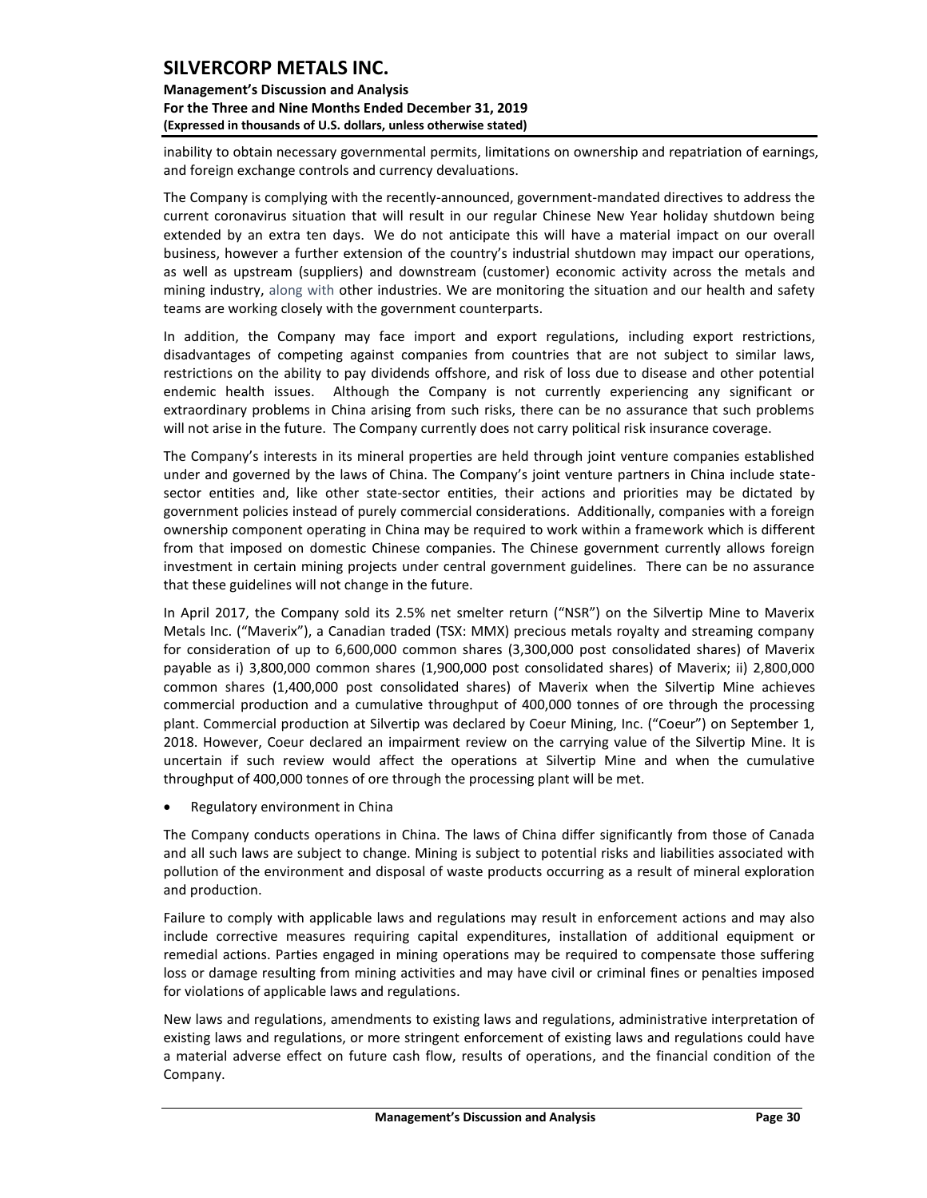inability to obtain necessary governmental permits, limitations on ownership and repatriation of earnings, and foreign exchange controls and currency devaluations.

The Company is complying with the recently-announced, government-mandated directives to address the current coronavirus situation that will result in our regular Chinese New Year holiday shutdown being extended by an extra ten days. We do not anticipate this will have a material impact on our overall business, however a further extension of the country's industrial shutdown may impact our operations, as well as upstream (suppliers) and downstream (customer) economic activity across the metals and mining industry, along with other industries. We are monitoring the situation and our health and safety teams are working closely with the government counterparts.

In addition, the Company may face import and export regulations, including export restrictions, disadvantages of competing against companies from countries that are not subject to similar laws, restrictions on the ability to pay dividends offshore, and risk of loss due to disease and other potential endemic health issues. Although the Company is not currently experiencing any significant or extraordinary problems in China arising from such risks, there can be no assurance that such problems will not arise in the future. The Company currently does not carry political risk insurance coverage.

The Company's interests in its mineral properties are held through joint venture companies established under and governed by the laws of China. The Company's joint venture partners in China include state-sector entities and, like other state-sector entities, their actions and priorities may be dictated by government policies instead of purely commercial considerations. Additionally, companies with a foreign ownership component operating in China may be required to work within a framework which is different from that imposed on domestic Chinese companies. The Chinese government currently allows foreign investment in certain mining projects under central government guidelines. There can be no assurance that these guidelines will not change in the future.

In April 2017, the Company sold its 2.5% net smelter return ("NSR") on the Silvertip Mine to Maverix Metals Inc. ("Maverix"), a Canadian traded (TSX: MMX) precious metals royalty and streaming company for consideration of up to 6,600,000 common shares (3,300,000 post consolidated shares) of Maverix payable as i) 3,800,000 common shares (1,900,000 post consolidated shares) of Maverix; ii) 2,800,000 common shares (1,400,000 post consolidated shares) of Maverix when the Silvertip Mine achieves commercial production and a cumulative throughput of 400,000 tonnes of ore through the processing plant. Commercial production at Silvertip was declared by Coeur Mining, Inc. ("Coeur") on September 1, 2018. However, Coeur declared an impairment review on the carrying value of the Silvertip Mine. It is uncertain if such review would affect the operations at Silvertip Mine and when the cumulative throughput of 400,000 tonnes of ore through the processing plant will be met.

- Regulatory environment in China

The Company conducts operations in China. The laws of China differ significantly from those of Canada and all such laws are subject to change. Mining is subject to potential risks and liabilities associated with pollution of the environment and disposal of waste products occurring as a result of mineral exploration and production.

Failure to comply with applicable laws and regulations may result in enforcement actions and may also include corrective measures requiring capital expenditures, installation of additional equipment or remedial actions. Parties engaged in mining operations may be required to compensate those suffering loss or damage resulting from mining activities and may have civil or criminal fines or penalties imposed for violations of applicable laws and regulations.

New laws and regulations, amendments to existing laws and regulations, administrative interpretation of existing laws and regulations, or more stringent enforcement of existing laws and regulations could have a material adverse effect on future cash flow, results of operations, and the financial condition of the Company.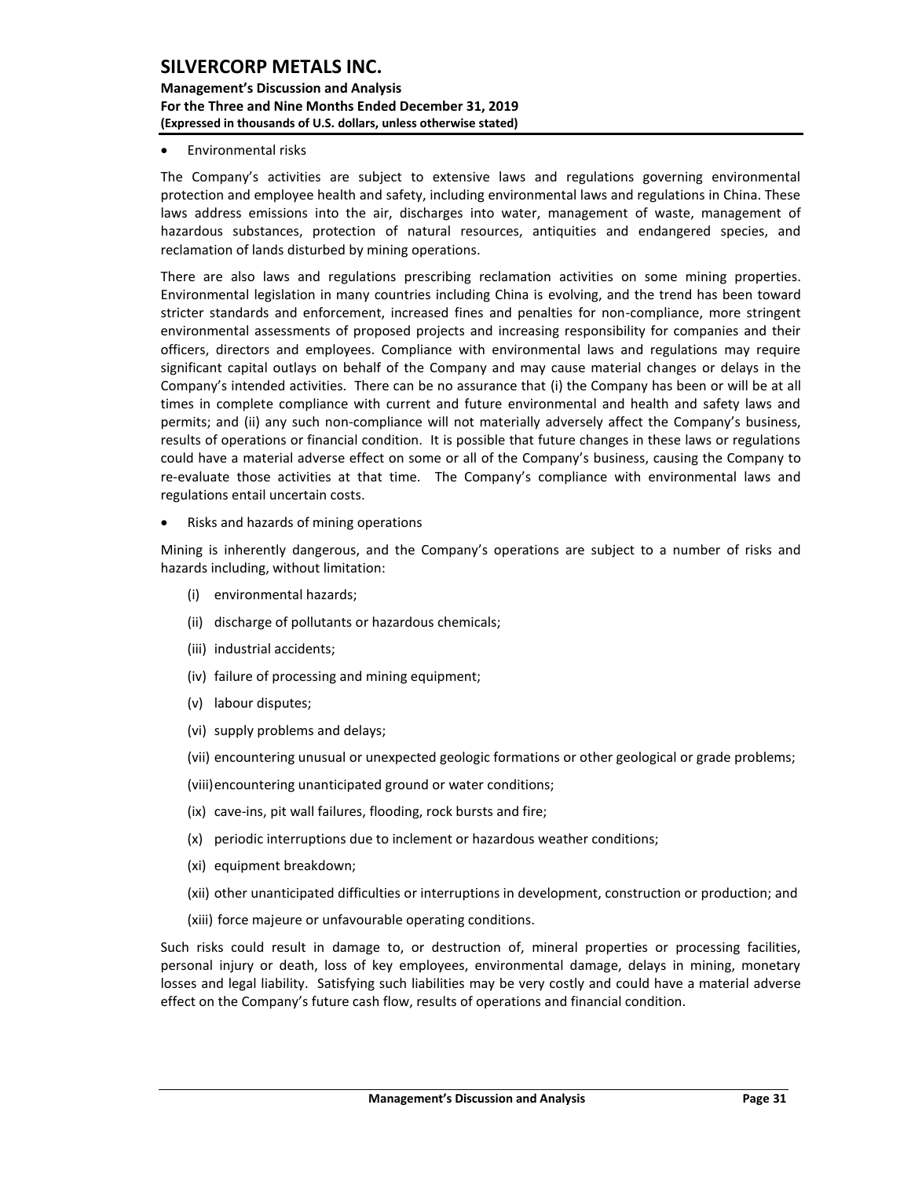- Environmental risks

The Company's activities are subject to extensive laws and regulations governing environmental protection and employee health and safety, including environmental laws and regulations in China. These laws address emissions into the air, discharges into water, management of waste, management of hazardous substances, protection of natural resources, antiquities and endangered species, and reclamation of lands disturbed by mining operations.

There are also laws and regulations prescribing reclamation activities on some mining properties. Environmental legislation in many countries including China is evolving, and the trend has been toward stricter standards and enforcement, increased fines and penalties for non-compliance, more stringent environmental assessments of proposed projects and increasing responsibility for companies and their officers, directors and employees. Compliance with environmental laws and regulations may require significant capital outlays on behalf of the Company and may cause material changes or delays in the Company's intended activities. There can be no assurance that (i) the Company has been or will be at all times in complete compliance with current and future environmental and health and safety laws and permits; and (ii) any such non-compliance will not materially adversely affect the Company's business, results of operations or financial condition. It is possible that future changes in these laws or regulations could have a material adverse effect on some or all of the Company's business, causing the Company to re-evaluate those activities at that time. The Company's compliance with environmental laws and regulations entail uncertain costs.

- Risks and hazards of mining operations

Mining is inherently dangerous, and the Company's operations are subject to a number of risks and hazards including, without limitation:

(i) environmental hazards;

(ii) discharge of pollutants or hazardous chemicals;

(iii) industrial accidents;

(iv) failure of processing and mining equipment;

(v) labour disputes;

(vi) supply problems and delays;

(vii) encountering unusual or unexpected geologic formations or other geological or grade problems;

(viii) encountering unanticipated ground or water conditions;

(ix) cave-ins, pit wall failures, flooding, rock bursts and fire;

(x) periodic interruptions due to inclement or hazardous weather conditions;

(xi) equipment breakdown;

(xii) other unanticipated difficulties or interruptions in development, construction or production; and

(xiii) force majeure or unfavourable operating conditions.

Such risks could result in damage to, or destruction of, mineral properties or processing facilities, personal injury or death, loss of key employees, environmental damage, delays in mining, monetary losses and legal liability. Satisfying such liabilities may be very costly and could have a material adverse effect on the Company's future cash flow, results of operations and financial condition.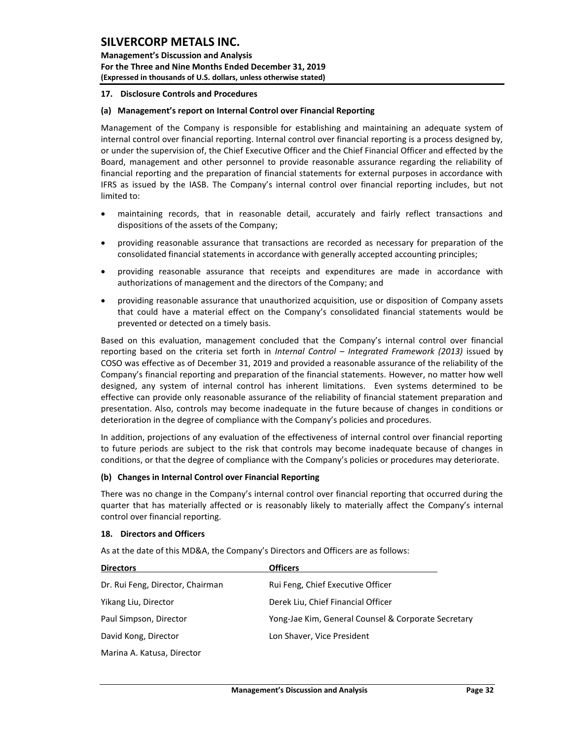### 17. Disclosure Controls and Procedures

#### (a) Management's report on Internal Control over Financial Reporting

Management of the Company is responsible for establishing and maintaining an adequate system of internal control over financial reporting. Internal control over financial reporting is a process designed by, or under the supervision of, the Chief Executive Officer and the Chief Financial Officer and effected by the Board, management and other personnel to provide reasonable assurance regarding the reliability of financial reporting and the preparation of financial statements for external purposes in accordance with IFRS as issued by the IASB. The Company's internal control over financial reporting includes, but not limited to:

- maintaining records, that in reasonable detail, accurately and fairly reflect transactions and dispositions of the assets of the Company;
- providing reasonable assurance that transactions are recorded as necessary for preparation of the consolidated financial statements in accordance with generally accepted accounting principles;
- providing reasonable assurance that receipts and expenditures are made in accordance with authorizations of management and the directors of the Company; and
- providing reasonable assurance that unauthorized acquisition, use or disposition of Company assets that could have a material effect on the Company's consolidated financial statements would be prevented or detected on a timely basis.

Based on this evaluation, management concluded that the Company's internal control over financial reporting based on the criteria set forth in *Internal Control – Integrated Framework (2013)* issued by COSO was effective as of December 31, 2019 and provided a reasonable assurance of the reliability of the Company's financial reporting and preparation of the financial statements. However, no matter how well designed, any system of internal control has inherent limitations. Even systems determined to be effective can provide only reasonable assurance of the reliability of financial statement preparation and presentation. Also, controls may become inadequate in the future because of changes in conditions or deterioration in the degree of compliance with the Company's policies and procedures.

In addition, projections of any evaluation of the effectiveness of internal control over financial reporting to future periods are subject to the risk that controls may become inadequate because of changes in conditions, or that the degree of compliance with the Company's policies or procedures may deteriorate.

#### (b) Changes in Internal Control over Financial Reporting

There was no change in the Company's internal control over financial reporting that occurred during the quarter that has materially affected or is reasonably likely to materially affect the Company's internal control over financial reporting.

### 18. Directors and Officers

As at the date of this MD&A, the Company's Directors and Officers are as follows:

| Directors | Officers |
|---|---|
| Dr. Rui Feng, Director, Chairman | Rui Feng, Chief Executive Officer |
| Yikang Liu, Director | Derek Liu, Chief Financial Officer |
| Paul Simpson, Director | Yong-Jae Kim, General Counsel & Corporate Secretary |
| David Kong, Director | Lon Shaver, Vice President |
| Marina A. Katusa, Director | |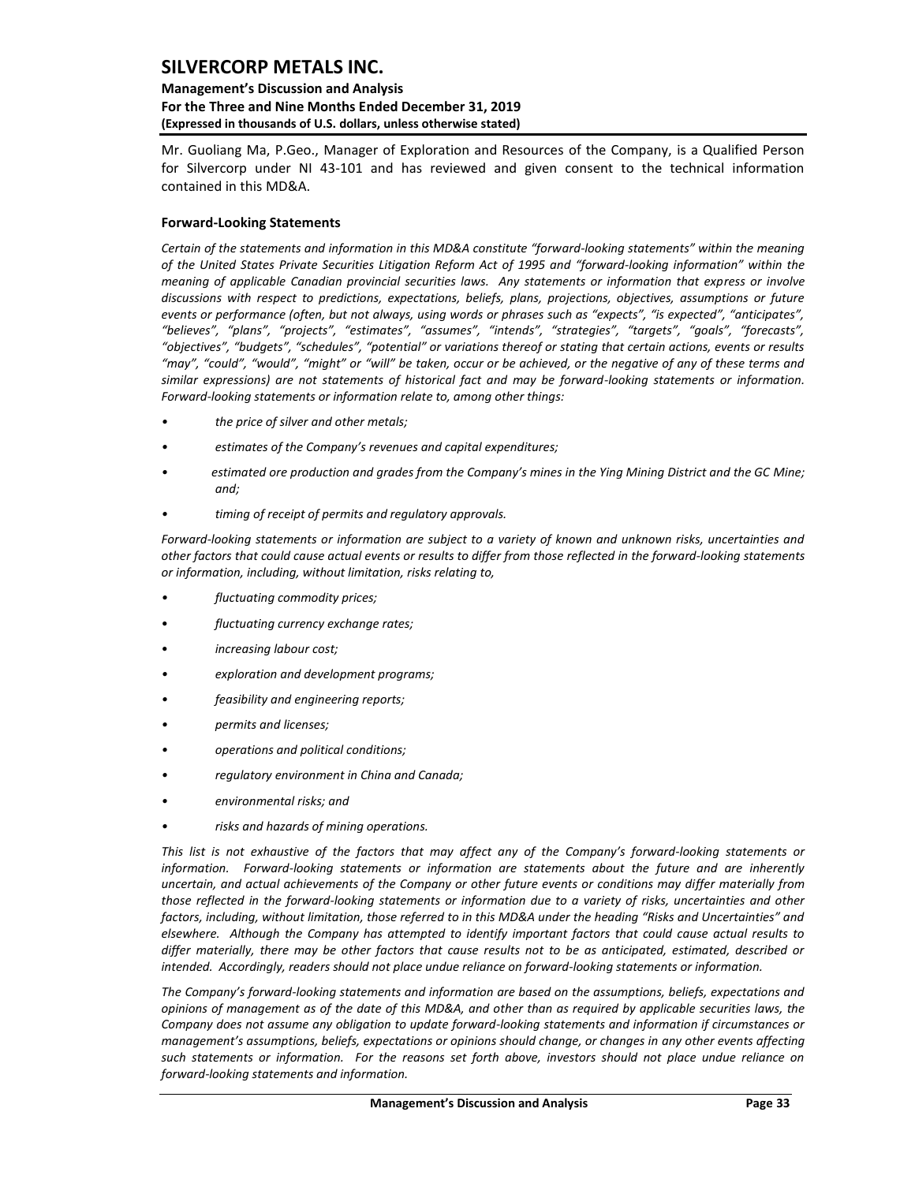Mr. Guoliang Ma, P.Geo., Manager of Exploration and Resources of the Company, is a Qualified Person for Silvercorp under NI 43-101 and has reviewed and given consent to the technical information contained in this MD&A.

**Forward-Looking Statements**

*Certain of the statements and information in this MD&A constitute "forward-looking statements" within the meaning of the United States Private Securities Litigation Reform Act of 1995 and "forward-looking information" within the meaning of applicable Canadian provincial securities laws. Any statements or information that express or involve discussions with respect to predictions, expectations, beliefs, plans, projections, objectives, assumptions or future events or performance (often, but not always, using words or phrases such as "expects", "is expected", "anticipates", "believes", "plans", "projects", "estimates", "assumes", "intends", "strategies", "targets", "goals", "forecasts", "objectives", "budgets", "schedules", "potential" or variations thereof or stating that certain actions, events or results "may", "could", "would", "might" or "will" be taken, occur or be achieved, or the negative of any of these terms and similar expressions) are not statements of historical fact and may be forward-looking statements or information. Forward-looking statements or information relate to, among other things:*

- *the price of silver and other metals;*
- *estimates of the Company's revenues and capital expenditures;*
- *estimated ore production and grades from the Company's mines in the Ying Mining District and the GC Mine; and;*
- *timing of receipt of permits and regulatory approvals.*

*Forward-looking statements or information are subject to a variety of known and unknown risks, uncertainties and other factors that could cause actual events or results to differ from those reflected in the forward-looking statements or information, including, without limitation, risks relating to,*

- *fluctuating commodity prices;*
- *fluctuating currency exchange rates;*
- *increasing labour cost;*
- *exploration and development programs;*
- *feasibility and engineering reports;*
- *permits and licenses;*
- *operations and political conditions;*
- *regulatory environment in China and Canada;*
- *environmental risks; and*
- *risks and hazards of mining operations.*

*This list is not exhaustive of the factors that may affect any of the Company's forward-looking statements or information. Forward-looking statements or information are statements about the future and are inherently uncertain, and actual achievements of the Company or other future events or conditions may differ materially from those reflected in the forward-looking statements or information due to a variety of risks, uncertainties and other factors, including, without limitation, those referred to in this MD&A under the heading "Risks and Uncertainties" and elsewhere. Although the Company has attempted to identify important factors that could cause actual results to differ materially, there may be other factors that cause results not to be as anticipated, estimated, described or intended. Accordingly, readers should not place undue reliance on forward-looking statements or information.*

*The Company's forward-looking statements and information are based on the assumptions, beliefs, expectations and opinions of management as of the date of this MD&A, and other than as required by applicable securities laws, the Company does not assume any obligation to update forward-looking statements and information if circumstances or management's assumptions, beliefs, expectations or opinions should change, or changes in any other events affecting such statements or information. For the reasons set forth above, investors should not place undue reliance on forward-looking statements and information.*